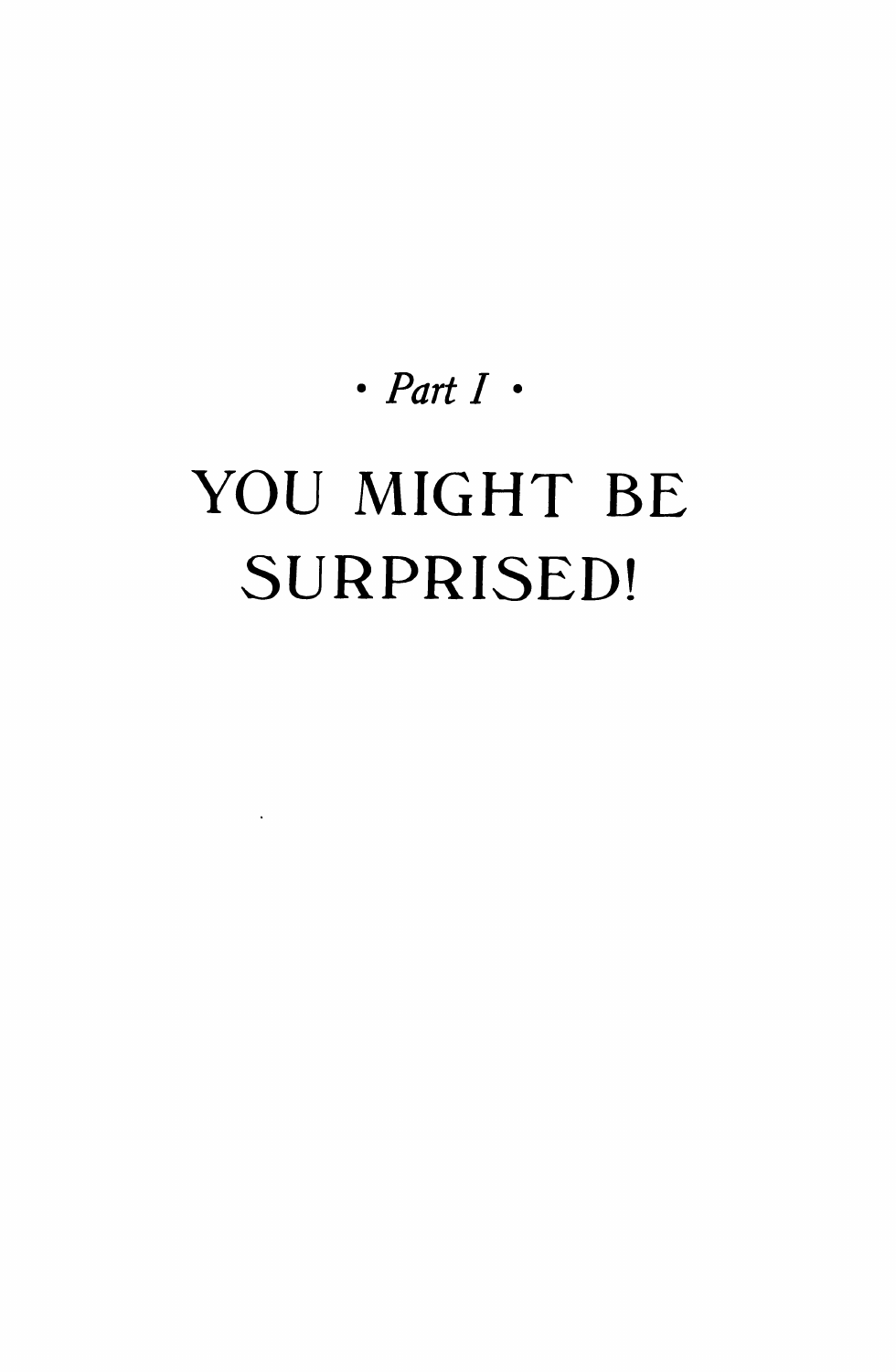*• Part I •*

# YOU MIGHT BE SURPRISED!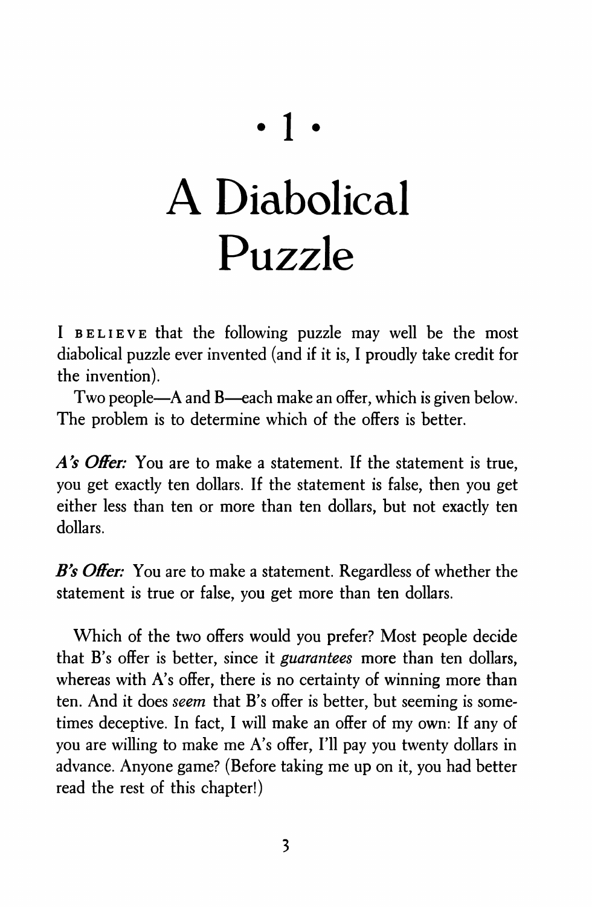# • 1 •

# A Diabolical Puzzle

I BELIEVE that the following puzzle may well be the most diabolical puzzle ever invented (and if it is, I proudly take credit for the invention).

Two people—A and B—each make an offer, which is given below. The problem is to determine which of the offers is better.

***A's Offer:*** You are to make a statement. If the statement is true, you get exactly ten dollars. If the statement is false, then you get either less than ten or more than ten dollars, but not exactly ten dollars.

***B's Offer:*** You are to make a statement. Regardless of whether the statement is true or false, you get more than ten dollars.

Which of the two offers would you prefer? Most people decide that B's offer is better, since it *guarantees* more than ten dollars, whereas with A's offer, there is no certainty of winning more than ten. And it does *seem* that B's offer is better, but seeming is sometimes deceptive. In fact, I will make an offer of my own: If any of you are willing to make me A's offer, I'll pay you twenty dollars in advance. Anyone game? (Before taking me up on it, you had better read the rest of this chapter!)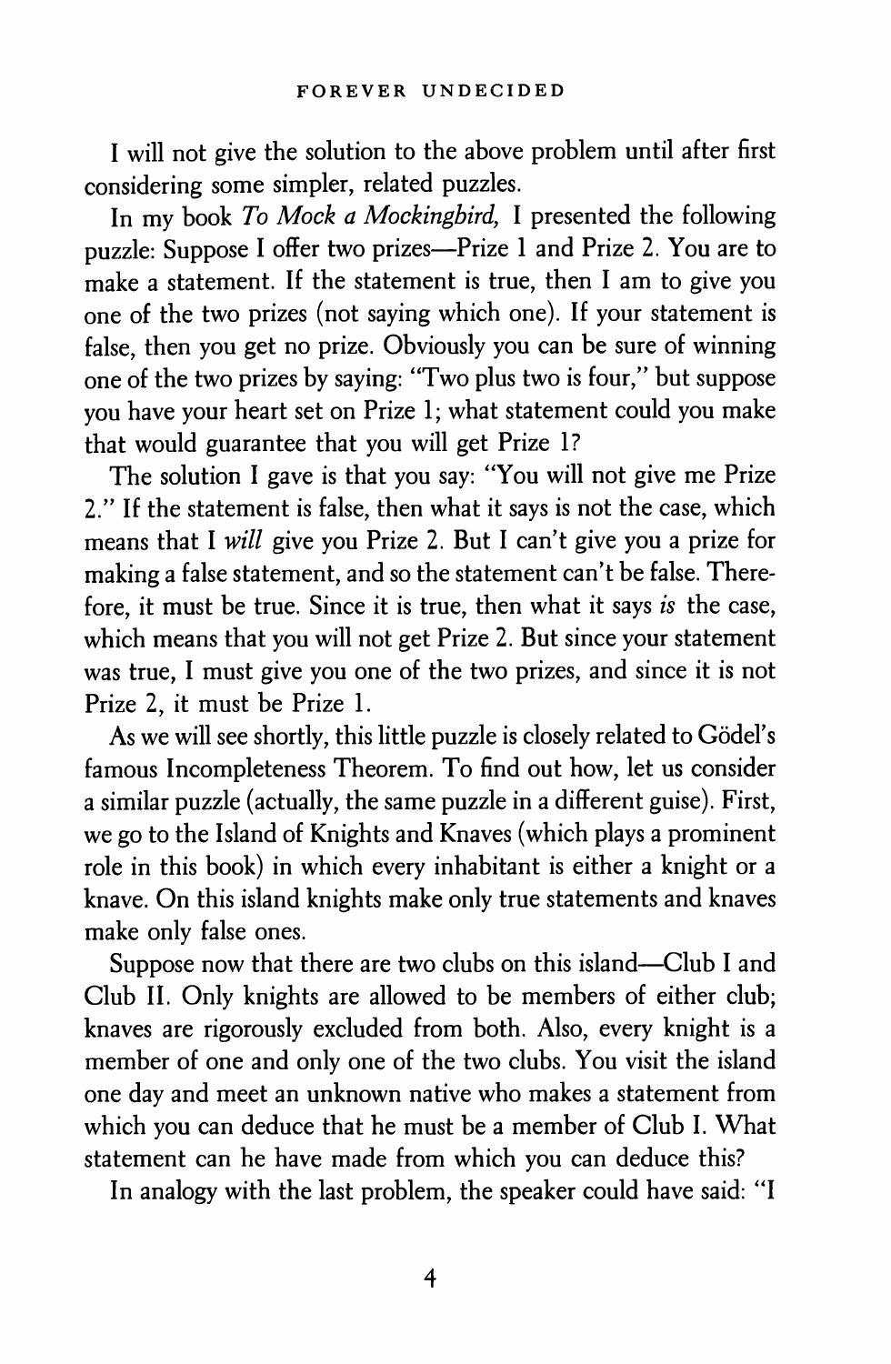I will not give the solution to the above problem until after first considering some simpler, related puzzles.

In my book *To Mock a Mockingbird,* I presented the following puzzle: Suppose I offer two prizes—Prize 1 and Prize 2. You are to make a statement. If the statement is true, then I am to give you one of the two prizes (not saying which one). If your statement is false, then you get no prize. Obviously you can be sure of winning one of the two prizes by saying: "Two plus two is four," but suppose you have your heart set on Prize 1; what statement could you make that would guarantee that you will get Prize 1?

The solution I gave is that you say: "You will not give me Prize 2." If the statement is false, then what it says is not the case, which means that I *will* give you Prize 2. But I can't give you a prize for making a false statement, and so the statement can't be false. Therefore, it must be true. Since it is true, then what it says *is* the case, which means that you will not get Prize 2. But since your statement was true, I must give you one of the two prizes, and since it is not Prize 2, it must be Prize 1.

As we will see shortly, this little puzzle is closely related to Gödel's famous Incompleteness Theorem. To find out how, let us consider a similar puzzle (actually, the same puzzle in a different guise). First, we go to the Island of Knights and Knaves (which plays a prominent role in this book) in which every inhabitant is either a knight or a knave. On this island knights make only true statements and knaves make only false ones.

Suppose now that there are two clubs on this island—Club I and Club II. Only knights are allowed to be members of either club; knaves are rigorously excluded from both. Also, every knight is a member of one and only one of the two clubs. You visit the island one day and meet an unknown native who makes a statement from which you can deduce that he must be a member of Club I. What statement can he have made from which you can deduce this?

In analogy with the last problem, the speaker could have said: "I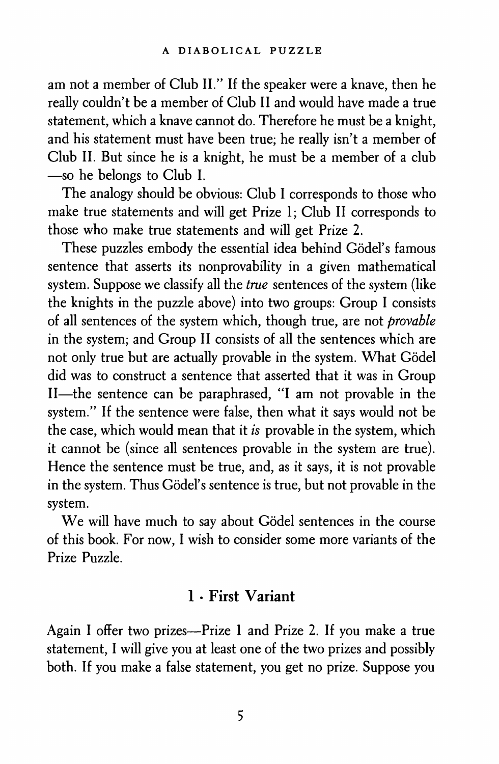am not a member of Club II." If the speaker were a knave, then he really couldn't be a member of Club II and would have made a true statement, which a knave cannot do. Therefore he must be a knight, and his statement must have been true; he really isn't a member of Club II. But since he is a knight, he must be a member of a club —so he belongs to Club I.

The analogy should be obvious: Club I corresponds to those who make true statements and will get Prize 1; Club II corresponds to those who make true statements and will get Prize 2.

These puzzles embody the essential idea behind Gödel's famous sentence that asserts its nonprovability in a given mathematical system. Suppose we classify all the *true* sentences of the system (like the knights in the puzzle above) into two groups: Group I consists of all sentences of the system which, though true, are not *provable* in the system; and Group II consists of all the sentences which are not only true but are actually provable in the system. What Gödel did was to construct a sentence that asserted that it was in Group II—the sentence can be paraphrased, "I am not provable in the system." If the sentence were false, then what it says would not be the case, which would mean that it *is* provable in the system, which it cannot be (since all sentences provable in the system are true). Hence the sentence must be true, and, as it says, it is not provable in the system. Thus Gödel's sentence is true, but not provable in the system.

We will have much to say about Gödel sentences in the course of this book. For now, I wish to consider some more variants of the Prize Puzzle.

## 1 · First Variant

Again I offer two prizes—Prize 1 and Prize 2. If you make a true statement, I will give you at least one of the two prizes and possibly both. If you make a false statement, you get no prize. Suppose you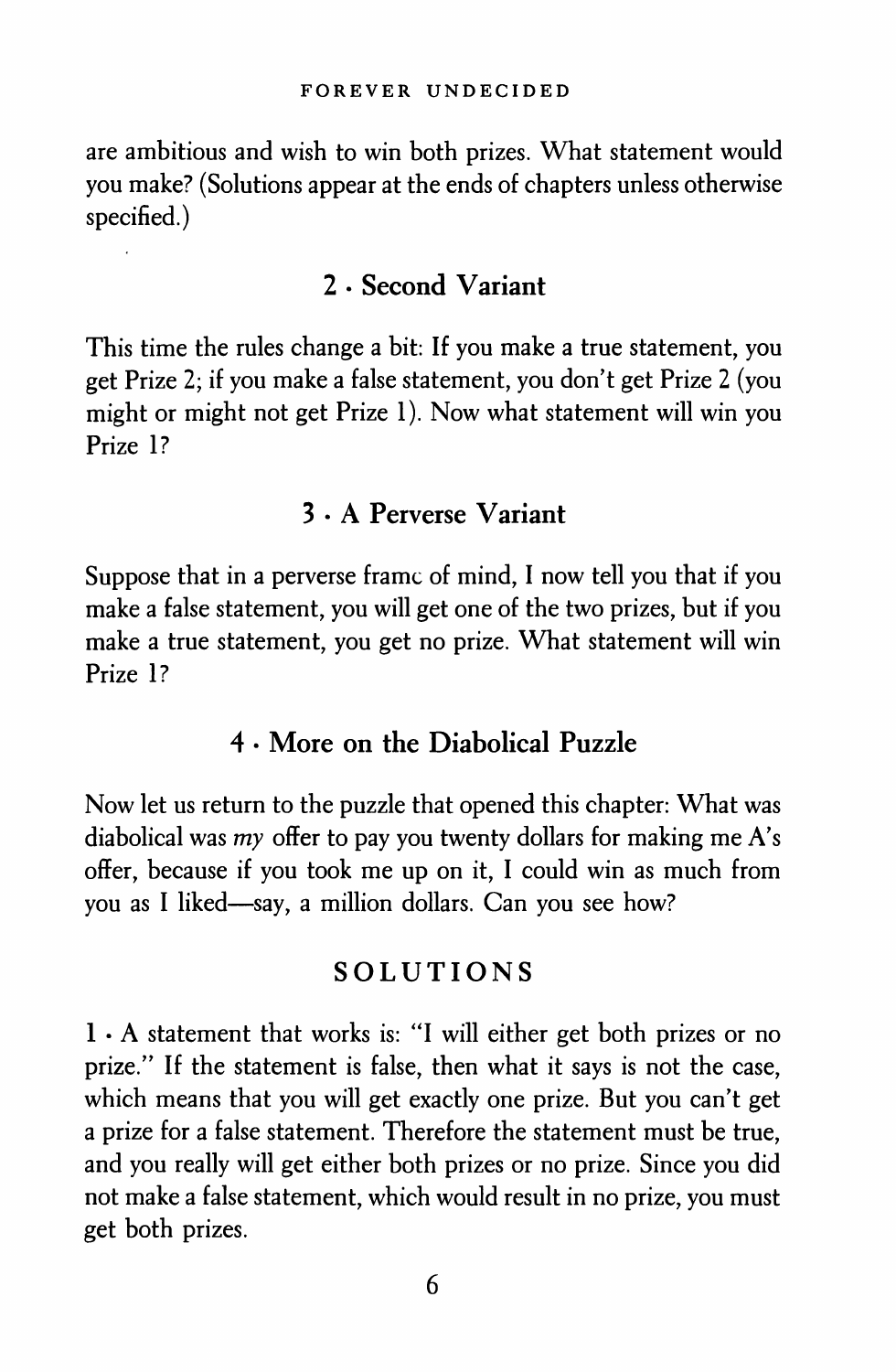are ambitious and wish to win both prizes. What statement would you make? (Solutions appear at the ends of chapters unless otherwise specified.)

## 2 · Second Variant

This time the rules change a bit: If you make a true statement, you get Prize 2; if you make a false statement, you don't get Prize 2 (you might or might not get Prize 1). Now what statement will win you Prize 1?

## 3 · A Perverse Variant

Suppose that in a perverse frame of mind, I now tell you that if you make a false statement, you will get one of the two prizes, but if you make a true statement, you get no prize. What statement will win Prize 1?

## 4 · More on the Diabolical Puzzle

Now let us return to the puzzle that opened this chapter: What was diabolical was *my* offer to pay you twenty dollars for making me A's offer, because if you took me up on it, I could win as much from you as I liked—say, a million dollars. Can you see how?

## SOLUTIONS

**1** · A statement that works is: "I will either get both prizes or no prize." If the statement is false, then what it says is not the case, which means that you will get exactly one prize. But you can't get a prize for a false statement. Therefore the statement must be true, and you really will get either both prizes or no prize. Since you did not make a false statement, which would result in no prize, you must get both prizes.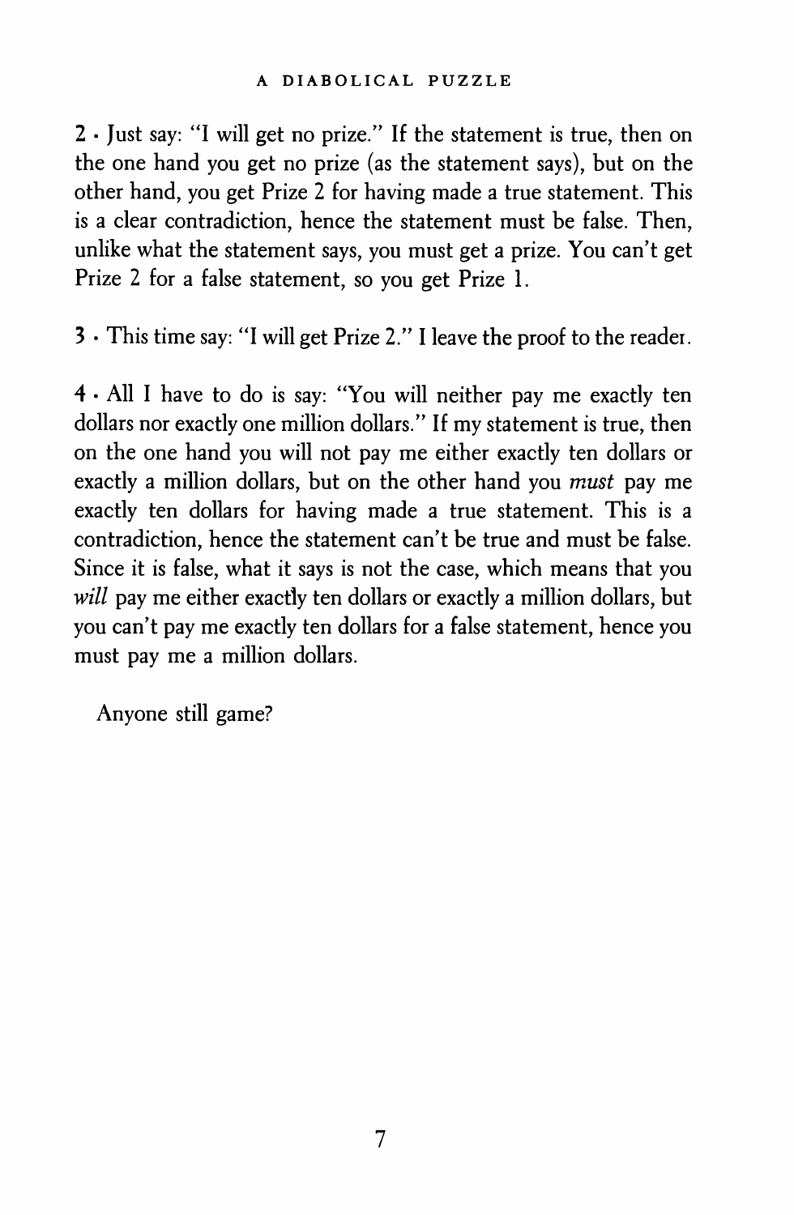**2** · Just say: "I will get no prize." If the statement is true, then on the one hand you get no prize (as the statement says), but on the other hand, you get Prize 2 for having made a true statement. This is a clear contradiction, hence the statement must be false. Then, unlike what the statement says, you must get a prize. You can't get Prize 2 for a false statement, so you get Prize 1.

**3** · This time say: "I will get Prize 2." I leave the proof to the reader.

**4** · All I have to do is say: "You will neither pay me exactly ten dollars nor exactly one million dollars." If my statement is true, then on the one hand you will not pay me either exactly ten dollars or exactly a million dollars, but on the other hand you *must* pay me exactly ten dollars for having made a true statement. This is a contradiction, hence the statement can't be true and must be false. Since it is false, what it says is not the case, which means that you *will* pay me either exactly ten dollars or exactly a million dollars, but you can't pay me exactly ten dollars for a false statement, hence you must pay me a million dollars.

Anyone still game?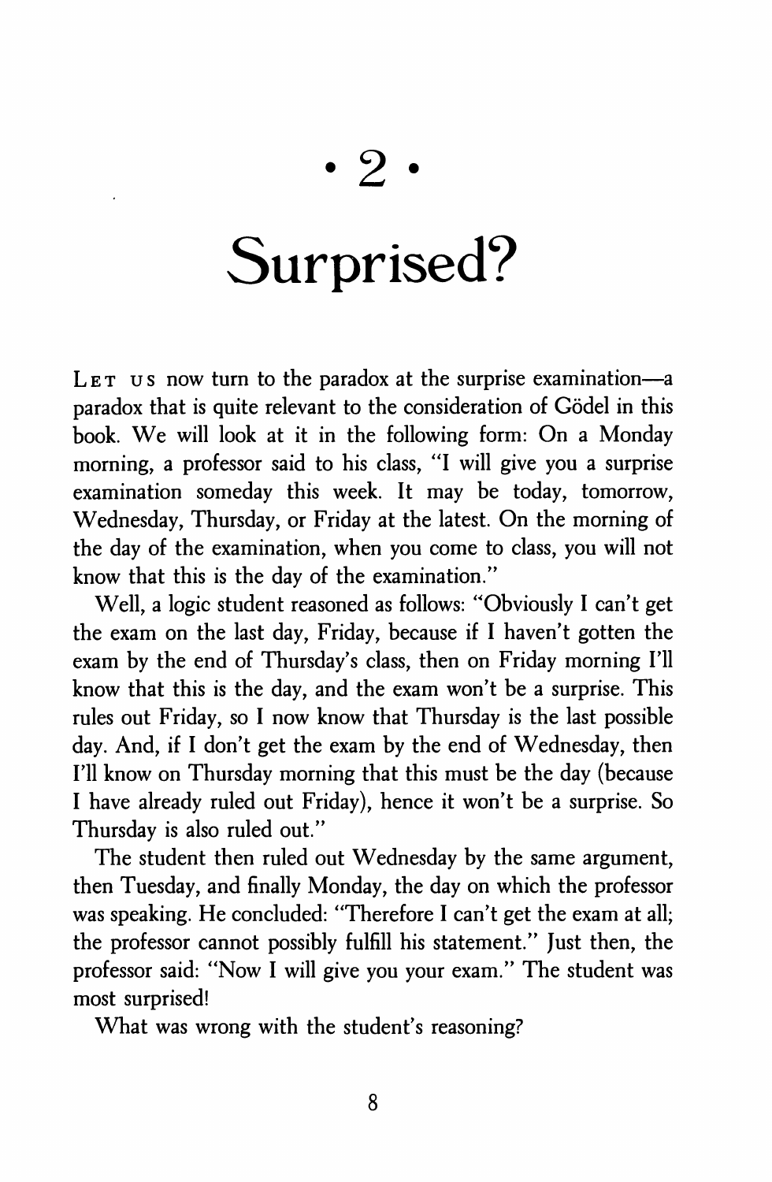# • 2 •

# Surprised?

LET US now turn to the paradox at the surprise examination—a paradox that is quite relevant to the consideration of Gödel in this book. We will look at it in the following form: On a Monday morning, a professor said to his class, "I will give you a surprise examination someday this week. It may be today, tomorrow, Wednesday, Thursday, or Friday at the latest. On the morning of the day of the examination, when you come to class, you will not know that this is the day of the examination."

Well, a logic student reasoned as follows: "Obviously I can't get the exam on the last day, Friday, because if I haven't gotten the exam by the end of Thursday's class, then on Friday morning I'll know that this is the day, and the exam won't be a surprise. This rules out Friday, so I now know that Thursday is the last possible day. And, if I don't get the exam by the end of Wednesday, then I'll know on Thursday morning that this must be the day (because I have already ruled out Friday), hence it won't be a surprise. So Thursday is also ruled out."

The student then ruled out Wednesday by the same argument, then Tuesday, and finally Monday, the day on which the professor was speaking. He concluded: "Therefore I can't get the exam at all; the professor cannot possibly fulfill his statement." Just then, the professor said: "Now I will give you your exam." The student was most surprised!

What was wrong with the student's reasoning?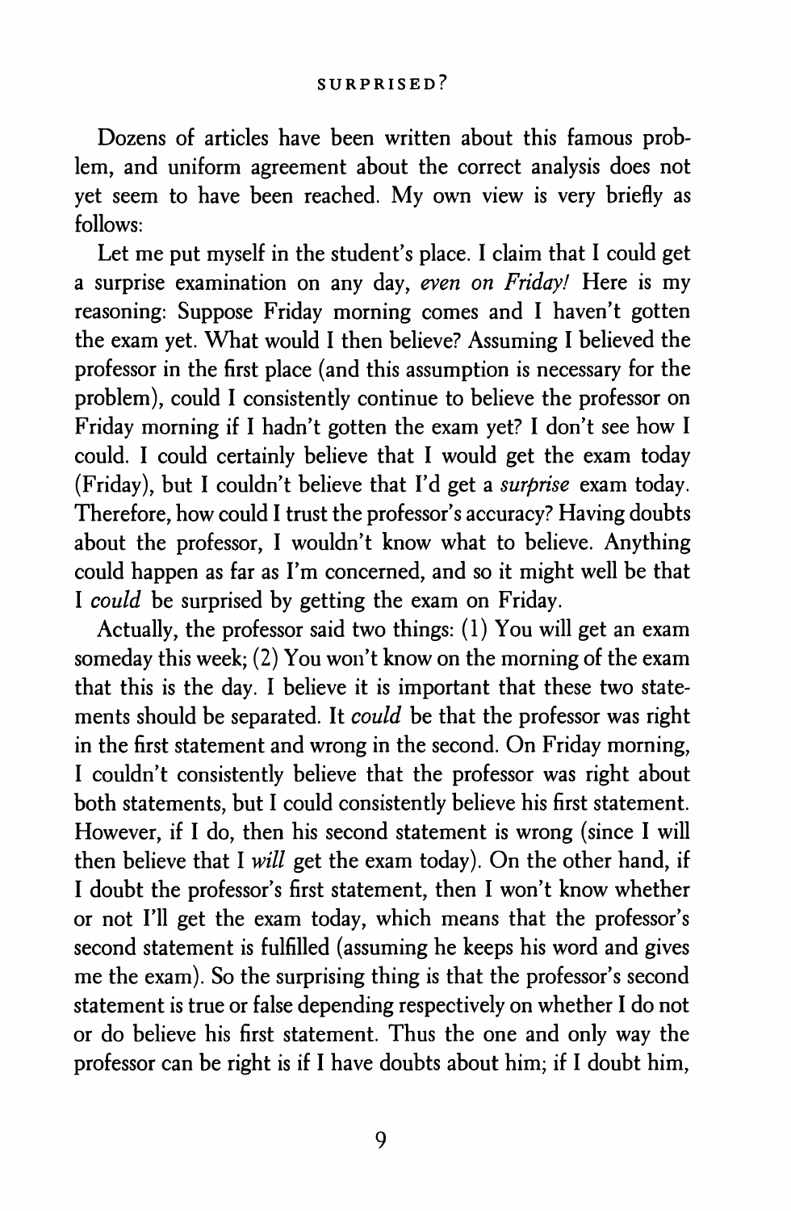Dozens of articles have been written about this famous problem, and uniform agreement about the correct analysis does not yet seem to have been reached. My own view is very briefly as follows:

Let me put myself in the student's place. I claim that I could get a surprise examination on any day, *even on Friday!* Here is my reasoning: Suppose Friday morning comes and I haven't gotten the exam yet. What would I then believe? Assuming I believed the professor in the first place (and this assumption is necessary for the problem), could I consistently continue to believe the professor on Friday morning if I hadn't gotten the exam yet? I don't see how I could. I could certainly believe that I would get the exam today (Friday), but I couldn't believe that I'd get a *surprise* exam today. Therefore, how could I trust the professor's accuracy? Having doubts about the professor, I wouldn't know what to believe. Anything could happen as far as I'm concerned, and so it might well be that I *could* be surprised by getting the exam on Friday.

Actually, the professor said two things: (1) You will get an exam someday this week; (2) You won't know on the morning of the exam that this is the day. I believe it is important that these two statements should be separated. It *could* be that the professor was right in the first statement and wrong in the second. On Friday morning, I couldn't consistently believe that the professor was right about both statements, but I could consistently believe his first statement. However, if I do, then his second statement is wrong (since I will then believe that I *will* get the exam today). On the other hand, if I doubt the professor's first statement, then I won't know whether or not I'll get the exam today, which means that the professor's second statement is fulfilled (assuming he keeps his word and gives me the exam). So the surprising thing is that the professor's second statement is true or false depending respectively on whether I do not or do believe his first statement. Thus the one and only way the professor can be right is if I have doubts about him; if I doubt him,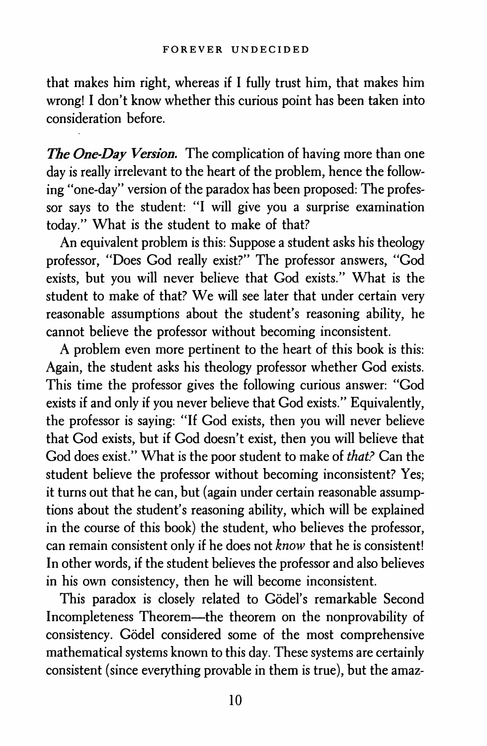that makes him right, whereas if I fully trust him, that makes him wrong! I don't know whether this curious point has been taken into consideration before.

***The One-Day Version.*** The complication of having more than one day is really irrelevant to the heart of the problem, hence the following "one-day" version of the paradox has been proposed: The professor says to the student: "I will give you a surprise examination today." What is the student to make of that?

An equivalent problem is this: Suppose a student asks his theology professor, "Does God really exist?" The professor answers, "God exists, but you will never believe that God exists." What is the student to make of that? We will see later that under certain very reasonable assumptions about the student's reasoning ability, he cannot believe the professor without becoming inconsistent.

A problem even more pertinent to the heart of this book is this: Again, the student asks his theology professor whether God exists. This time the professor gives the following curious answer: "God exists if and only if you never believe that God exists." Equivalently, the professor is saying: "If God exists, then you will never believe that God exists, but if God doesn't exist, then you will believe that God does exist." What is the poor student to make of *that?* Can the student believe the professor without becoming inconsistent? Yes; it turns out that he can, but (again under certain reasonable assumptions about the student's reasoning ability, which will be explained in the course of this book) the student, who believes the professor, can remain consistent only if he does not *know* that he is consistent! In other words, if the student believes the professor and also believes in his own consistency, then he will become inconsistent.

This paradox is closely related to Gödel's remarkable Second Incompleteness Theorem—the theorem on the nonprovability of consistency. Gödel considered some of the most comprehensive mathematical systems known to this day. These systems are certainly consistent (since everything provable in them is true), but the amaz-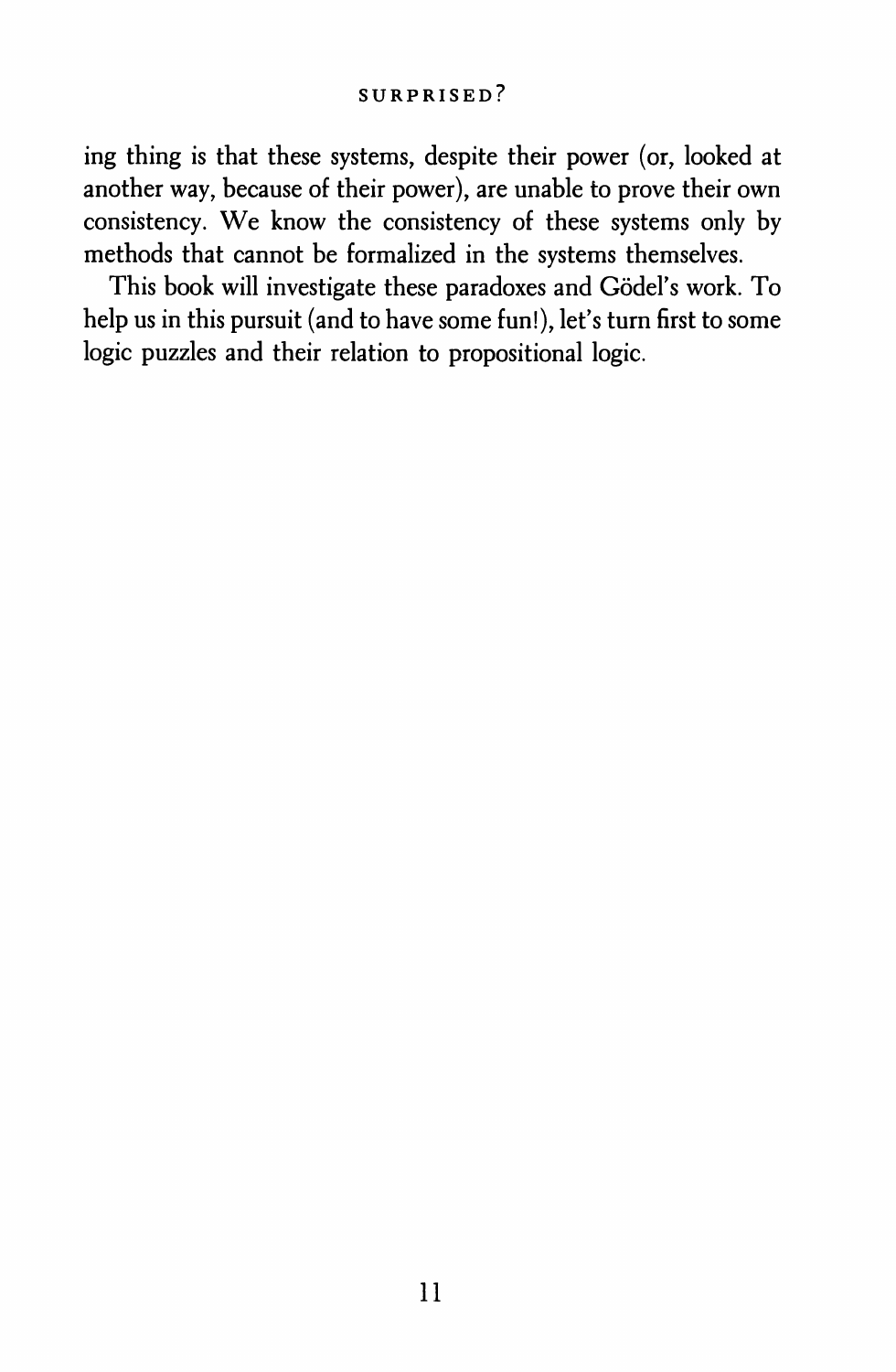ing thing is that these systems, despite their power (or, looked at another way, because of their power), are unable to prove their own consistency. We know the consistency of these systems only by methods that cannot be formalized in the systems themselves.

This book will investigate these paradoxes and Gödel's work. To help us in this pursuit (and to have some fun!), let's turn first to some logic puzzles and their relation to propositional logic.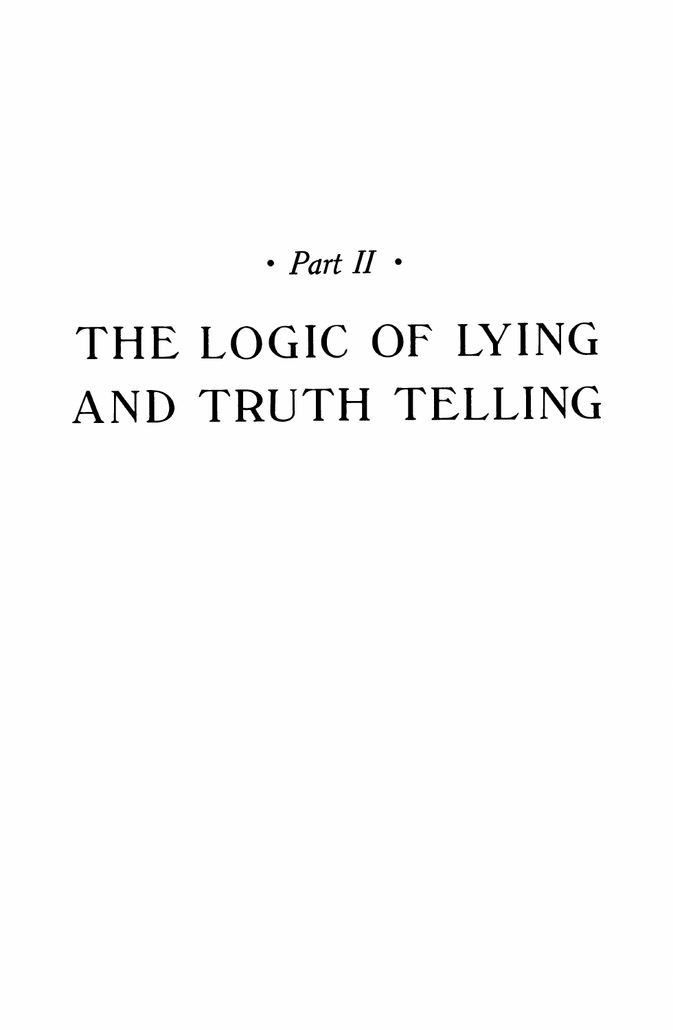*· Part II ·*

# THE LOGIC OF LYING AND TRUTH TELLING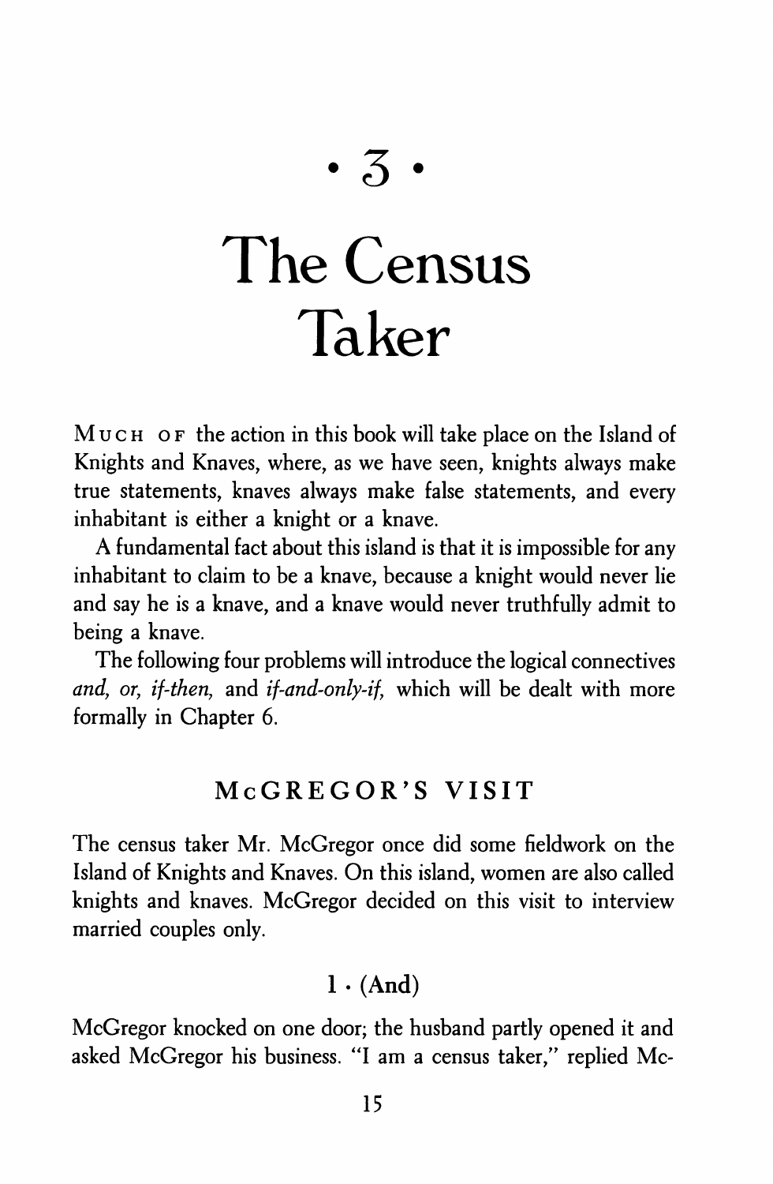# • 3 •

# The Census Taker

MUCH OF the action in this book will take place on the Island of Knights and Knaves, where, as we have seen, knights always make true statements, knaves always make false statements, and every inhabitant is either a knight or a knave.

A fundamental fact about this island is that it is impossible for any inhabitant to claim to be a knave, because a knight would never lie and say he is a knave, and a knave would never truthfully admit to being a knave.

The following four problems will introduce the logical connectives *and, or, if-then,* and *if-and-only-if,* which will be dealt with more formally in Chapter 6.

## McGREGOR'S VISIT

The census taker Mr. McGregor once did some fieldwork on the Island of Knights and Knaves. On this island, women are also called knights and knaves. McGregor decided on this visit to interview married couples only.

### 1 • (And)

McGregor knocked on one door; the husband partly opened it and asked McGregor his business. "I am a census taker," replied Mc-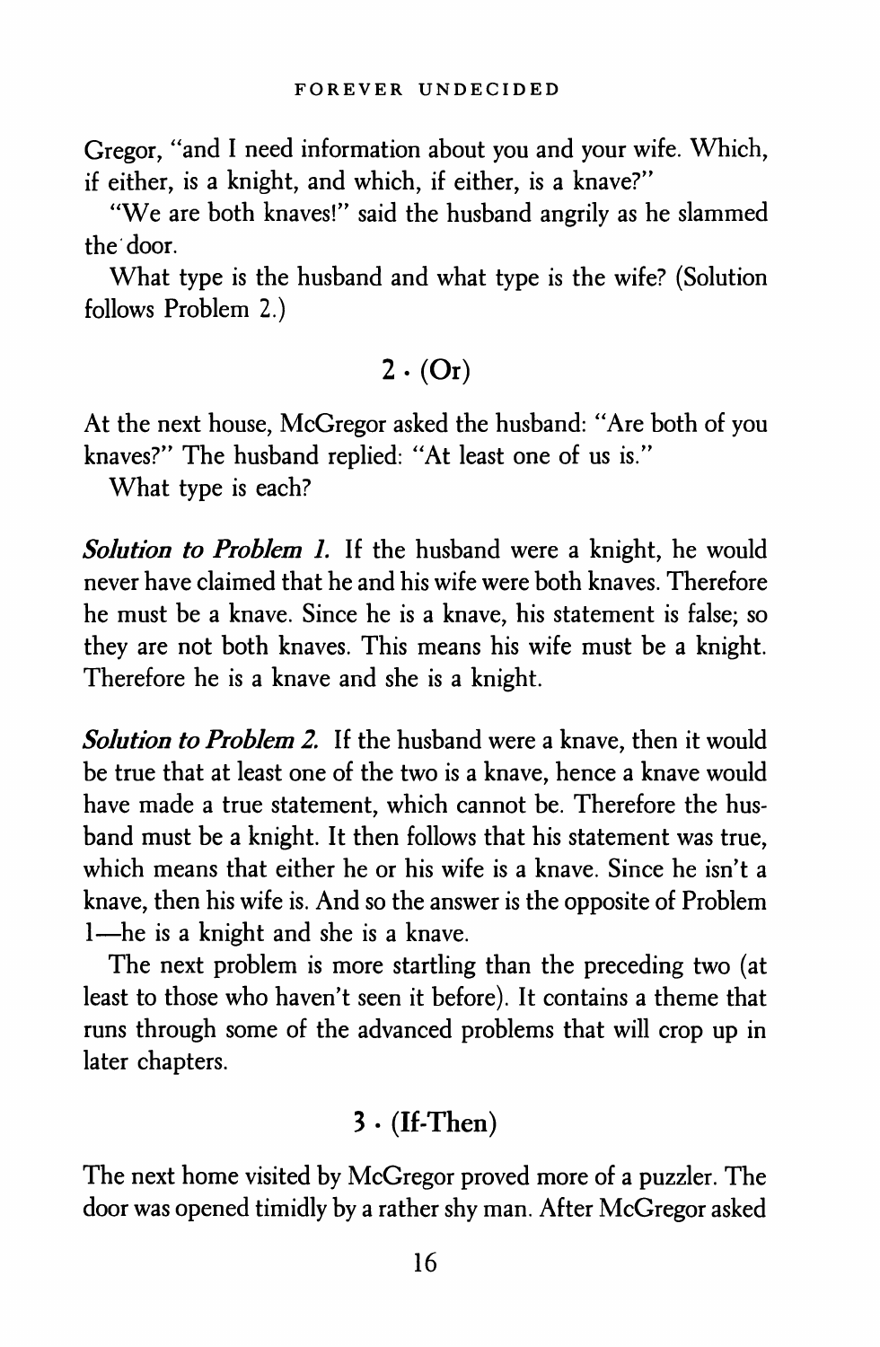Gregor, "and I need information about you and your wife. Which, if either, is a knight, and which, if either, is a knave?"

"We are both knaves!" said the husband angrily as he slammed the door.

What type is the husband and what type is the wife? (Solution follows Problem 2.)

## 2 • (Or)

At the next house, McGregor asked the husband: "Are both of you knaves?" The husband replied: "At least one of us is."

What type is each?

***Solution to Problem 1.*** If the husband were a knight, he would never have claimed that he and his wife were both knaves. Therefore he must be a knave. Since he is a knave, his statement is false; so they are not both knaves. This means his wife must be a knight. Therefore he is a knave and she is a knight.

***Solution to Problem 2.*** If the husband were a knave, then it would be true that at least one of the two is a knave, hence a knave would have made a true statement, which cannot be. Therefore the husband must be a knight. It then follows that his statement was true, which means that either he or his wife is a knave. Since he isn't a knave, then his wife is. And so the answer is the opposite of Problem 1—he is a knight and she is a knave.

The next problem is more startling than the preceding two (at least to those who haven't seen it before). It contains a theme that runs through some of the advanced problems that will crop up in later chapters.

## 3 • (If-Then)

The next home visited by McGregor proved more of a puzzler. The door was opened timidly by a rather shy man. After McGregor asked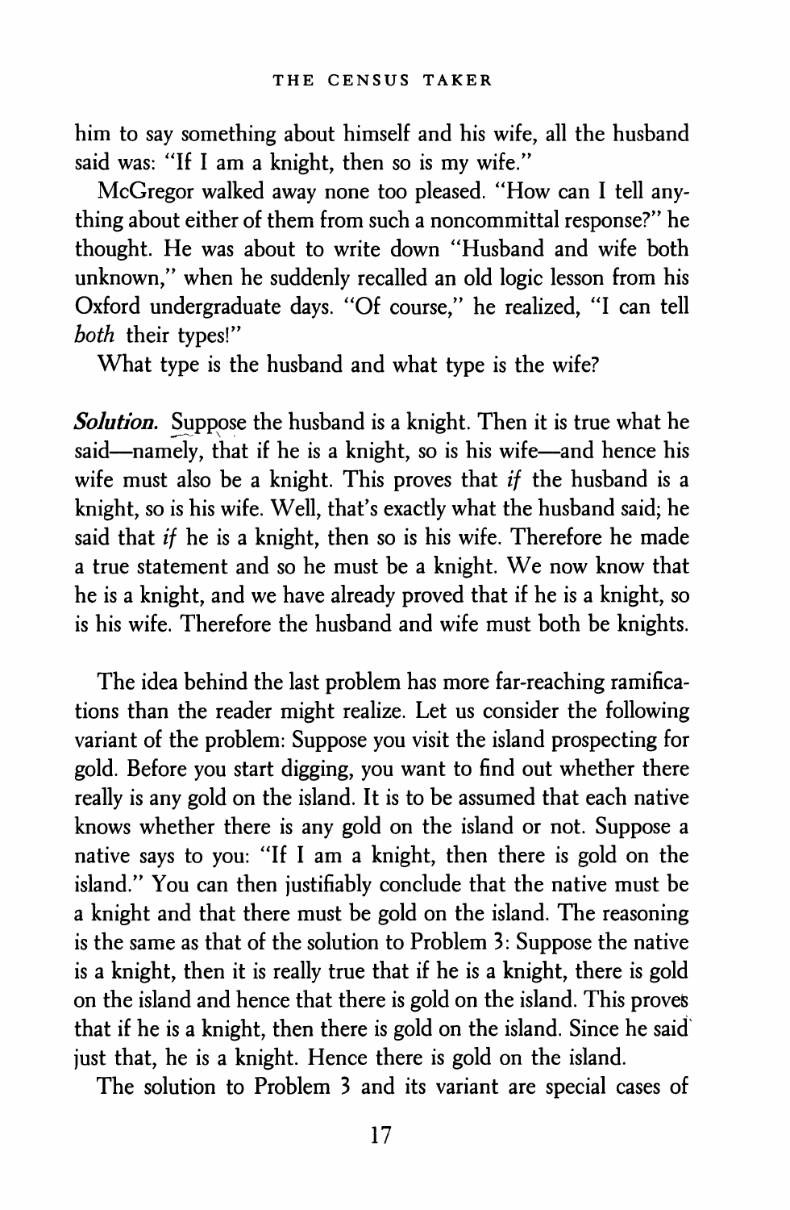him to say something about himself and his wife, all the husband said was: "If I am a knight, then so is my wife."

McGregor walked away none too pleased. "How can I tell anything about either of them from such a noncommittal response?" he thought. He was about to write down "Husband and wife both unknown," when he suddenly recalled an old logic lesson from his Oxford undergraduate days. "Of course," he realized, "I can tell *both* their types!"

What type is the husband and what type is the wife?

***Solution.*** Suppose the husband is a knight. Then it is true what he said—namely, that if he is a knight, so is his wife—and hence his wife must also be a knight. This proves that *if* the husband is a knight, so is his wife. Well, that's exactly what the husband said; he said that *if* he is a knight, then so is his wife. Therefore he made a true statement and so he must be a knight. We now know that he is a knight, and we have already proved that if he is a knight, so is his wife. Therefore the husband and wife must both be knights.

The idea behind the last problem has more far-reaching ramifications than the reader might realize. Let us consider the following variant of the problem: Suppose you visit the island prospecting for gold. Before you start digging, you want to find out whether there really is any gold on the island. It is to be assumed that each native knows whether there is any gold on the island or not. Suppose a native says to you: "If I am a knight, then there is gold on the island." You can then justifiably conclude that the native must be a knight and that there must be gold on the island. The reasoning is the same as that of the solution to Problem 3: Suppose the native is a knight, then it is really true that if he is a knight, there is gold on the island and hence that there is gold on the island. This proves that if he is a knight, then there is gold on the island. Since he said just that, he is a knight. Hence there is gold on the island.

The solution to Problem 3 and its variant are special cases of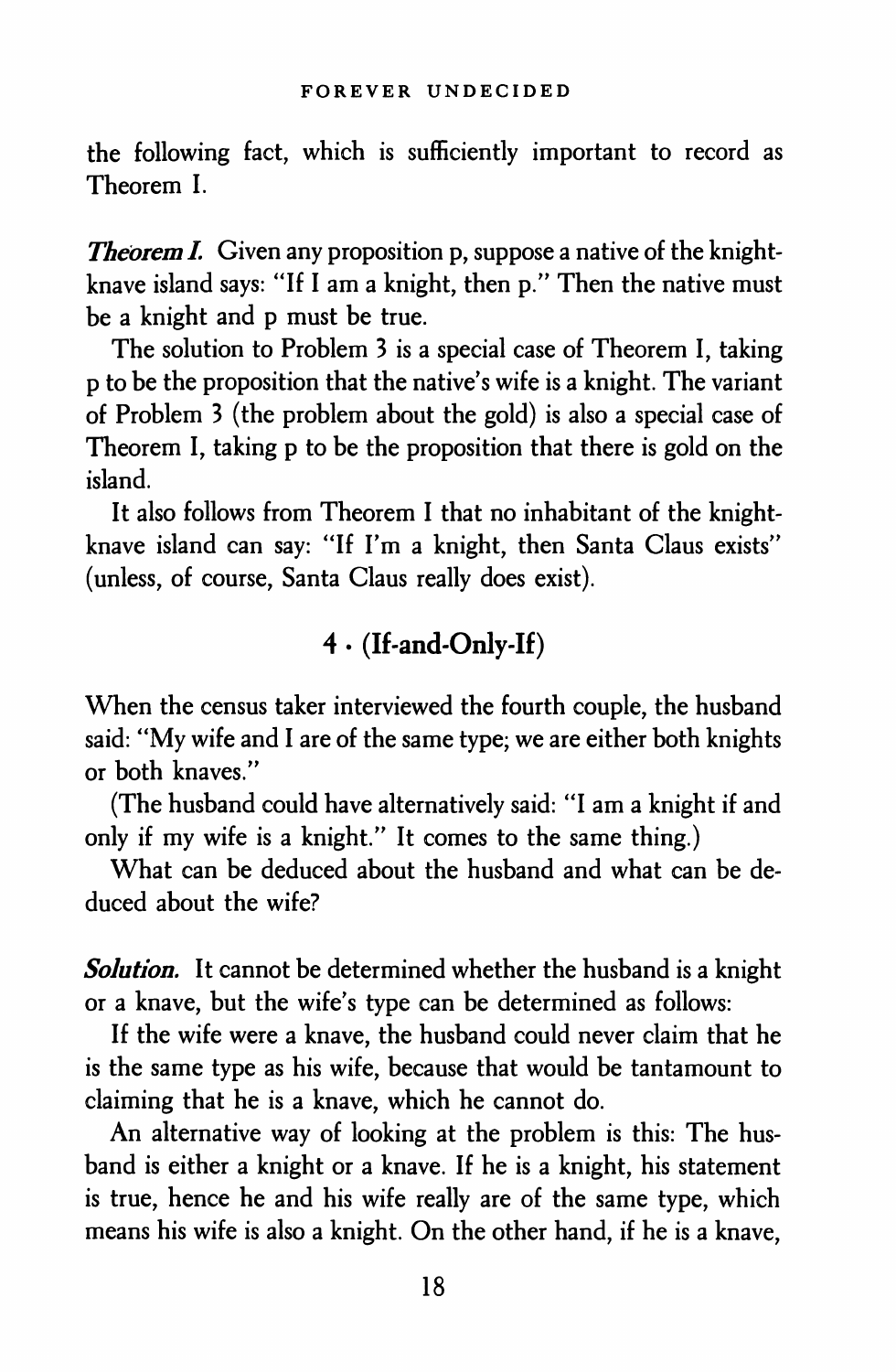the following fact, which is sufficiently important to record as Theorem I.

***Theorem I.*** Given any proposition p, suppose a native of the knight-knave island says: "If I am a knight, then p." Then the native must be a knight and p must be true.

The solution to Problem 3 is a special case of Theorem I, taking p to be the proposition that the native's wife is a knight. The variant of Problem 3 (the problem about the gold) is also a special case of Theorem I, taking p to be the proposition that there is gold on the island.

It also follows from Theorem I that no inhabitant of the knight-knave island can say: "If I'm a knight, then Santa Claus exists" (unless, of course, Santa Claus really does exist).

## 4 • (If-and-Only-If)

When the census taker interviewed the fourth couple, the husband said: "My wife and I are of the same type; we are either both knights or both knaves."

(The husband could have alternatively said: "I am a knight if and only if my wife is a knight." It comes to the same thing.)

What can be deduced about the husband and what can be deduced about the wife?

***Solution.*** It cannot be determined whether the husband is a knight or a knave, but the wife's type can be determined as follows:

If the wife were a knave, the husband could never claim that he is the same type as his wife, because that would be tantamount to claiming that he is a knave, which he cannot do.

An alternative way of looking at the problem is this: The husband is either a knight or a knave. If he is a knight, his statement is true, hence he and his wife really are of the same type, which means his wife is also a knight. On the other hand, if he is a knave,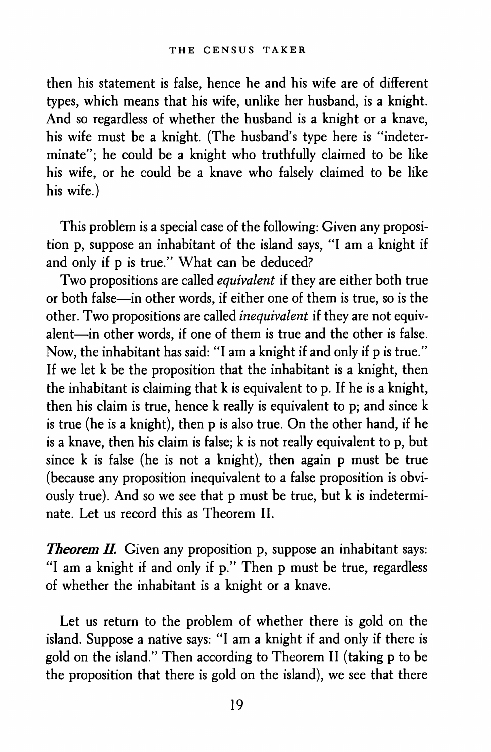then his statement is false, hence he and his wife are of different types, which means that his wife, unlike her husband, is a knight. And so regardless of whether the husband is a knight or a knave, his wife must be a knight. (The husband's type here is "indeterminate"; he could be a knight who truthfully claimed to be like his wife, or he could be a knave who falsely claimed to be like his wife.)

This problem is a special case of the following: Given any proposition p, suppose an inhabitant of the island says, "I am a knight if and only if p is true." What can be deduced?

Two propositions are called *equivalent* if they are either both true or both false—in other words, if either one of them is true, so is the other. Two propositions are called *inequivalent* if they are not equivalent—in other words, if one of them is true and the other is false. Now, the inhabitant has said: "I am a knight if and only if p is true." If we let k be the proposition that the inhabitant is a knight, then the inhabitant is claiming that k is equivalent to p. If he is a knight, then his claim is true, hence k really is equivalent to p; and since k is true (he is a knight), then p is also true. On the other hand, if he is a knave, then his claim is false; k is not really equivalent to p, but since k is false (he is not a knight), then again p must be true (because any proposition inequivalent to a false proposition is obviously true). And so we see that p must be true, but k is indeterminate. Let us record this as Theorem II.

***Theorem II.*** Given any proposition p, suppose an inhabitant says: "I am a knight if and only if p." Then p must be true, regardless of whether the inhabitant is a knight or a knave.

Let us return to the problem of whether there is gold on the island. Suppose a native says: "I am a knight if and only if there is gold on the island." Then according to Theorem II (taking p to be the proposition that there is gold on the island), we see that there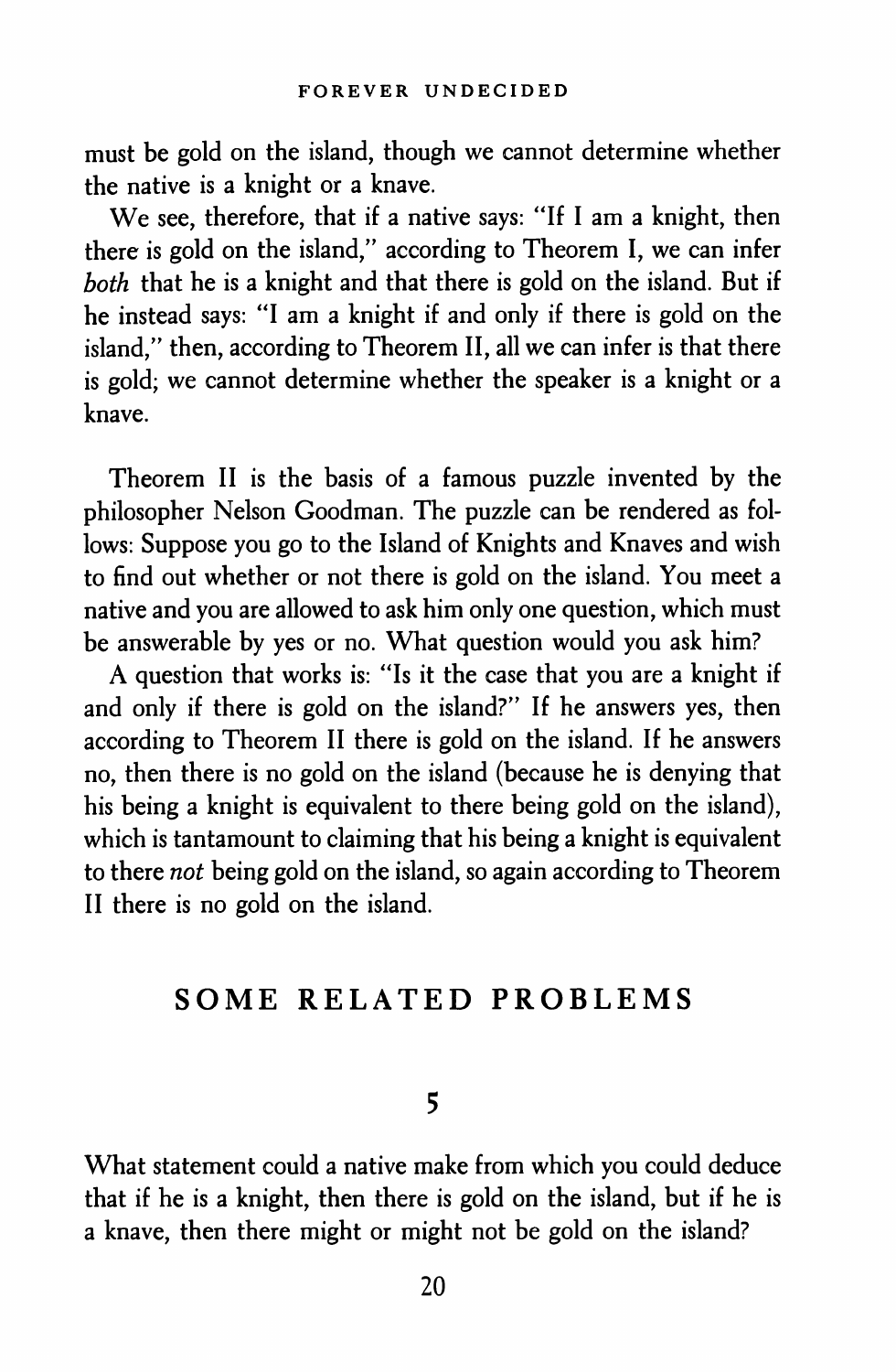must be gold on the island, though we cannot determine whether the native is a knight or a knave.

We see, therefore, that if a native says: "If I am a knight, then there is gold on the island," according to Theorem I, we can infer *both* that he is a knight and that there is gold on the island. But if he instead says: "I am a knight if and only if there is gold on the island," then, according to Theorem II, all we can infer is that there is gold; we cannot determine whether the speaker is a knight or a knave.

Theorem II is the basis of a famous puzzle invented by the philosopher Nelson Goodman. The puzzle can be rendered as follows: Suppose you go to the Island of Knights and Knaves and wish to find out whether or not there is gold on the island. You meet a native and you are allowed to ask him only one question, which must be answerable by yes or no. What question would you ask him?

A question that works is: "Is it the case that you are a knight if and only if there is gold on the island?" If he answers yes, then according to Theorem II there is gold on the island. If he answers no, then there is no gold on the island (because he is denying that his being a knight is equivalent to there being gold on the island), which is tantamount to claiming that his being a knight is equivalent to there *not* being gold on the island, so again according to Theorem II there is no gold on the island.

## SOME RELATED PROBLEMS

### 5

What statement could a native make from which you could deduce that if he is a knight, then there is gold on the island, but if he is a knave, then there might or might not be gold on the island?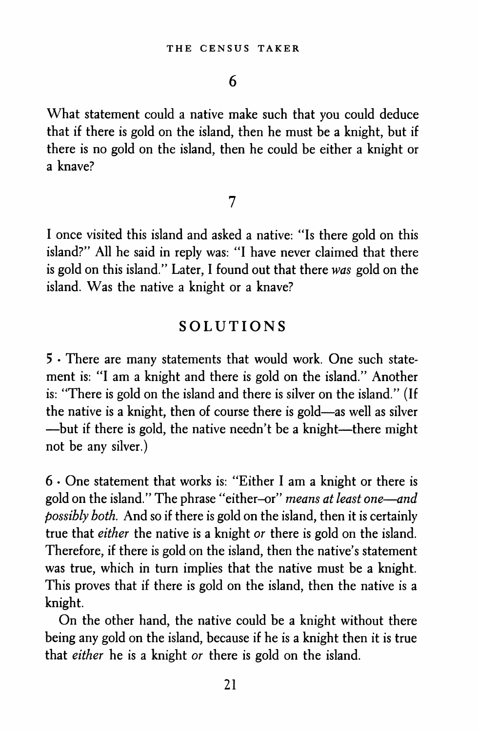## 6

What statement could a native make such that you could deduce that if there is gold on the island, then he must be a knight, but if there is no gold on the island, then he could be either a knight or a knave?

## 7

I once visited this island and asked a native: "Is there gold on this island?" All he said in reply was: "I have never claimed that there is gold on this island." Later, I found out that there *was* gold on the island. Was the native a knight or a knave?

## SOLUTIONS

**5** · There are many statements that would work. One such statement is: "I am a knight and there is gold on the island." Another is: "There is gold on the island and there is silver on the island." (If the native is a knight, then of course there is gold—as well as silver—but if there is gold, the native needn't be a knight—there might not be any silver.)

**6** · One statement that works is: "Either I am a knight or there is gold on the island." The phrase "either–or" *means at least one—and possibly both.* And so if there is gold on the island, then it is certainly true that *either* the native is a knight *or* there is gold on the island. Therefore, if there is gold on the island, then the native's statement was true, which in turn implies that the native must be a knight. This proves that if there is gold on the island, then the native is a knight.

On the other hand, the native could be a knight without there being any gold on the island, because if he is a knight then it is true that *either* he is a knight *or* there is gold on the island.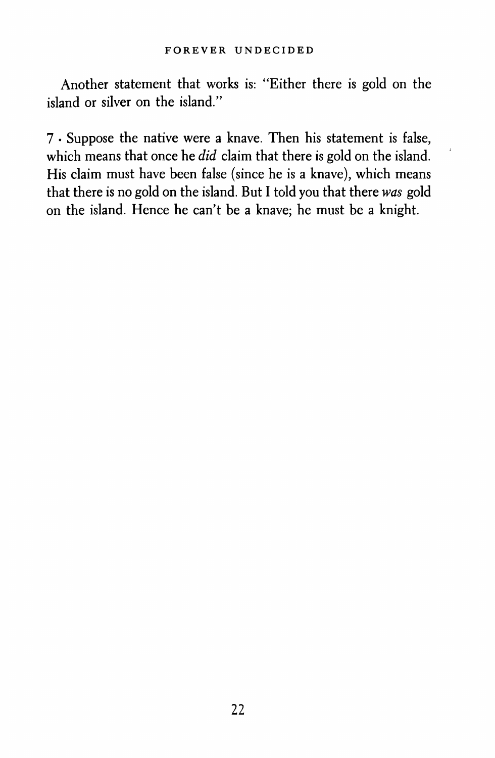Another statement that works is: "Either there is gold on the island or silver on the island."

7 • Suppose the native were a knave. Then his statement is false, which means that once he *did* claim that there is gold on the island. His claim must have been false (since he is a knave), which means that there is no gold on the island. But I told you that there *was* gold on the island. Hence he can't be a knave; he must be a knight.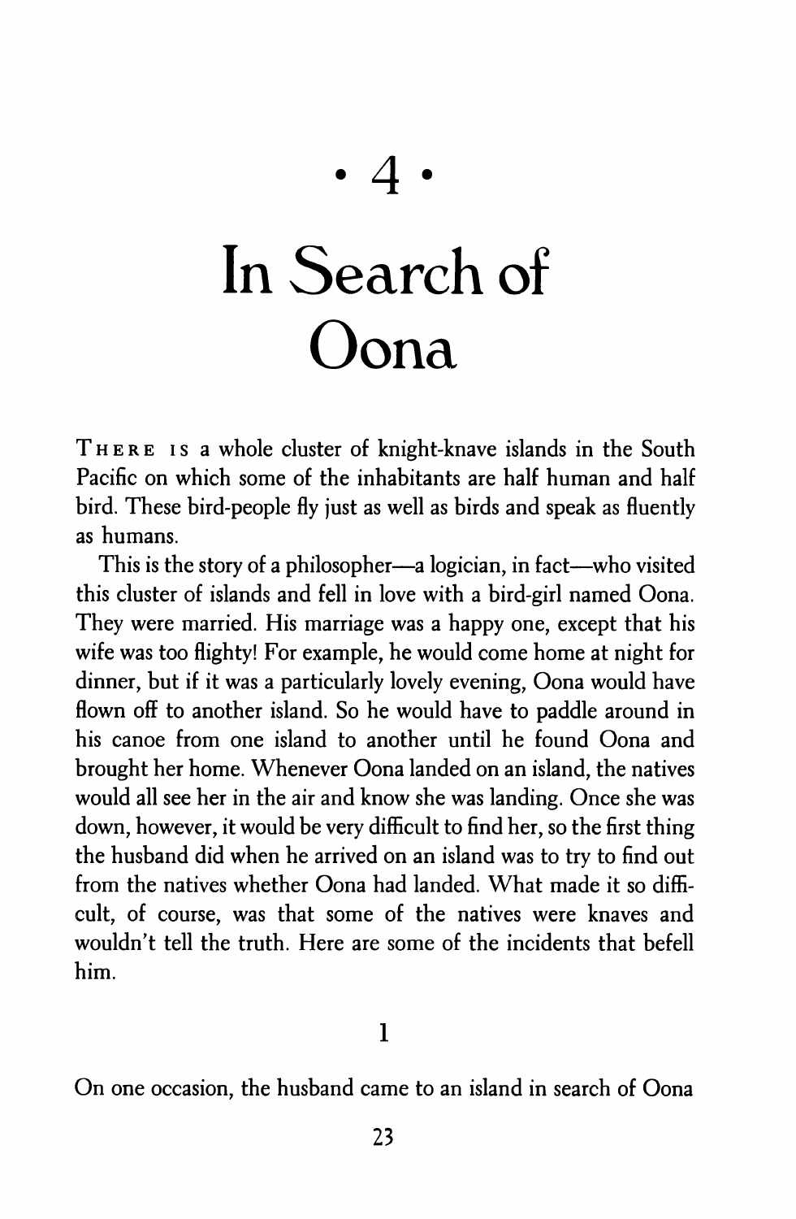# · 4 ·

# In Search of Oona

THERE IS a whole cluster of knight-knave islands in the South Pacific on which some of the inhabitants are half human and half bird. These bird-people fly just as well as birds and speak as fluently as humans.

This is the story of a philosopher—a logician, in fact—who visited this cluster of islands and fell in love with a bird-girl named Oona. They were married. His marriage was a happy one, except that his wife was too flighty! For example, he would come home at night for dinner, but if it was a particularly lovely evening, Oona would have flown off to another island. So he would have to paddle around in his canoe from one island to another until he found Oona and brought her home. Whenever Oona landed on an island, the natives would all see her in the air and know she was landing. Once she was down, however, it would be very difficult to find her, so the first thing the husband did when he arrived on an island was to try to find out from the natives whether Oona had landed. What made it so difficult, of course, was that some of the natives were knaves and wouldn't tell the truth. Here are some of the incidents that befell him.

## 1

On one occasion, the husband came to an island in search of Oona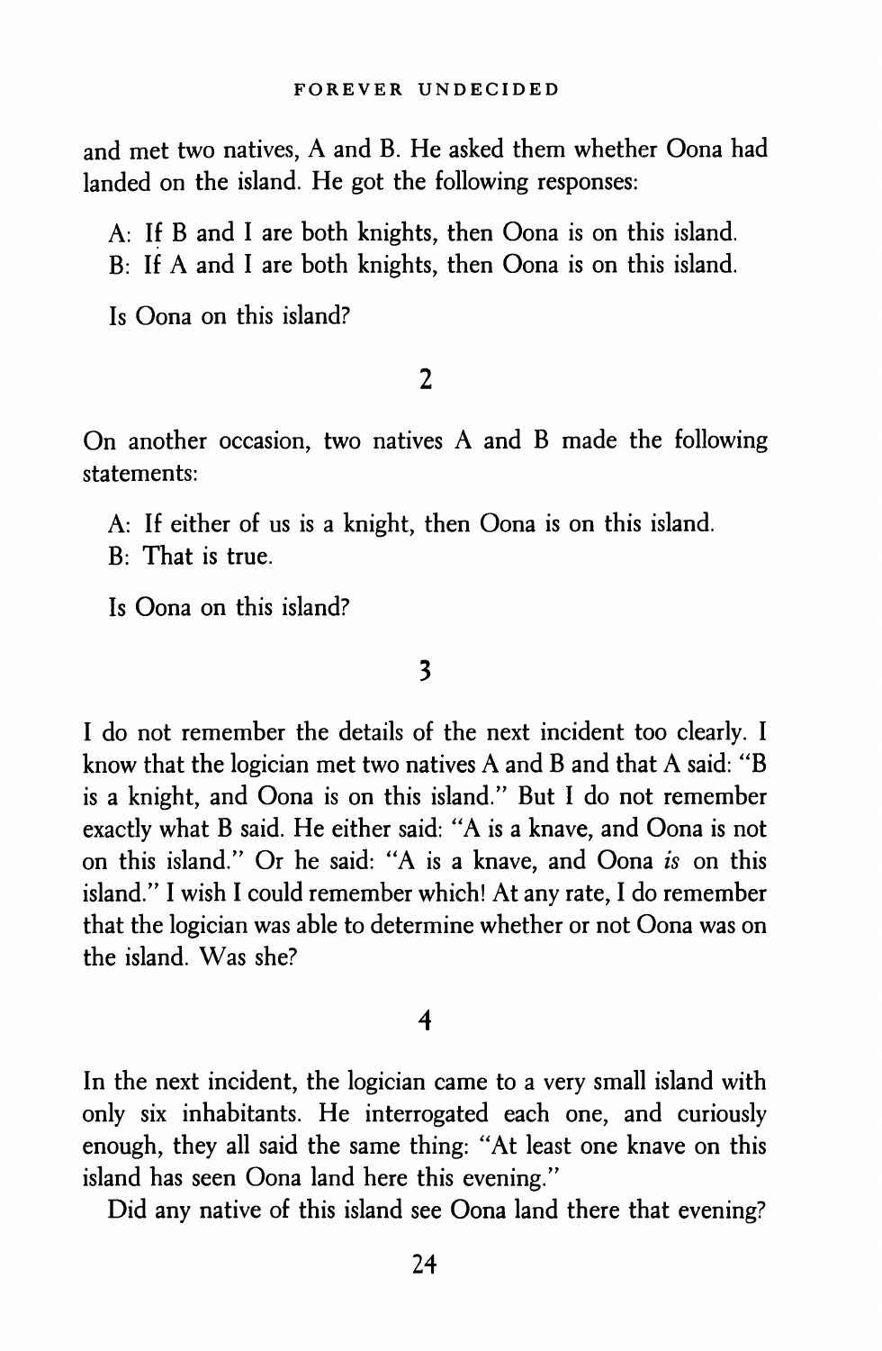and met two natives, A and B. He asked them whether Oona had landed on the island. He got the following responses:

A: If B and I are both knights, then Oona is on this island.
B: If A and I are both knights, then Oona is on this island.

Is Oona on this island?

## 2

On another occasion, two natives A and B made the following statements:

A: If either of us is a knight, then Oona is on this island.
B: That is true.

Is Oona on this island?

## 3

I do not remember the details of the next incident too clearly. I know that the logician met two natives A and B and that A said: "B is a knight, and Oona is on this island." But I do not remember exactly what B said. He either said: "A is a knave, and Oona is not on this island." Or he said: "A is a knave, and Oona *is* on this island." I wish I could remember which! At any rate, I do remember that the logician was able to determine whether or not Oona was on the island. Was she?

## 4

In the next incident, the logician came to a very small island with only six inhabitants. He interrogated each one, and curiously enough, they all said the same thing: "At least one knave on this island has seen Oona land here this evening."

Did any native of this island see Oona land there that evening?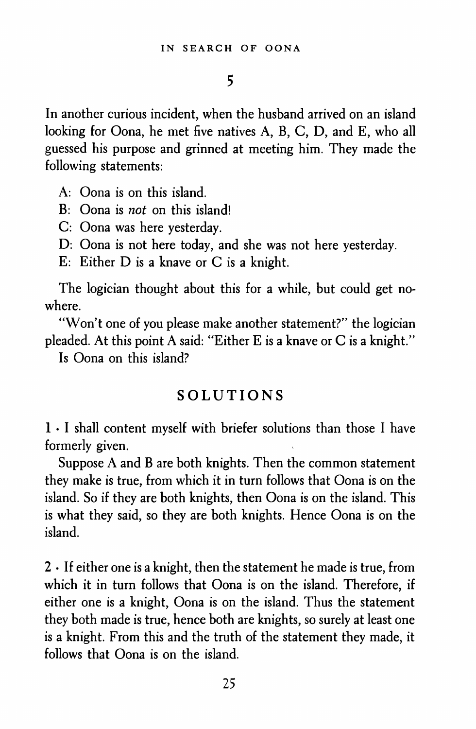## 5

In another curious incident, when the husband arrived on an island looking for Oona, he met five natives A, B, C, D, and E, who all guessed his purpose and grinned at meeting him. They made the following statements:

A: Oona is on this island.

B: Oona is *not* on this island!

C: Oona was here yesterday.

D: Oona is not here today, and she was not here yesterday.

E: Either D is a knave or C is a knight.

The logician thought about this for a while, but could get nowhere.

"Won't one of you please make another statement?" the logician pleaded. At this point A said: "Either E is a knave or C is a knight."

Is Oona on this island?

## SOLUTIONS

**1** · I shall content myself with briefer solutions than those I have formerly given.

Suppose A and B are both knights. Then the common statement they make is true, from which it in turn follows that Oona is on the island. So if they are both knights, then Oona is on the island. This is what they said, so they are both knights. Hence Oona is on the island.

**2** · If either one is a knight, then the statement he made is true, from which it in turn follows that Oona is on the island. Therefore, if either one is a knight, Oona is on the island. Thus the statement they both made is true, hence both are knights, so surely at least one is a knight. From this and the truth of the statement they made, it follows that Oona is on the island.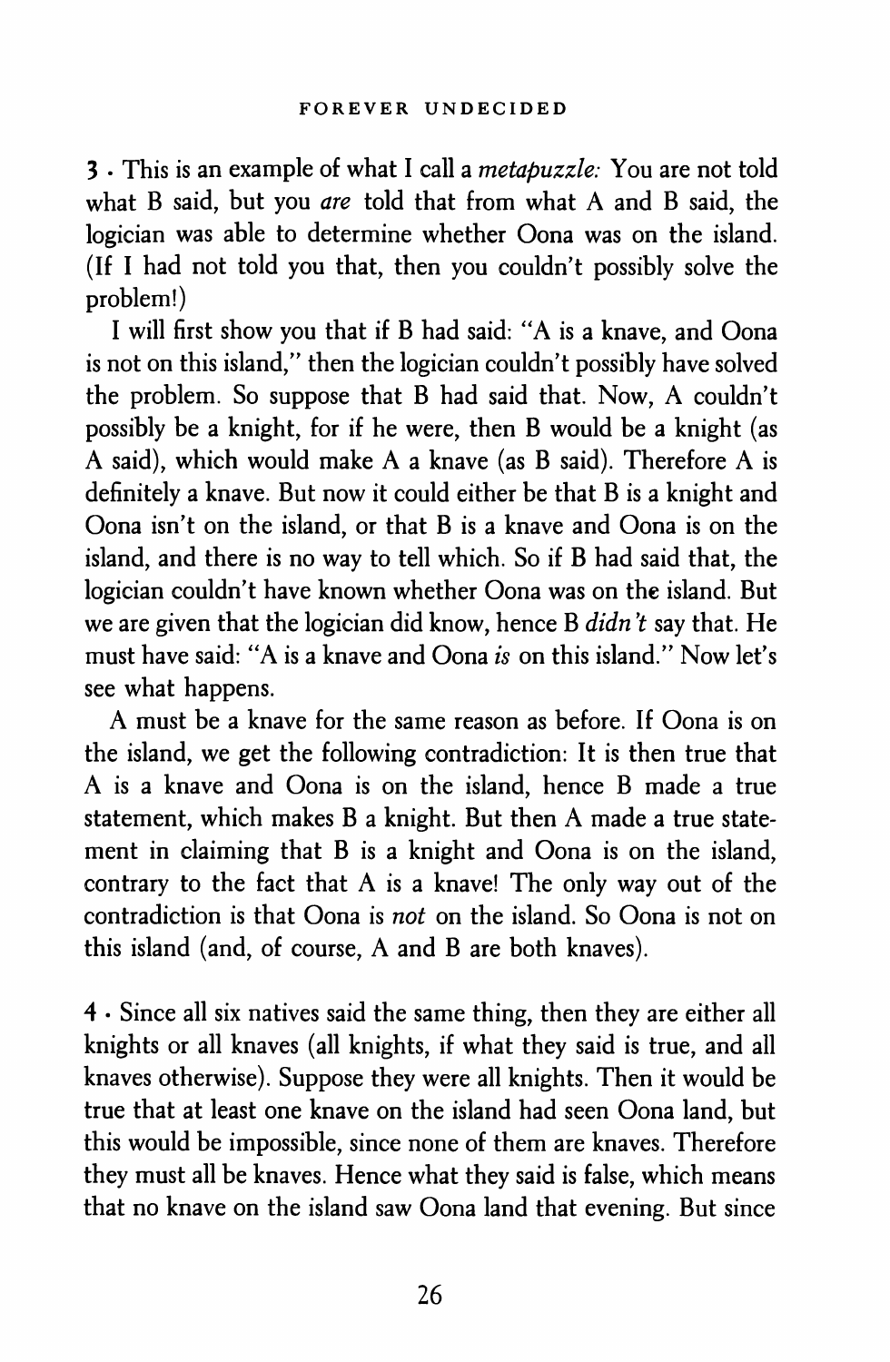**3** · This is an example of what I call a *metapuzzle:* You are not told what B said, but you *are* told that from what A and B said, the logician was able to determine whether Oona was on the island. (If I had not told you that, then you couldn't possibly solve the problem!)

I will first show you that if B had said: "A is a knave, and Oona is not on this island," then the logician couldn't possibly have solved the problem. So suppose that B had said that. Now, A couldn't possibly be a knight, for if he were, then B would be a knight (as A said), which would make A a knave (as B said). Therefore A is definitely a knave. But now it could either be that B is a knight and Oona isn't on the island, or that B is a knave and Oona is on the island, and there is no way to tell which. So if B had said that, the logician couldn't have known whether Oona was on the island. But we are given that the logician did know, hence B *didn't* say that. He must have said: "A is a knave and Oona *is* on this island." Now let's see what happens.

A must be a knave for the same reason as before. If Oona is on the island, we get the following contradiction: It is then true that A is a knave and Oona is on the island, hence B made a true statement, which makes B a knight. But then A made a true statement in claiming that B is a knight and Oona is on the island, contrary to the fact that A is a knave! The only way out of the contradiction is that Oona is *not* on the island. So Oona is not on this island (and, of course, A and B are both knaves).

**4** · Since all six natives said the same thing, then they are either all knights or all knaves (all knights, if what they said is true, and all knaves otherwise). Suppose they were all knights. Then it would be true that at least one knave on the island had seen Oona land, but this would be impossible, since none of them are knaves. Therefore they must all be knaves. Hence what they said is false, which means that no knave on the island saw Oona land that evening. But since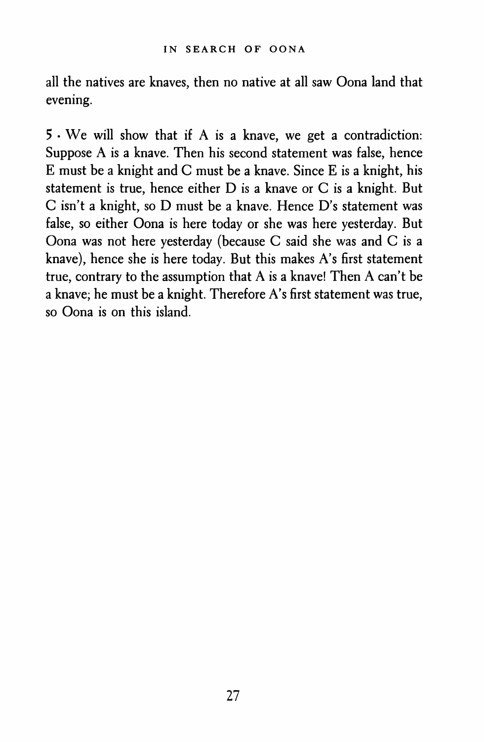all the natives are knaves, then no native at all saw Oona land that evening.

**5** · We will show that if A is a knave, we get a contradiction: Suppose A is a knave. Then his second statement was false, hence E must be a knight and C must be a knave. Since E is a knight, his statement is true, hence either D is a knave or C is a knight. But C isn't a knight, so D must be a knave. Hence D's statement was false, so either Oona is here today or she was here yesterday. But Oona was not here yesterday (because C said she was and C is a knave), hence she is here today. But this makes A's first statement true, contrary to the assumption that A is a knave! Then A can't be a knave; he must be a knight. Therefore A's first statement was true, so Oona is on this island.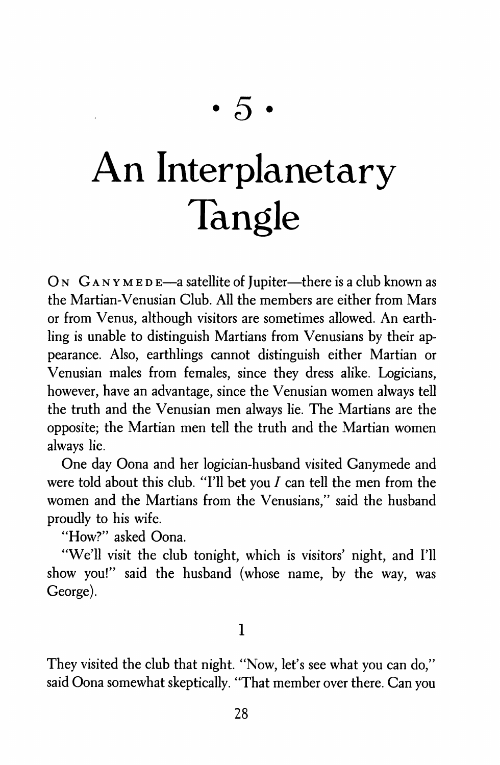# • 5 •

# An Interplanetary Tangle

ON GANYMEDE—a satellite of Jupiter—there is a club known as the Martian-Venusian Club. All the members are either from Mars or from Venus, although visitors are sometimes allowed. An earthling is unable to distinguish Martians from Venusians by their appearance. Also, earthlings cannot distinguish either Martian or Venusian males from females, since they dress alike. Logicians, however, have an advantage, since the Venusian women always tell the truth and the Venusian men always lie. The Martians are the opposite; the Martian men tell the truth and the Martian women always lie.

One day Oona and her logician-husband visited Ganymede and were told about this club. "I'll bet you *I* can tell the men from the women and the Martians from the Venusians," said the husband proudly to his wife.

"How?" asked Oona.

"We'll visit the club tonight, which is visitors' night, and I'll show you!" said the husband (whose name, by the way, was George).

## 1

They visited the club that night. "Now, let's see what you can do," said Oona somewhat skeptically. "That member over there. Can you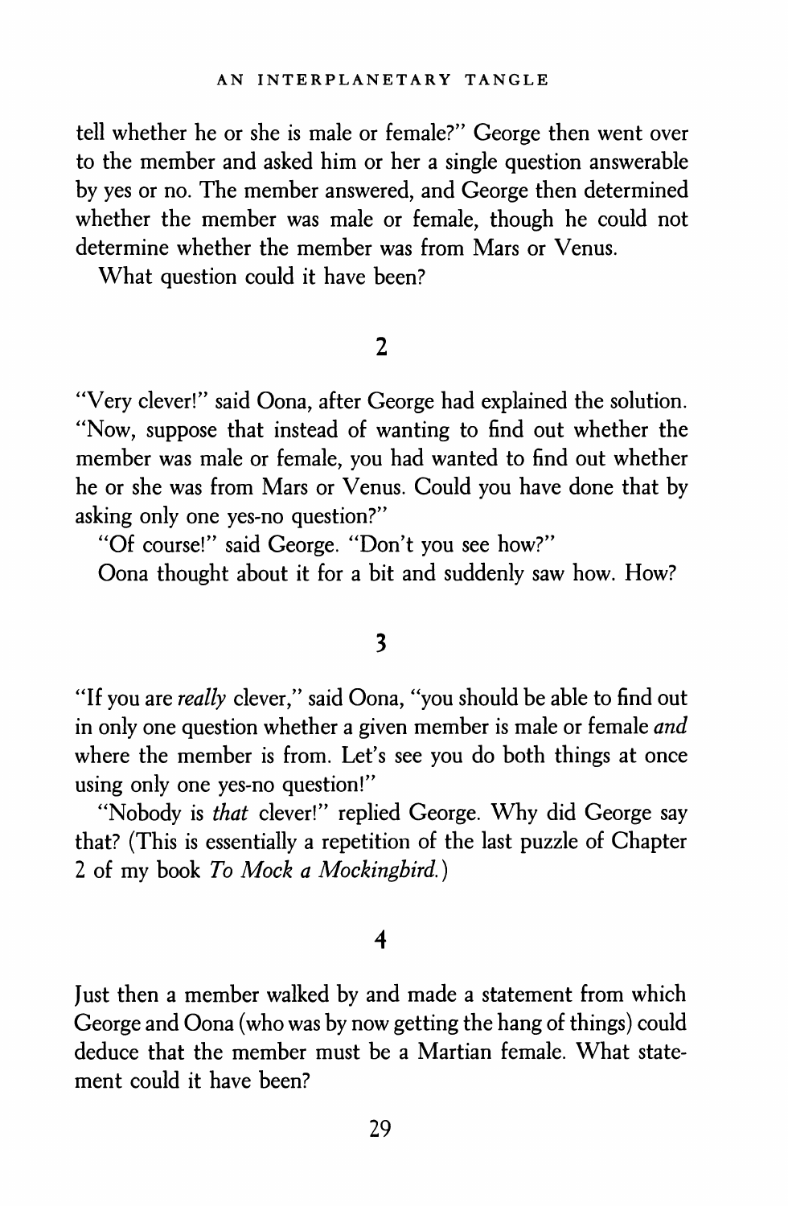tell whether he or she is male or female?" George then went over to the member and asked him or her a single question answerable by yes or no. The member answered, and George then determined whether the member was male or female, though he could not determine whether the member was from Mars or Venus.

What question could it have been?

## 2

"Very clever!" said Oona, after George had explained the solution. "Now, suppose that instead of wanting to find out whether the member was male or female, you had wanted to find out whether he or she was from Mars or Venus. Could you have done that by asking only one yes-no question?"

"Of course!" said George. "Don't you see how?"

Oona thought about it for a bit and suddenly saw how. How?

## 3

"If you are *really* clever," said Oona, "you should be able to find out in only one question whether a given member is male or female *and* where the member is from. Let's see you do both things at once using only one yes-no question!"

"Nobody is *that* clever!" replied George. Why did George say that? (This is essentially a repetition of the last puzzle of Chapter 2 of my book *To Mock a Mockingbird.*)

## 4

Just then a member walked by and made a statement from which George and Oona (who was by now getting the hang of things) could deduce that the member must be a Martian female. What statement could it have been?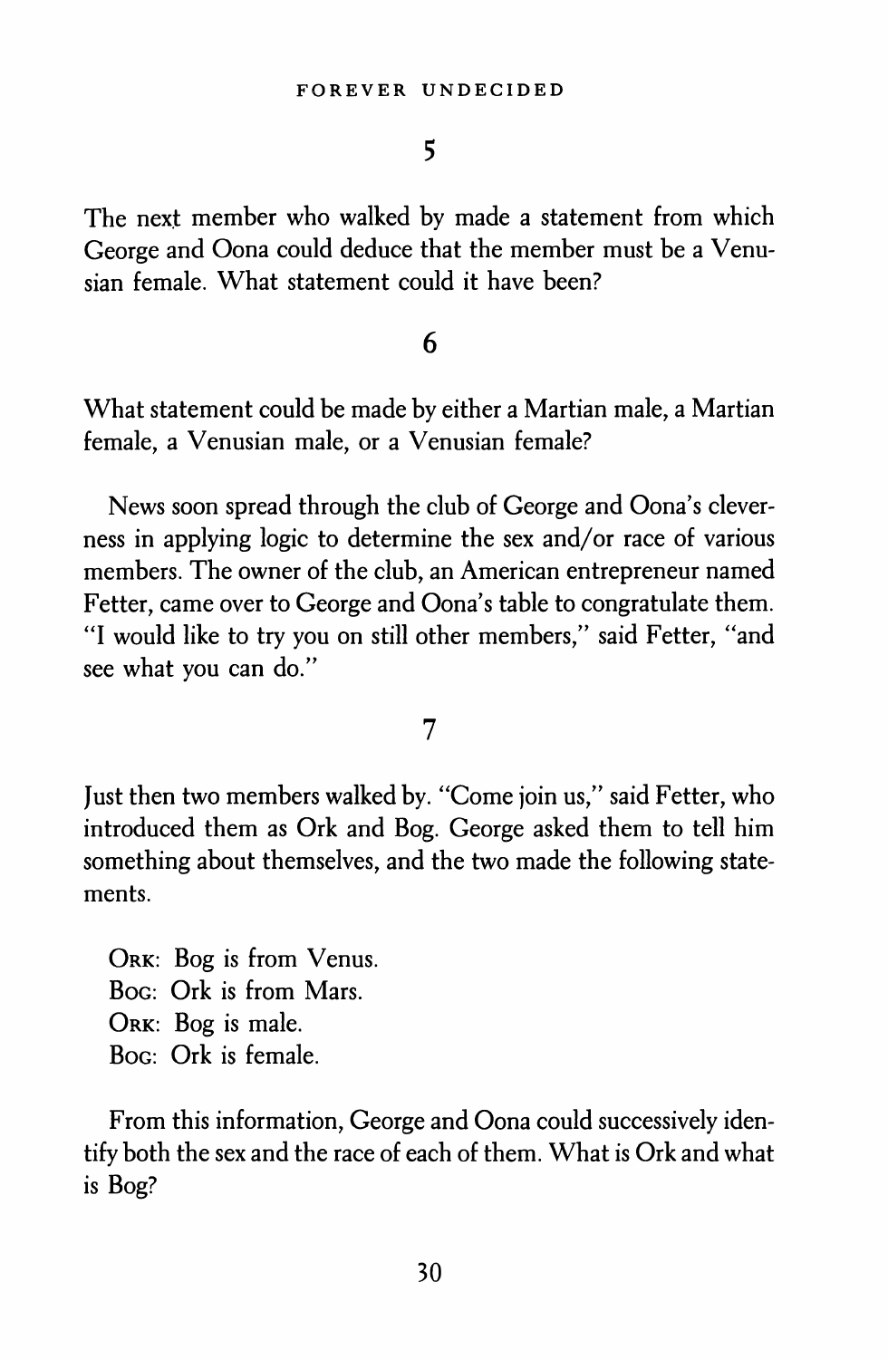## 5

The next member who walked by made a statement from which George and Oona could deduce that the member must be a Venusian female. What statement could it have been?

## 6

What statement could be made by either a Martian male, a Martian female, a Venusian male, or a Venusian female?

News soon spread through the club of George and Oona's cleverness in applying logic to determine the sex and/or race of various members. The owner of the club, an American entrepreneur named Fetter, came over to George and Oona's table to congratulate them. "I would like to try you on still other members," said Fetter, "and see what you can do."

## 7

Just then two members walked by. "Come join us," said Fetter, who introduced them as Ork and Bog. George asked them to tell him something about themselves, and the two made the following statements.

> ORK: Bog is from Venus.
> BOG: Ork is from Mars.
> ORK: Bog is male.
> BOG: Ork is female.

From this information, George and Oona could successively identify both the sex and the race of each of them. What is Ork and what is Bog?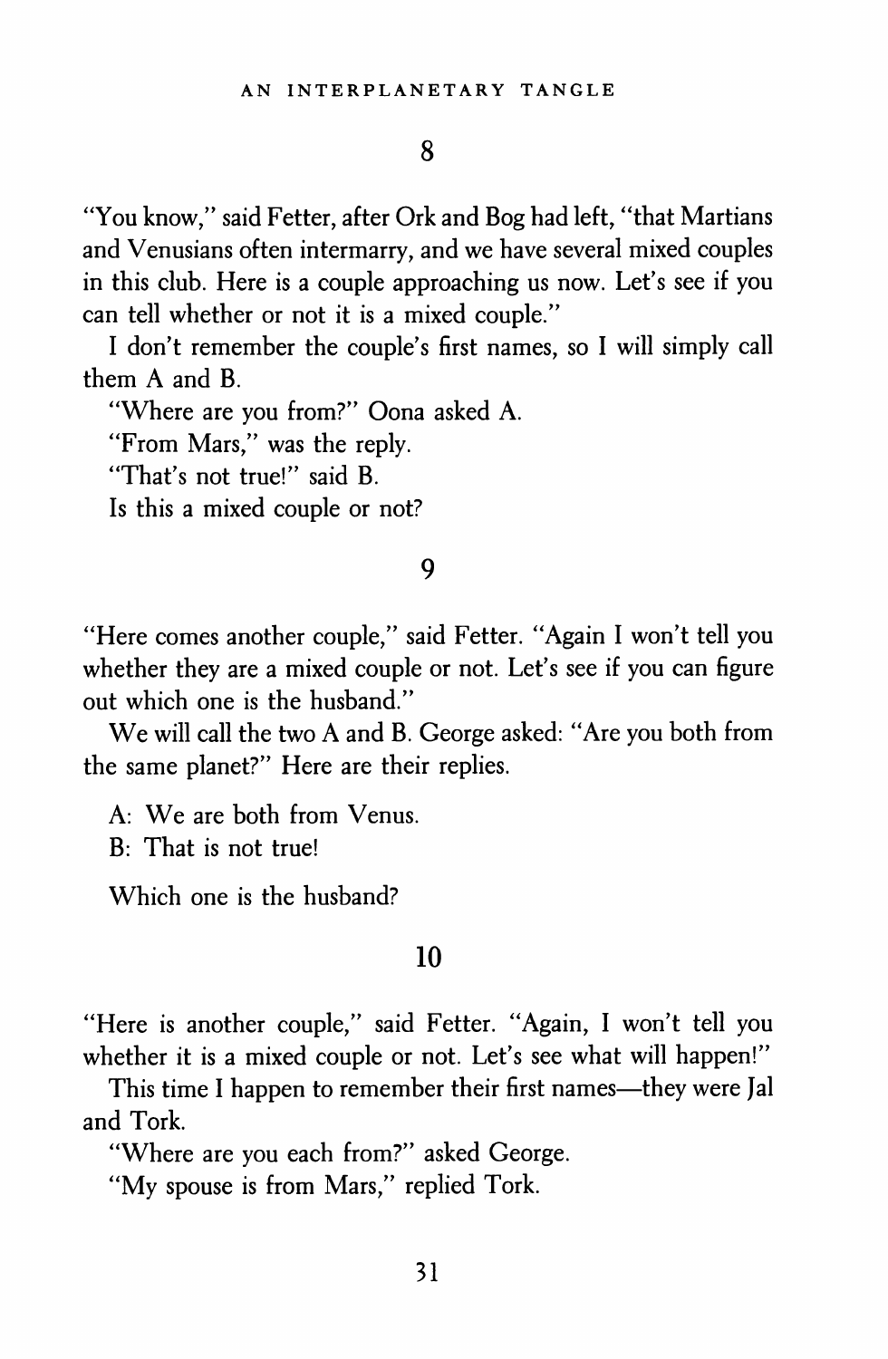## 8

"You know," said Fetter, after Ork and Bog had left, "that Martians and Venusians often intermarry, and we have several mixed couples in this club. Here is a couple approaching us now. Let's see if you can tell whether or not it is a mixed couple."

I don't remember the couple's first names, so I will simply call them A and B.

"Where are you from?" Oona asked A.

"From Mars," was the reply.

"That's not true!" said B.

Is this a mixed couple or not?

## 9

"Here comes another couple," said Fetter. "Again I won't tell you whether they are a mixed couple or not. Let's see if you can figure out which one is the husband."

We will call the two A and B. George asked: "Are you both from the same planet?" Here are their replies.

A: We are both from Venus.
B: That is not true!

Which one is the husband?

## 10

"Here is another couple," said Fetter. "Again, I won't tell you whether it is a mixed couple or not. Let's see what will happen!"

This time I happen to remember their first names—they were Jal and Tork.

"Where are you each from?" asked George.

"My spouse is from Mars," replied Tork.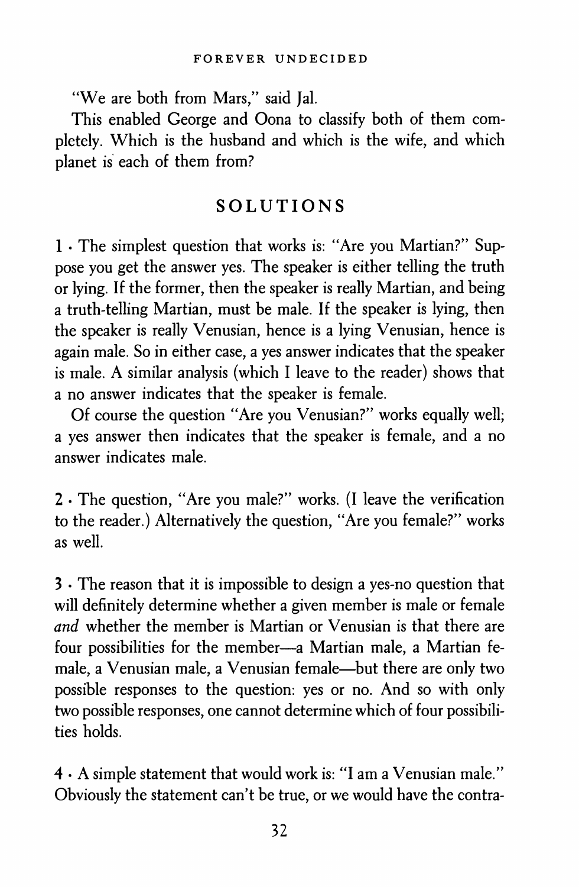"We are both from Mars," said Jal.

This enabled George and Oona to classify both of them completely. Which is the husband and which is the wife, and which planet is each of them from?

## SOLUTIONS

**1** · The simplest question that works is: "Are you Martian?" Suppose you get the answer yes. The speaker is either telling the truth or lying. If the former, then the speaker is really Martian, and being a truth-telling Martian, must be male. If the speaker is lying, then the speaker is really Venusian, hence is a lying Venusian, hence is again male. So in either case, a yes answer indicates that the speaker is male. A similar analysis (which I leave to the reader) shows that a no answer indicates that the speaker is female.

Of course the question "Are you Venusian?" works equally well; a yes answer then indicates that the speaker is female, and a no answer indicates male.

**2** · The question, "Are you male?" works. (I leave the verification to the reader.) Alternatively the question, "Are you female?" works as well.

**3** · The reason that it is impossible to design a yes-no question that will definitely determine whether a given member is male or female *and* whether the member is Martian or Venusian is that there are four possibilities for the member—a Martian male, a Martian female, a Venusian male, a Venusian female—but there are only two possible responses to the question: yes or no. And so with only two possible responses, one cannot determine which of four possibilities holds.

**4** · A simple statement that would work is: "I am a Venusian male." Obviously the statement can't be true, or we would have the contra-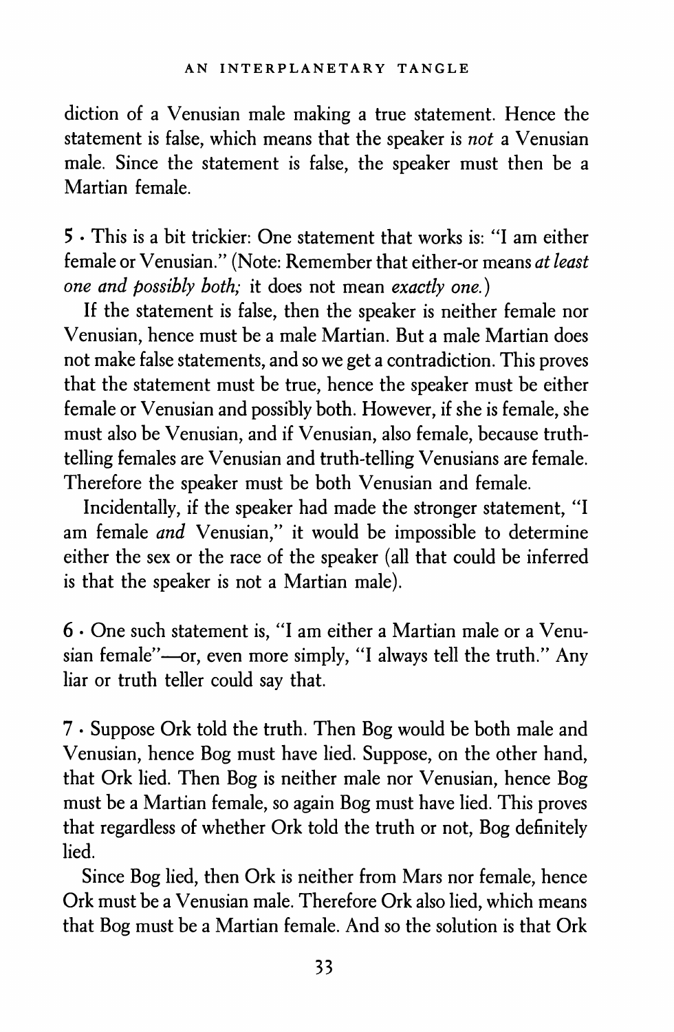diction of a Venusian male making a true statement. Hence the statement is false, which means that the speaker is *not* a Venusian male. Since the statement is false, the speaker must then be a Martian female.

**5** · This is a bit trickier: One statement that works is: "I am either female or Venusian." (Note: Remember that either-or means *at least one and possibly both;* it does not mean *exactly one.*)

If the statement is false, then the speaker is neither female nor Venusian, hence must be a male Martian. But a male Martian does not make false statements, and so we get a contradiction. This proves that the statement must be true, hence the speaker must be either female or Venusian and possibly both. However, if she is female, she must also be Venusian, and if Venusian, also female, because truth-telling females are Venusian and truth-telling Venusians are female. Therefore the speaker must be both Venusian and female.

Incidentally, if the speaker had made the stronger statement, "I am female *and* Venusian," it would be impossible to determine either the sex or the race of the speaker (all that could be inferred is that the speaker is not a Martian male).

**6** · One such statement is, "I am either a Martian male or a Venusian female"—or, even more simply, "I always tell the truth." Any liar or truth teller could say that.

**7** · Suppose Ork told the truth. Then Bog would be both male and Venusian, hence Bog must have lied. Suppose, on the other hand, that Ork lied. Then Bog is neither male nor Venusian, hence Bog must be a Martian female, so again Bog must have lied. This proves that regardless of whether Ork told the truth or not, Bog definitely lied.

Since Bog lied, then Ork is neither from Mars nor female, hence Ork must be a Venusian male. Therefore Ork also lied, which means that Bog must be a Martian female. And so the solution is that Ork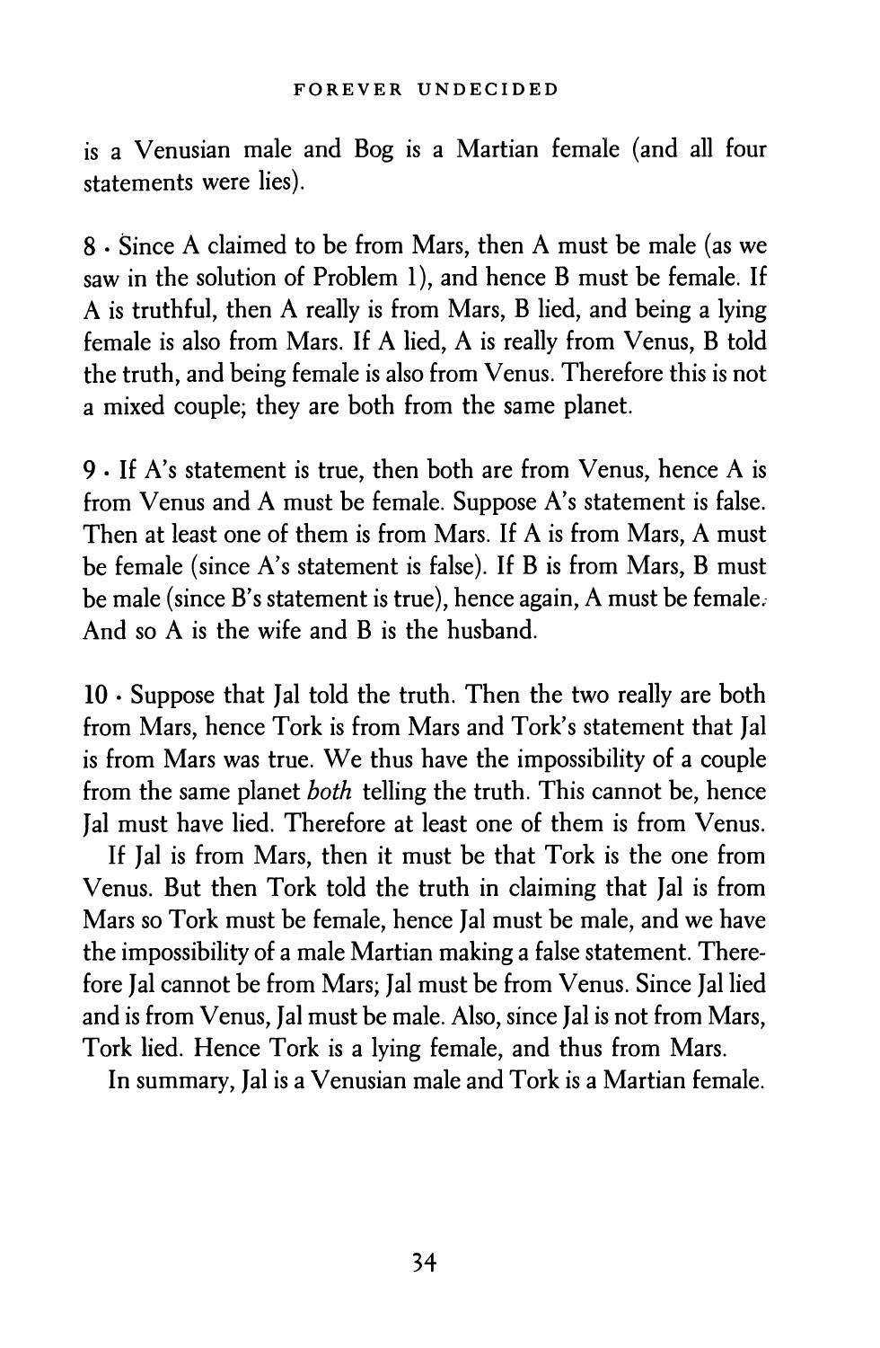is a Venusian male and Bog is a Martian female (and all four statements were lies).

**8** · Since A claimed to be from Mars, then A must be male (as we saw in the solution of Problem 1), and hence B must be female. If A is truthful, then A really is from Mars, B lied, and being a lying female is also from Mars. If A lied, A is really from Venus, B told the truth, and being female is also from Venus. Therefore this is not a mixed couple; they are both from the same planet.

**9** · If A's statement is true, then both are from Venus, hence A is from Venus and A must be female. Suppose A's statement is false. Then at least one of them is from Mars. If A is from Mars, A must be female (since A's statement is false). If B is from Mars, B must be male (since B's statement is true), hence again, A must be female. And so A is the wife and B is the husband.

**10** · Suppose that Jal told the truth. Then the two really are both from Mars, hence Tork is from Mars and Tork's statement that Jal is from Mars was true. We thus have the impossibility of a couple from the same planet *both* telling the truth. This cannot be, hence Jal must have lied. Therefore at least one of them is from Venus.

If Jal is from Mars, then it must be that Tork is the one from Venus. But then Tork told the truth in claiming that Jal is from Mars so Tork must be female, hence Jal must be male, and we have the impossibility of a male Martian making a false statement. Therefore Jal cannot be from Mars; Jal must be from Venus. Since Jal lied and is from Venus, Jal must be male. Also, since Jal is not from Mars, Tork lied. Hence Tork is a lying female, and thus from Mars.

In summary, Jal is a Venusian male and Tork is a Martian female.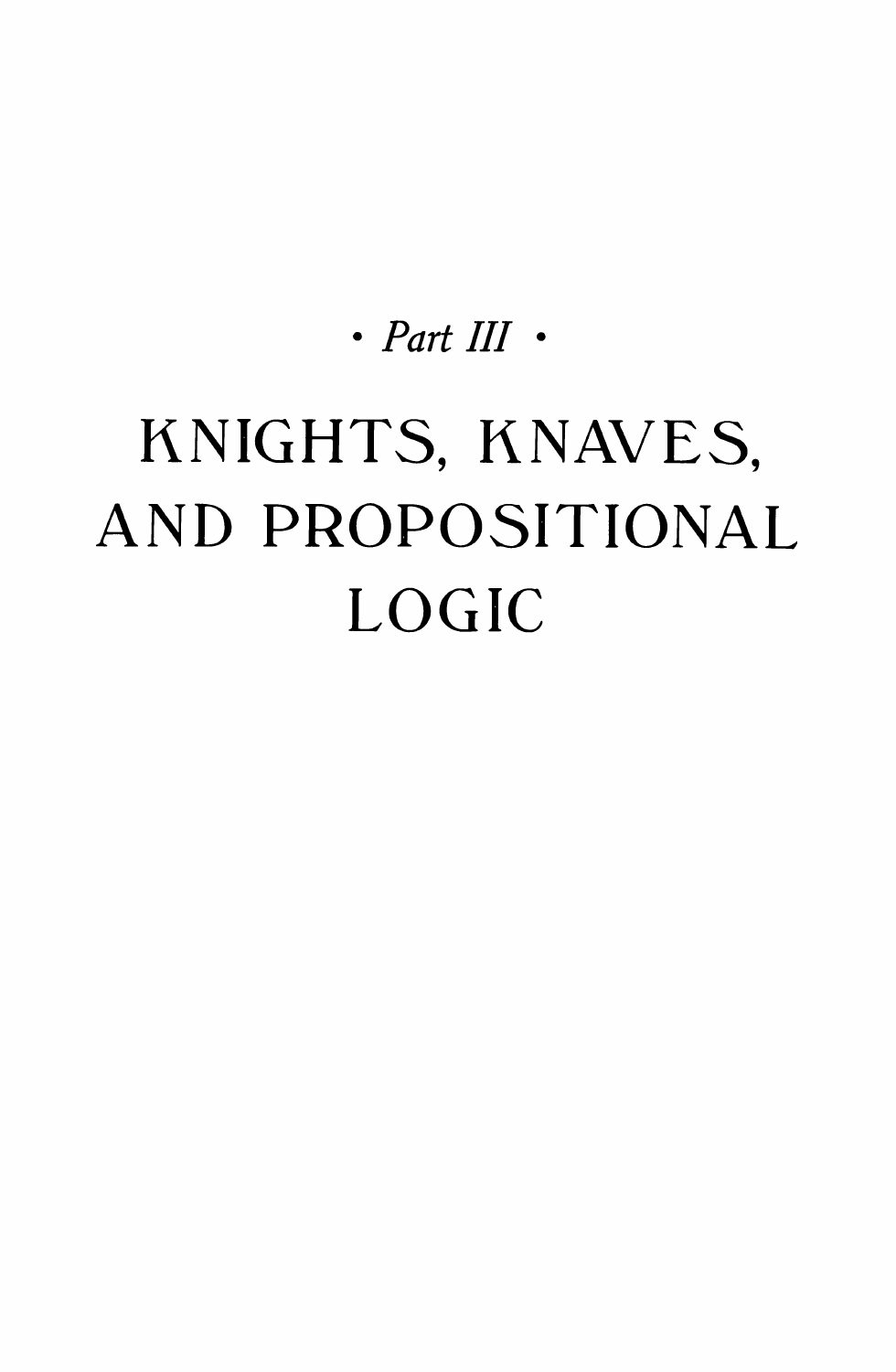*• Part III •*

# KNIGHTS, KNAVES, AND PROPOSITIONAL LOGIC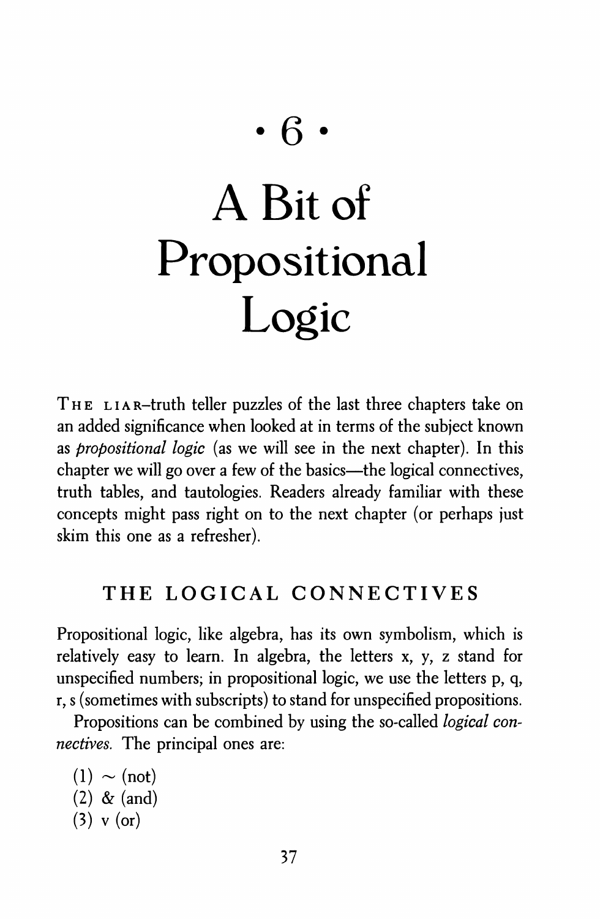# · 6 ·

# A Bit of Propositional Logic

THE LIAR–truth teller puzzles of the last three chapters take on an added significance when looked at in terms of the subject known as *propositional logic* (as we will see in the next chapter). In this chapter we will go over a few of the basics—the logical connectives, truth tables, and tautologies. Readers already familiar with these concepts might pass right on to the next chapter (or perhaps just skim this one as a refresher).

## THE LOGICAL CONNECTIVES

Propositional logic, like algebra, has its own symbolism, which is relatively easy to learn. In algebra, the letters x, y, z stand for unspecified numbers; in propositional logic, we use the letters p, q, r, s (sometimes with subscripts) to stand for unspecified propositions.

Propositions can be combined by using the so-called *logical connectives*. The principal ones are:

(1) ~ (not)
(2) & (and)
(3) v (or)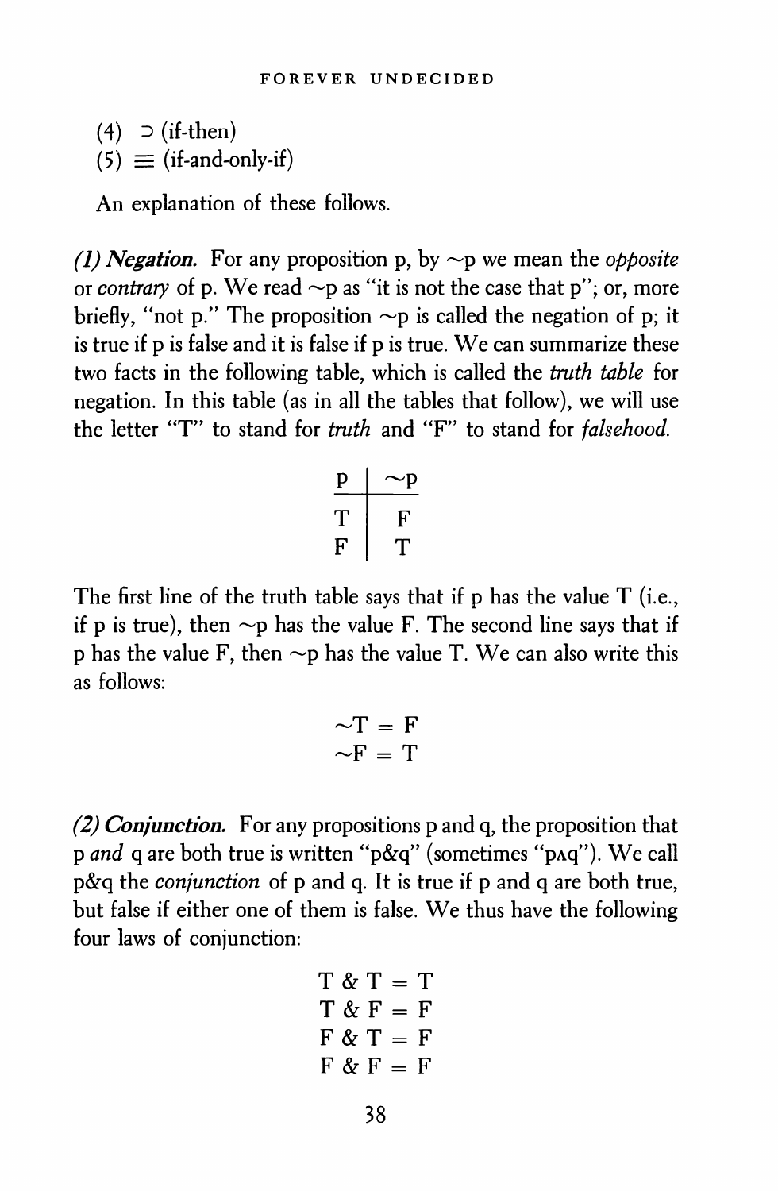(4) $\supset$ (if-then)
(5) $\equiv$ (if-and-only-if)

An explanation of these follows.

***(1) Negation.*** For any proposition p, by $\sim$p we mean the *opposite* or *contrary* of p. We read $\sim$p as "it is not the case that p"; or, more briefly, "not p." The proposition $\sim$p is called the negation of p; it is true if p is false and it is false if p is true. We can summarize these two facts in the following table, which is called the *truth table* for negation. In this table (as in all the tables that follow), we will use the letter "T" to stand for *truth* and "F" to stand for *falsehood.*

| p | $\sim$p |
|---|---|
| T | F |
| F | T |

The first line of the truth table says that if p has the value T (i.e., if p is true), then $\sim$p has the value F. The second line says that if p has the value F, then $\sim$p has the value T. We can also write this as follows:

$$\sim T = F$$
$$\sim F = T$$

***(2) Conjunction.*** For any propositions p and q, the proposition that p *and* q are both true is written "p&q" (sometimes "p$\wedge$q"). We call p&q the *conjunction* of p and q. It is true if p and q are both true, but false if either one of them is false. We thus have the following four laws of conjunction:

$$T \,\&\, T = T$$
$$T \,\&\, F = F$$
$$F \,\&\, T = F$$
$$F \,\&\, F = F$$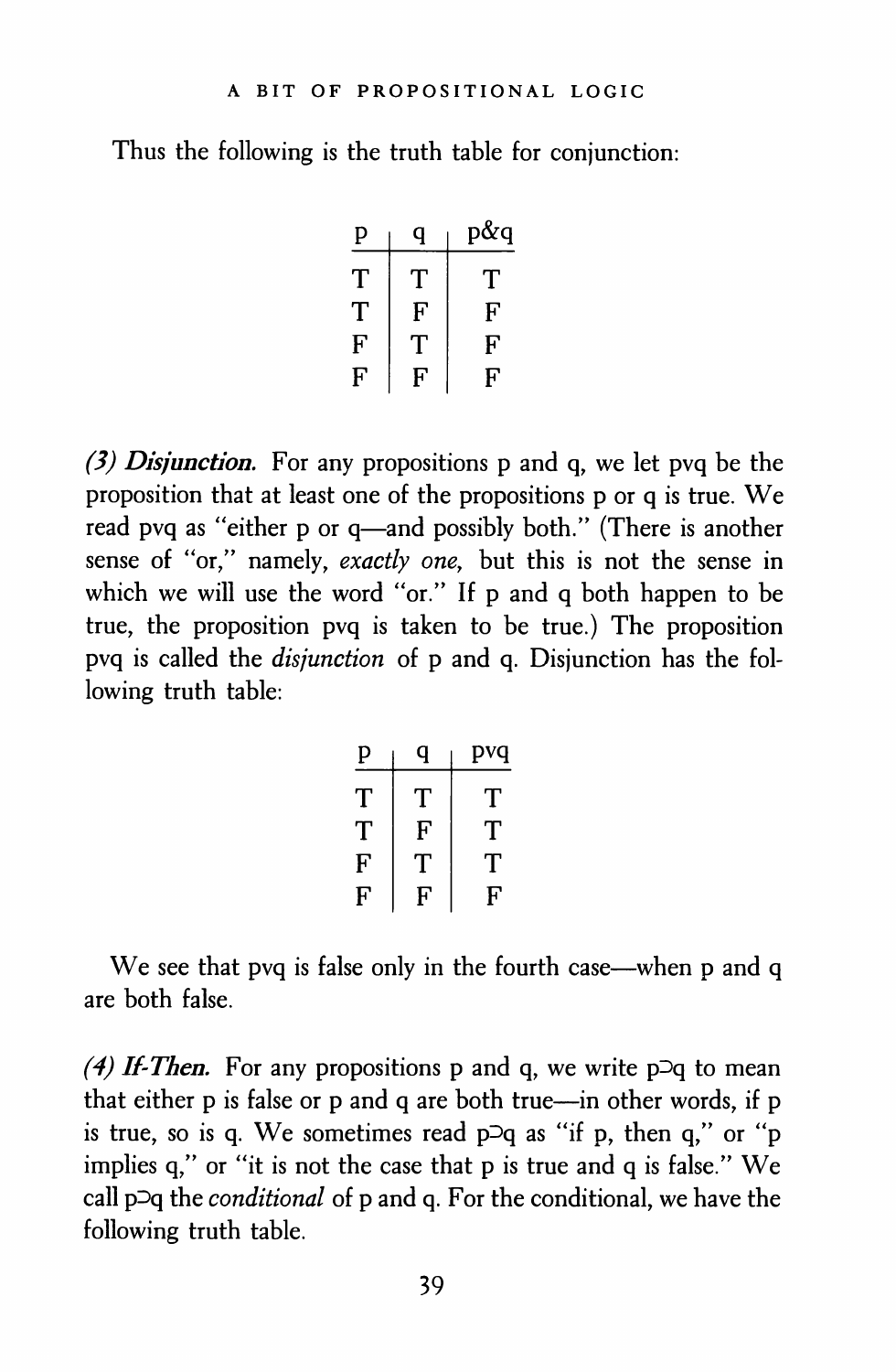Thus the following is the truth table for conjunction:

| p | q | p&q |
|---|---|---|
| T | T | T |
| T | F | F |
| F | T | F |
| F | F | F |

*(3)* ***Disjunction.*** For any propositions p and q, we let pvq be the proposition that at least one of the propositions p or q is true. We read pvq as "either p or q—and possibly both." (There is another sense of "or," namely, *exactly one,* but this is not the sense in which we will use the word "or." If p and q both happen to be true, the proposition pvq is taken to be true.) The proposition pvq is called the *disjunction* of p and q. Disjunction has the following truth table:

| p | q | pvq |
|---|---|---|
| T | T | T |
| T | F | T |
| F | T | T |
| F | F | F |

We see that pvq is false only in the fourth case—when p and q are both false.

*(4)* ***If-Then.*** For any propositions p and q, we write p⊃q to mean that either p is false or p and q are both true—in other words, if p is true, so is q. We sometimes read p⊃q as "if p, then q," or "p implies q," or "it is not the case that p is true and q is false." We call p⊃q the *conditional* of p and q. For the conditional, we have the following truth table.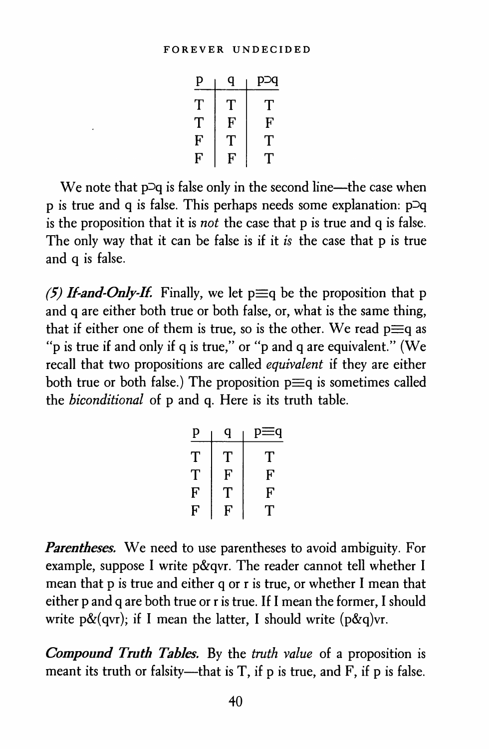| p | q | p⊃q |
|---|---|---|
| T | T | T |
| T | F | F |
| F | T | T |
| F | F | T |

We note that p⊃q is false only in the second line—the case when p is true and q is false. This perhaps needs some explanation: p⊃q is the proposition that it is *not* the case that p is true and q is false. The only way that it can be false is if it *is* the case that p is true and q is false.

***(5) If-and-Only-If.*** Finally, we let p≡q be the proposition that p and q are either both true or both false, or, what is the same thing, that if either one of them is true, so is the other. We read p≡q as "p is true if and only if q is true," or "p and q are equivalent." (We recall that two propositions are called *equivalent* if they are either both true or both false.) The proposition p≡q is sometimes called the *biconditional* of p and q. Here is its truth table.

| p | q | p≡q |
|---|---|---|
| T | T | T |
| T | F | F |
| F | T | F |
| F | F | T |

***Parentheses.*** We need to use parentheses to avoid ambiguity. For example, suppose I write p&qvr. The reader cannot tell whether I mean that p is true and either q or r is true, or whether I mean that either p and q are both true or r is true. If I mean the former, I should write p&(qvr); if I mean the latter, I should write (p&q)vr.

***Compound Truth Tables.*** By the *truth value* of a proposition is meant its truth or falsity—that is T, if p is true, and F, if p is false.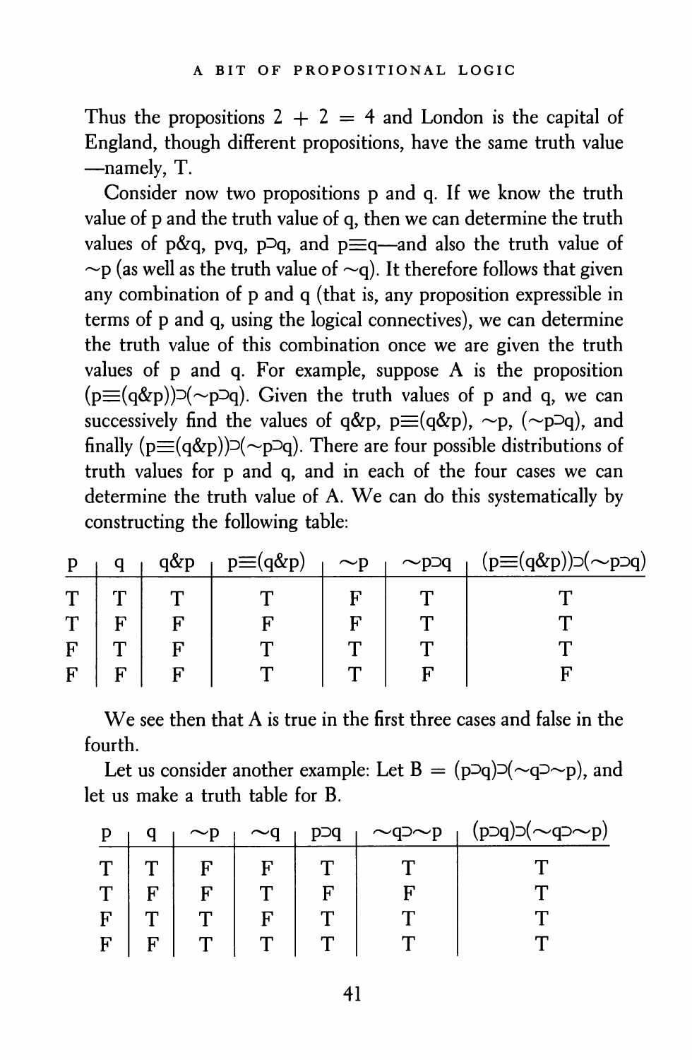Thus the propositions 2 + 2 = 4 and London is the capital of England, though different propositions, have the same truth value —namely, T.

Consider now two propositions p and q. If we know the truth value of p and the truth value of q, then we can determine the truth values of p&q, pvq, p⊃q, and p≡q—and also the truth value of ~p (as well as the truth value of ~q). It therefore follows that given any combination of p and q (that is, any proposition expressible in terms of p and q, using the logical connectives), we can determine the truth value of this combination once we are given the truth values of p and q. For example, suppose A is the proposition (p≡(q&p))⊃(~p⊃q). Given the truth values of p and q, we can successively find the values of q&p, p≡(q&p), ~p, (~p⊃q), and finally (p≡(q&p))⊃(~p⊃q). There are four possible distributions of truth values for p and q, and in each of the four cases we can determine the truth value of A. We can do this systematically by constructing the following table:

| p | q | q&p | p≡(q&p) | ~p | ~p⊃q | (p≡(q&p))⊃(~p⊃q) |
|---|---|---|---|---|---|---|
| T | T | T | T | F | T | T |
| T | F | F | F | F | T | T |
| F | T | F | T | T | T | T |
| F | F | F | T | T | F | F |

We see then that A is true in the first three cases and false in the fourth.

Let us consider another example: Let B = (p⊃q)⊃(~q⊃~p), and let us make a truth table for B.

| p | q | ~p | ~q | p⊃q | ~q⊃~p | (p⊃q)⊃(~q⊃~p) |
|---|---|---|---|---|---|---|
| T | T | F | F | T | T | T |
| T | F | F | T | F | F | T |
| F | T | T | F | T | T | T |
| F | F | T | T | T | T | T |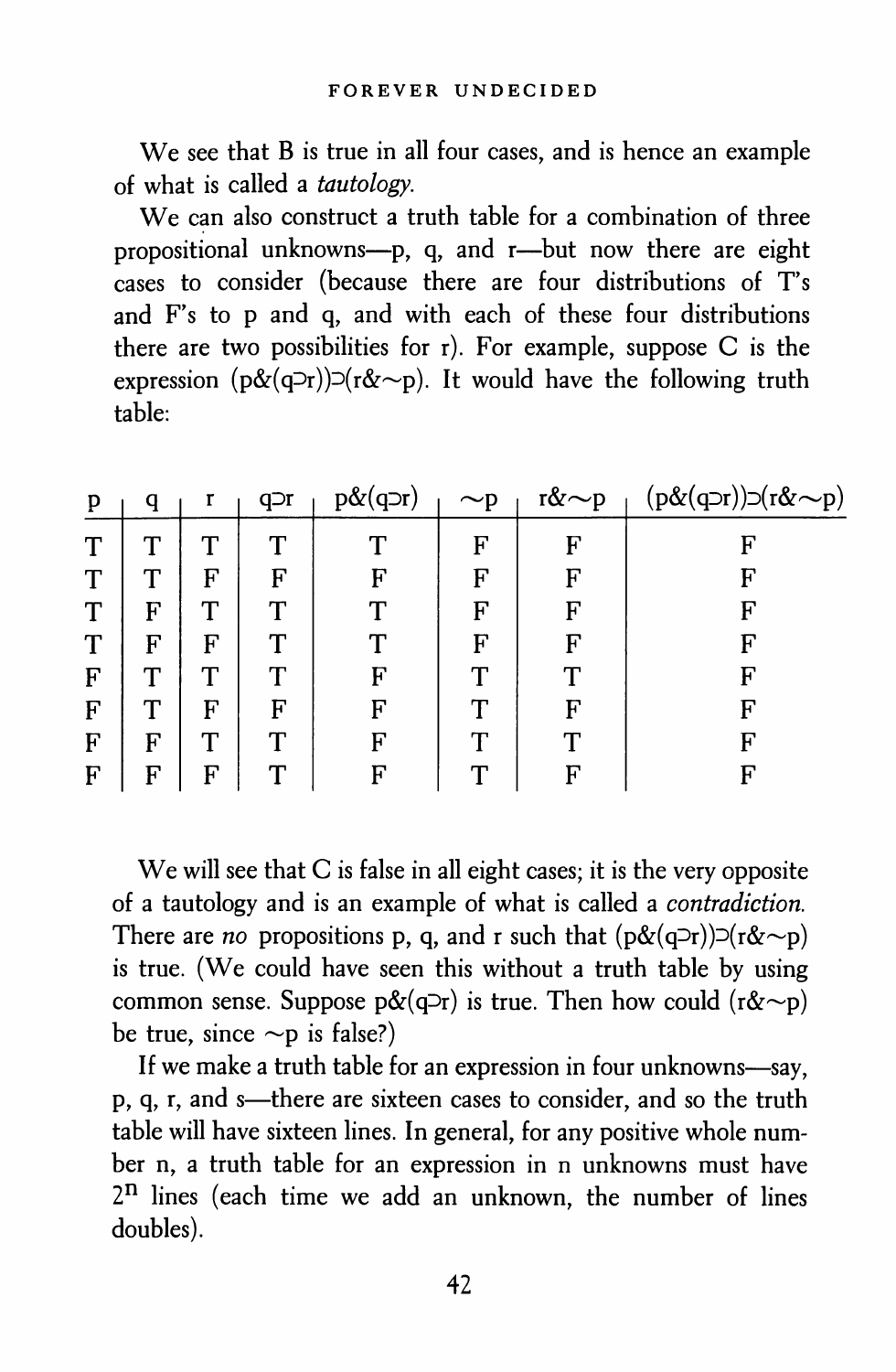We see that B is true in all four cases, and is hence an example of what is called a *tautology*.

We can also construct a truth table for a combination of three propositional unknowns—p, q, and r—but now there are eight cases to consider (because there are four distributions of T's and F's to p and q, and with each of these four distributions there are two possibilities for r). For example, suppose C is the expression (p&(q⊃r))⊃(r&∼p). It would have the following truth table:

| p | q | r | q⊃r | p&(q⊃r) | ∼p | r&∼p | (p&(q⊃r))⊃(r&∼p) |
|---|---|---|---|---|---|---|---|
| T | T | T | T | T | F | F | F |
| T | T | F | F | F | F | F | F |
| T | F | T | T | T | F | F | F |
| T | F | F | T | T | F | F | F |
| F | T | T | T | F | T | T | F |
| F | T | F | F | F | T | F | F |
| F | F | T | T | F | T | T | F |
| F | F | F | T | F | T | F | F |

We will see that C is false in all eight cases; it is the very opposite of a tautology and is an example of what is called a *contradiction*. There are *no* propositions p, q, and r such that (p&(q⊃r))⊃(r&∼p) is true. (We could have seen this without a truth table by using common sense. Suppose p&(q⊃r) is true. Then how could (r&∼p) be true, since ∼p is false?)

If we make a truth table for an expression in four unknowns—say, p, q, r, and s—there are sixteen cases to consider, and so the truth table will have sixteen lines. In general, for any positive whole number n, a truth table for an expression in n unknowns must have $2^n$ lines (each time we add an unknown, the number of lines doubles).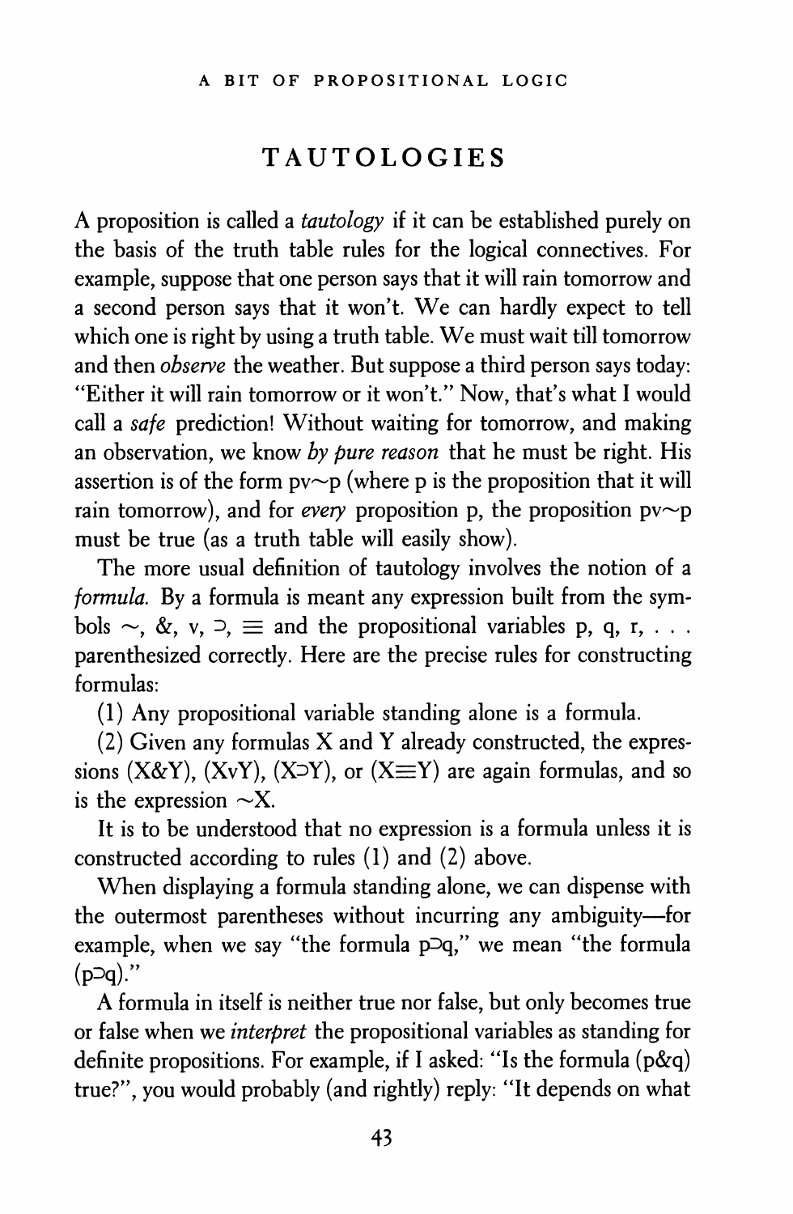## TAUTOLOGIES

A proposition is called a *tautology* if it can be established purely on the basis of the truth table rules for the logical connectives. For example, suppose that one person says that it will rain tomorrow and a second person says that it won't. We can hardly expect to tell which one is right by using a truth table. We must wait till tomorrow and then *observe* the weather. But suppose a third person says today: "Either it will rain tomorrow or it won't." Now, that's what I would call a *safe* prediction! Without waiting for tomorrow, and making an observation, we know *by pure reason* that he must be right. His assertion is of the form $p \vee \sim p$ (where p is the proposition that it will rain tomorrow), and for *every* proposition p, the proposition $p \vee \sim p$ must be true (as a truth table will easily show).

The more usual definition of tautology involves the notion of a *formula*. By a formula is meant any expression built from the symbols $\sim$, $\&$, $\vee$, $\supset$, $\equiv$ and the propositional variables p, q, r, . . . parenthesized correctly. Here are the precise rules for constructing formulas:

(1) Any propositional variable standing alone is a formula.

(2) Given any formulas X and Y already constructed, the expressions $(X\&Y)$, $(X \vee Y)$, $(X \supset Y)$, or $(X \equiv Y)$ are again formulas, and so is the expression $\sim X$.

It is to be understood that no expression is a formula unless it is constructed according to rules (1) and (2) above.

When displaying a formula standing alone, we can dispense with the outermost parentheses without incurring any ambiguity—for example, when we say "the formula $p \supset q$," we mean "the formula $(p \supset q)$."

A formula in itself is neither true nor false, but only becomes true or false when we *interpret* the propositional variables as standing for definite propositions. For example, if I asked: "Is the formula $(p\&q)$ true?", you would probably (and rightly) reply: "It depends on what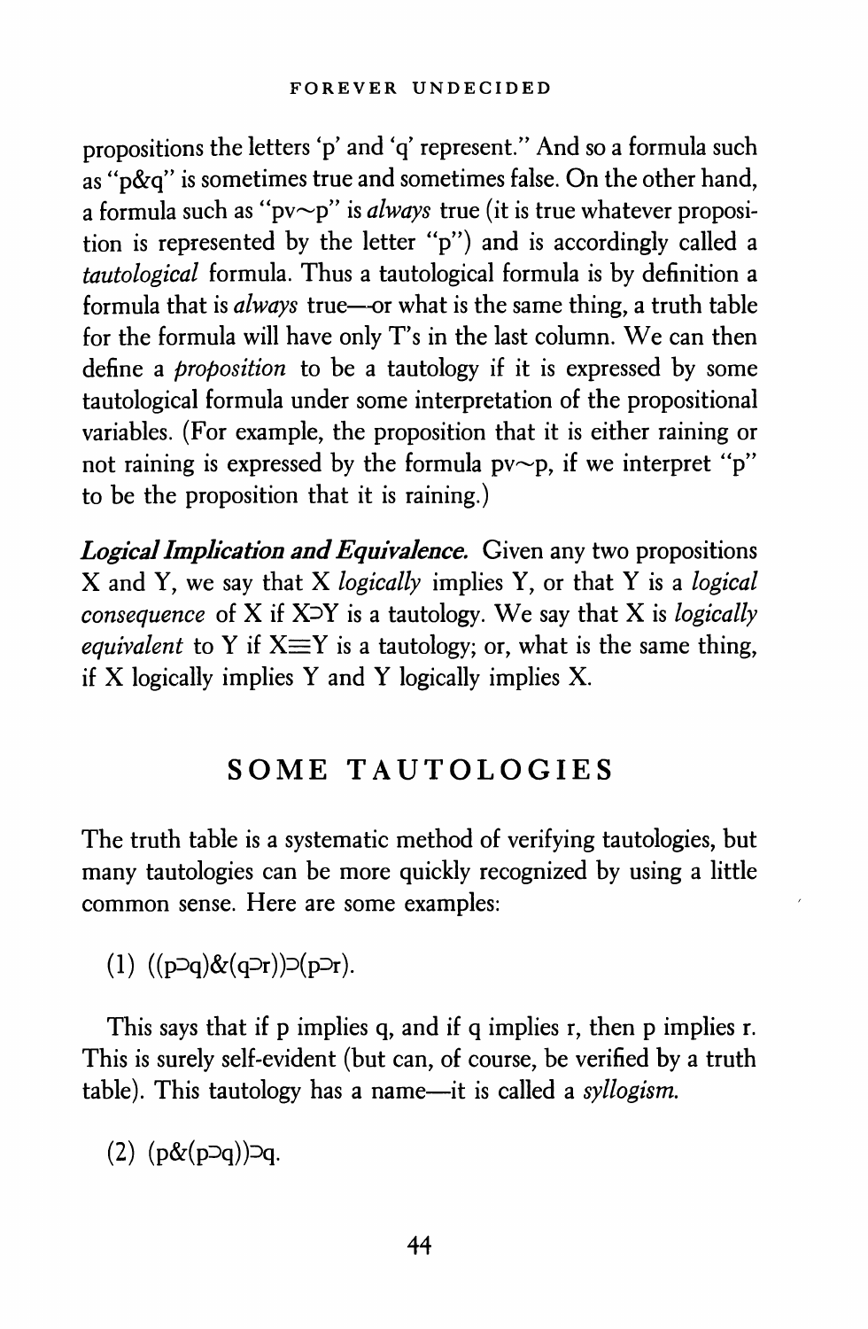propositions the letters 'p' and 'q' represent." And so a formula such as "p&q" is sometimes true and sometimes false. On the other hand, a formula such as "$p \vee \sim p$" is *always* true (it is true whatever proposition is represented by the letter "p") and is accordingly called a *tautological* formula. Thus a tautological formula is by definition a formula that is *always* true—or what is the same thing, a truth table for the formula will have only T's in the last column. We can then define a *proposition* to be a tautology if it is expressed by some tautological formula under some interpretation of the propositional variables. (For example, the proposition that it is either raining or not raining is expressed by the formula $p \vee \sim p$, if we interpret "p" to be the proposition that it is raining.)

***Logical Implication and Equivalence.*** Given any two propositions X and Y, we say that X *logically* implies Y, or that Y is a *logical consequence* of X if $X \supset Y$ is a tautology. We say that X is *logically equivalent* to Y if $X \equiv Y$ is a tautology; or, what is the same thing, if X logically implies Y and Y logically implies X.

## SOME TAUTOLOGIES

The truth table is a systematic method of verifying tautologies, but many tautologies can be more quickly recognized by using a little common sense. Here are some examples:

(1) $((p \supset q) \& (q \supset r)) \supset (p \supset r)$.

This says that if p implies q, and if q implies r, then p implies r. This is surely self-evident (but can, of course, be verified by a truth table). This tautology has a name—it is called a *syllogism.*

(2) $(p \& (p \supset q)) \supset q$.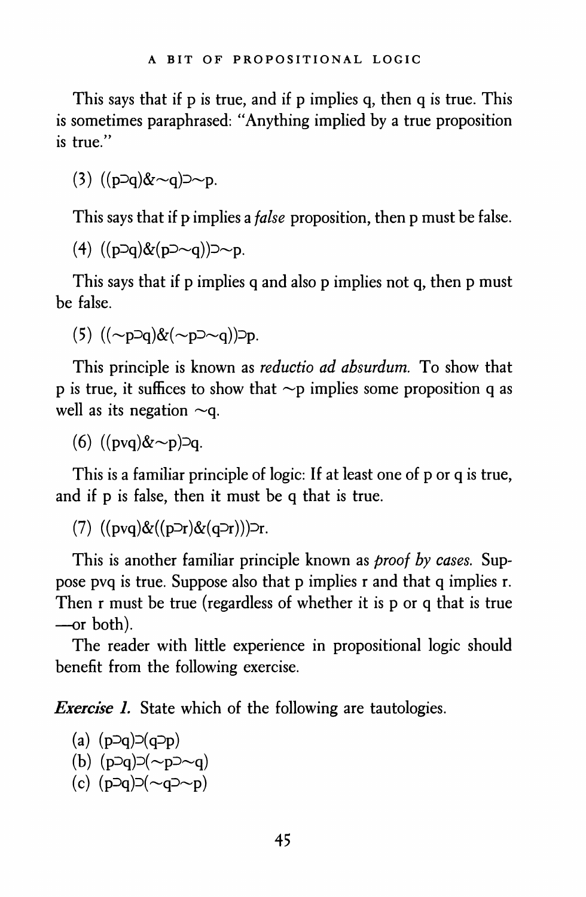This says that if p is true, and if p implies q, then q is true. This is sometimes paraphrased: "Anything implied by a true proposition is true."

(3) $((p \supset q) \& \sim q) \supset \sim p$.

This says that if p implies a *false* proposition, then p must be false.

(4) $((p \supset q) \& (p \supset \sim q)) \supset \sim p$.

This says that if p implies q and also p implies not q, then p must be false.

(5) $((\sim p \supset q) \& (\sim p \supset \sim q)) \supset p$.

This principle is known as *reductio ad absurdum.* To show that p is true, it suffices to show that $\sim p$ implies some proposition q as well as its negation $\sim q$.

(6) $((p \vee q) \& \sim p) \supset q$.

This is a familiar principle of logic: If at least one of p or q is true, and if p is false, then it must be q that is true.

(7) $((p \vee q) \& ((p \supset r) \& (q \supset r))) \supset r$.

This is another familiar principle known as *proof by cases.* Suppose $p \vee q$ is true. Suppose also that p implies r and that q implies r. Then r must be true (regardless of whether it is p or q that is true —or both).

The reader with little experience in propositional logic should benefit from the following exercise.

***Exercise 1.*** State which of the following are tautologies.

(a) $(p \supset q) \supset (q \supset p)$
(b) $(p \supset q) \supset (\sim p \supset \sim q)$
(c) $(p \supset q) \supset (\sim q \supset \sim p)$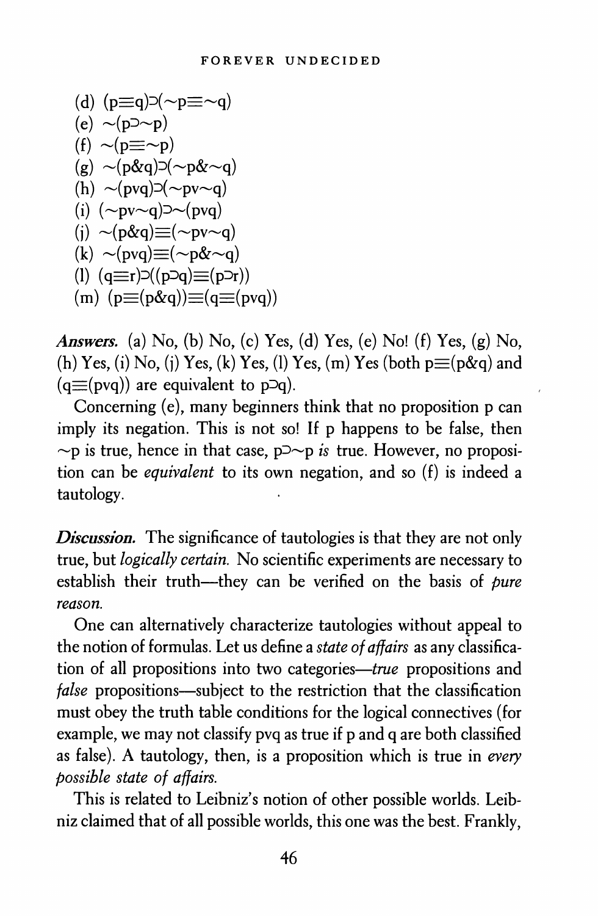(d) $(p \equiv q) \supset (\sim p \equiv \sim q)$
(e) $\sim(p \supset \sim p)$
(f) $\sim(p \equiv \sim p)$
(g) $\sim(p \& q) \supset (\sim p \& \sim q)$
(h) $\sim(p \vee q) \supset (\sim p \vee \sim q)$
(i) $(\sim p \vee \sim q) \supset \sim(p \vee q)$
(j) $\sim(p \& q) \equiv (\sim p \vee \sim q)$
(k) $\sim(p \vee q) \equiv (\sim p \& \sim q)$
(l) $(q \equiv r) \supset ((p \supset q) \equiv (p \supset r))$
(m) $(p \equiv (p \& q)) \equiv (q \equiv (p \vee q))$

***Answers.*** (a) No, (b) No, (c) Yes, (d) Yes, (e) No! (f) Yes, (g) No, (h) Yes, (i) No, (j) Yes, (k) Yes, (l) Yes, (m) Yes (both $p \equiv (p \& q)$ and $(q \equiv (p \vee q))$ are equivalent to $p \supset q$).

Concerning (e), many beginners think that no proposition p can imply its negation. This is not so! If p happens to be false, then $\sim p$ is true, hence in that case, $p \supset \sim p$ *is* true. However, no proposition can be *equivalent* to its own negation, and so (f) is indeed a tautology.

***Discussion.*** The significance of tautologies is that they are not only true, but *logically certain.* No scientific experiments are necessary to establish their truth—they can be verified on the basis of *pure reason.*

One can alternatively characterize tautologies without appeal to the notion of formulas. Let us define a *state of affairs* as any classification of all propositions into two categories—*true* propositions and *false* propositions—subject to the restriction that the classification must obey the truth table conditions for the logical connectives (for example, we may not classify $p \vee q$ as true if p and q are both classified as false). A tautology, then, is a proposition which is true in *every possible state of affairs.*

This is related to Leibniz's notion of other possible worlds. Leibniz claimed that of all possible worlds, this one was the best. Frankly,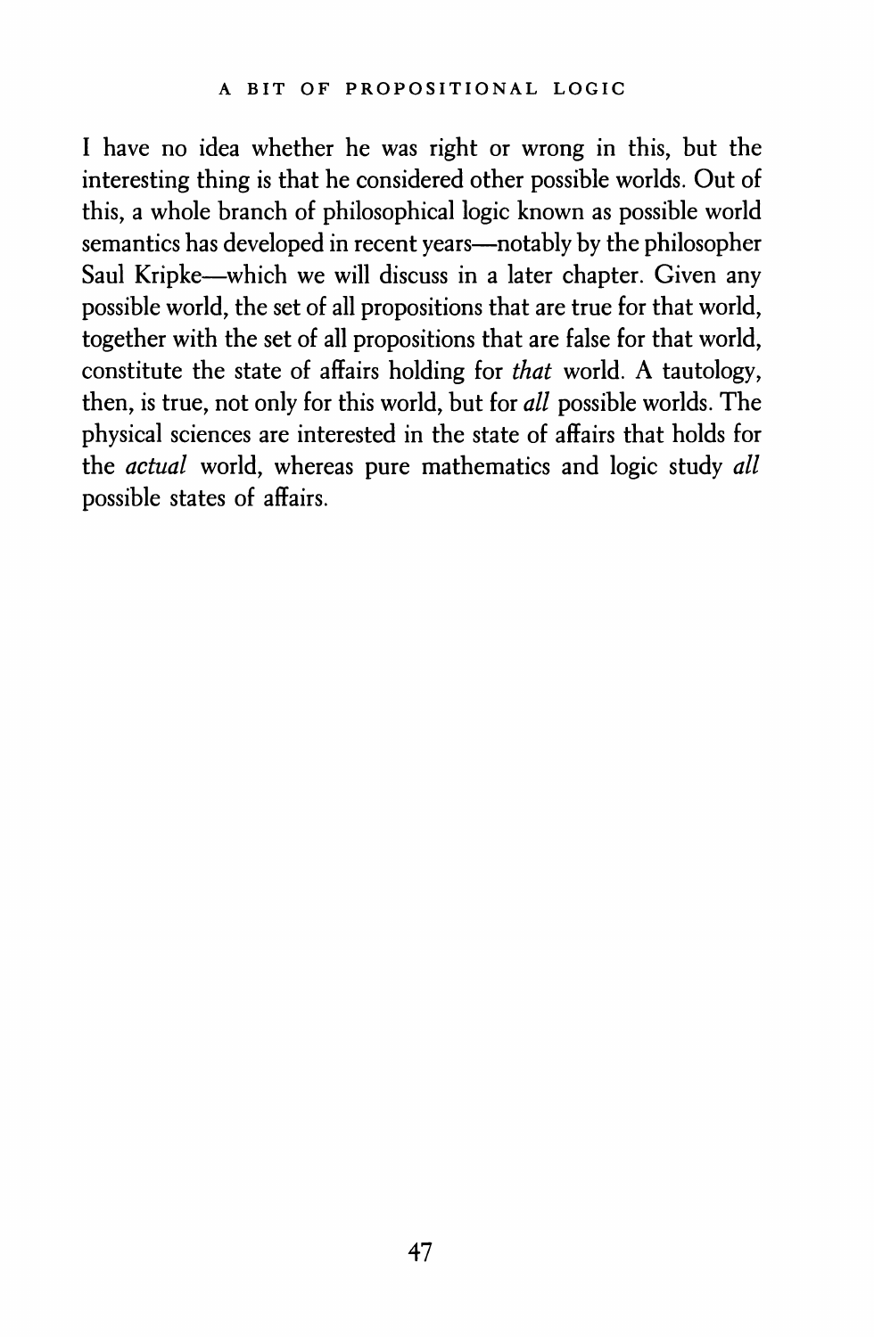I have no idea whether he was right or wrong in this, but the interesting thing is that he considered other possible worlds. Out of this, a whole branch of philosophical logic known as possible world semantics has developed in recent years—notably by the philosopher Saul Kripke—which we will discuss in a later chapter. Given any possible world, the set of all propositions that are true for that world, together with the set of all propositions that are false for that world, constitute the state of affairs holding for *that* world. A tautology, then, is true, not only for this world, but for *all* possible worlds. The physical sciences are interested in the state of affairs that holds for the *actual* world, whereas pure mathematics and logic study *all* possible states of affairs.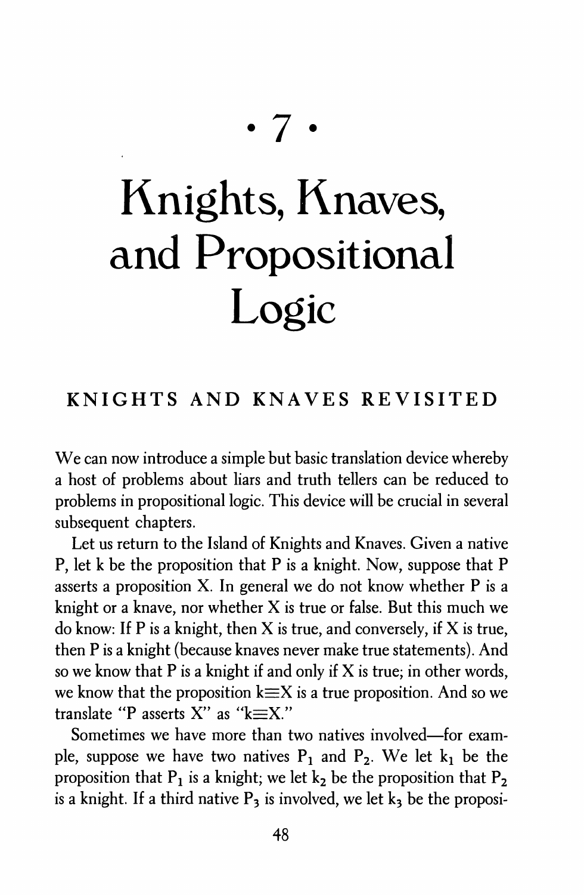# • 7 •

# Knights, Knaves, and Propositional Logic

## KNIGHTS AND KNAVES REVISITED

We can now introduce a simple but basic translation device whereby a host of problems about liars and truth tellers can be reduced to problems in propositional logic. This device will be crucial in several subsequent chapters.

Let us return to the Island of Knights and Knaves. Given a native P, let k be the proposition that P is a knight. Now, suppose that P asserts a proposition X. In general we do not know whether P is a knight or a knave, nor whether X is true or false. But this much we do know: If P is a knight, then X is true, and conversely, if X is true, then P is a knight (because knaves never make true statements). And so we know that P is a knight if and only if X is true; in other words, we know that the proposition $k \equiv X$ is a true proposition. And so we translate "P asserts X" as "$k \equiv X$."

Sometimes we have more than two natives involved—for example, suppose we have two natives $P_1$ and $P_2$. We let $k_1$ be the proposition that $P_1$ is a knight; we let $k_2$ be the proposition that $P_2$ is a knight. If a third native $P_3$ is involved, we let $k_3$ be the proposi-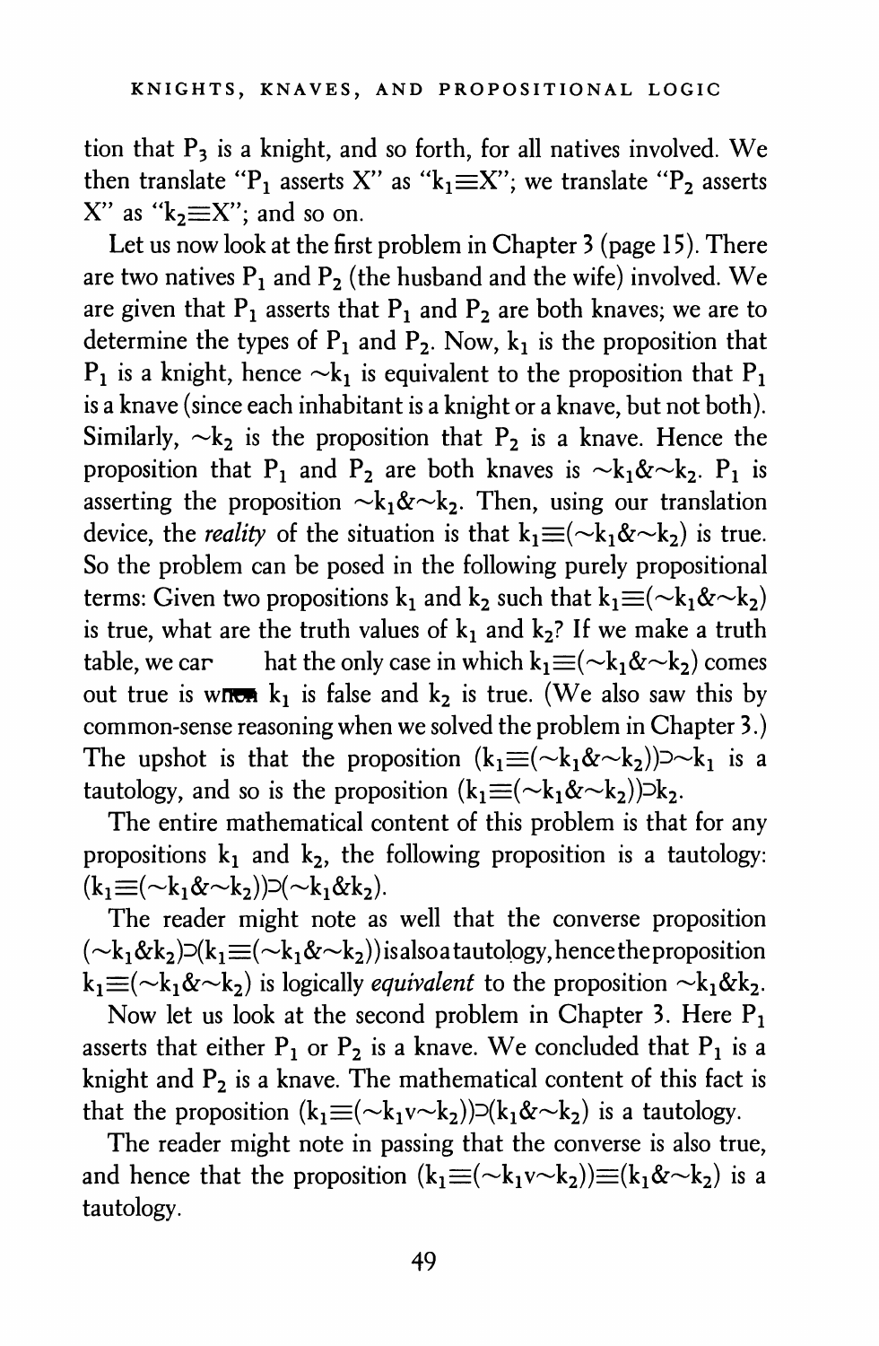tion that $P_3$ is a knight, and so forth, for all natives involved. We then translate "$P_1$ asserts X" as "$k_1 \equiv X$"; we translate "$P_2$ asserts X" as "$k_2 \equiv X$"; and so on.

Let us now look at the first problem in Chapter 3 (page 15). There are two natives $P_1$ and $P_2$ (the husband and the wife) involved. We are given that $P_1$ asserts that $P_1$ and $P_2$ are both knaves; we are to determine the types of $P_1$ and $P_2$. Now, $k_1$ is the proposition that $P_1$ is a knight, hence $\sim k_1$ is equivalent to the proposition that $P_1$ is a knave (since each inhabitant is a knight or a knave, but not both). Similarly, $\sim k_2$ is the proposition that $P_2$ is a knave. Hence the proposition that $P_1$ and $P_2$ are both knaves is $\sim k_1 \& \sim k_2$. $P_1$ is asserting the proposition $\sim k_1 \& \sim k_2$. Then, using our translation device, the *reality* of the situation is that $k_1 \equiv (\sim k_1 \& \sim k_2)$ is true. So the problem can be posed in the following purely propositional terms: Given two propositions $k_1$ and $k_2$ such that $k_1 \equiv (\sim k_1 \& \sim k_2)$ is true, what are the truth values of $k_1$ and $k_2$? If we make a truth table, we can see that the only case in which $k_1 \equiv (\sim k_1 \& \sim k_2)$ comes out true is when $k_1$ is false and $k_2$ is true. (We also saw this by common-sense reasoning when we solved the problem in Chapter 3.) The upshot is that the proposition $(k_1 \equiv (\sim k_1 \& \sim k_2)) \supset \sim k_1$ is a tautology, and so is the proposition $(k_1 \equiv (\sim k_1 \& \sim k_2)) \supset k_2$.

The entire mathematical content of this problem is that for any propositions $k_1$ and $k_2$, the following proposition is a tautology: $(k_1 \equiv (\sim k_1 \& \sim k_2)) \supset (\sim k_1 \& k_2)$.

The reader might note as well that the converse proposition $(\sim k_1 \& k_2) \supset (k_1 \equiv (\sim k_1 \& \sim k_2))$ is also a tautology, hence the proposition $k_1 \equiv (\sim k_1 \& \sim k_2)$ is logically *equivalent* to the proposition $\sim k_1 \& k_2$.

Now let us look at the second problem in Chapter 3. Here $P_1$ asserts that either $P_1$ or $P_2$ is a knave. We concluded that $P_1$ is a knight and $P_2$ is a knave. The mathematical content of this fact is that the proposition $(k_1 \equiv (\sim k_1 \vee \sim k_2)) \supset (k_1 \& \sim k_2)$ is a tautology.

The reader might note in passing that the converse is also true, and hence that the proposition $(k_1 \equiv (\sim k_1 \vee \sim k_2)) \equiv (k_1 \& \sim k_2)$ is a tautology.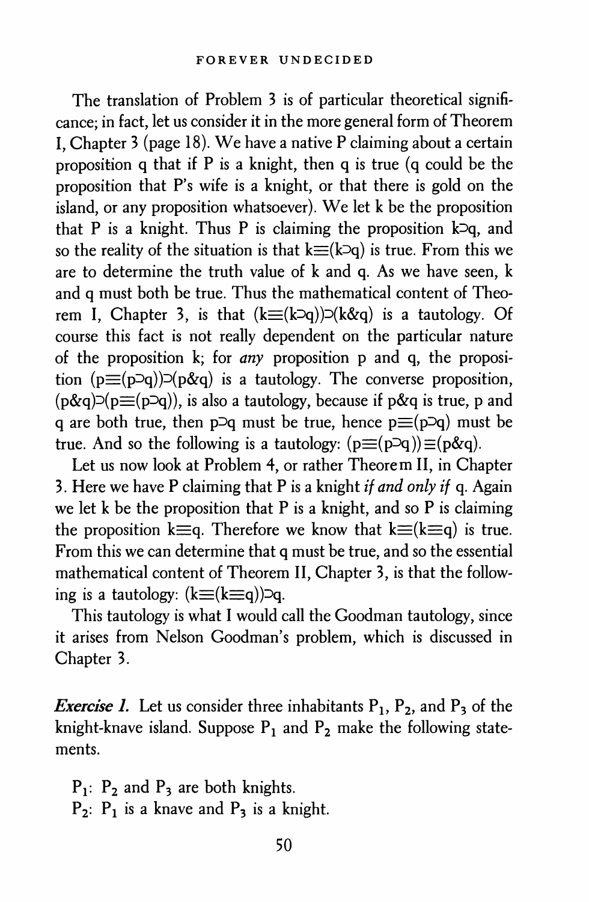The translation of Problem 3 is of particular theoretical significance; in fact, let us consider it in the more general form of Theorem I, Chapter 3 (page 18). We have a native P claiming about a certain proposition q that if P is a knight, then q is true (q could be the proposition that P's wife is a knight, or that there is gold on the island, or any proposition whatsoever). We let k be the proposition that P is a knight. Thus P is claiming the proposition $k \supset q$, and so the reality of the situation is that $k \equiv (k \supset q)$ is true. From this we are to determine the truth value of k and q. As we have seen, k and q must both be true. Thus the mathematical content of Theorem I, Chapter 3, is that $(k \equiv (k \supset q)) \supset (k \& q)$ is a tautology. Of course this fact is not really dependent on the particular nature of the proposition k; for *any* proposition p and q, the proposition $(p \equiv (p \supset q)) \supset (p \& q)$ is a tautology. The converse proposition, $(p \& q) \supset (p \equiv (p \supset q))$, is also a tautology, because if $p \& q$ is true, p and q are both true, then $p \supset q$ must be true, hence $p \equiv (p \supset q)$ must be true. And so the following is a tautology: $(p \equiv (p \supset q)) \equiv (p \& q)$.

Let us now look at Problem 4, or rather Theorem II, in Chapter 3. Here we have P claiming that P is a knight *if and only if* q. Again we let k be the proposition that P is a knight, and so P is claiming the proposition $k \equiv q$. Therefore we know that $k \equiv (k \equiv q)$ is true. From this we can determine that q must be true, and so the essential mathematical content of Theorem II, Chapter 3, is that the following is a tautology: $(k \equiv (k \equiv q)) \supset q$.

This tautology is what I would call the Goodman tautology, since it arises from Nelson Goodman's problem, which is discussed in Chapter 3.

***Exercise 1.*** Let us consider three inhabitants $P_1$, $P_2$, and $P_3$ of the knight-knave island. Suppose $P_1$ and $P_2$ make the following statements.

$P_1$: $P_2$ and $P_3$ are both knights.
$P_2$: $P_1$ is a knave and $P_3$ is a knight.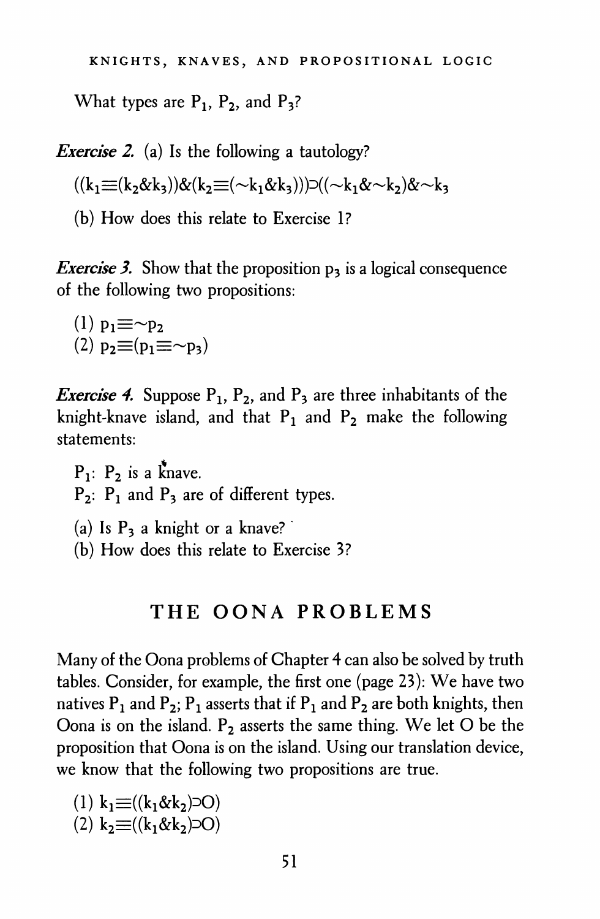What types are $P_1$, $P_2$, and $P_3$?

***Exercise 2.*** (a) Is the following a tautology?

$$((k_1 \equiv (k_2 \& k_3)) \& (k_2 \equiv (\sim k_1 \& k_3))) \supset ((\sim k_1 \& \sim k_2) \& \sim k_3$$

(b) How does this relate to Exercise 1?

***Exercise 3.*** Show that the proposition $p_3$ is a logical consequence of the following two propositions:

(1) $p_1 \equiv \sim p_2$
(2) $p_2 \equiv (p_1 \equiv \sim p_3)$

***Exercise 4.*** Suppose $P_1$, $P_2$, and $P_3$ are three inhabitants of the knight-knave island, and that $P_1$ and $P_2$ make the following statements:

$P_1$: $P_2$ is a knave.
$P_2$: $P_1$ and $P_3$ are of different types.

(a) Is $P_3$ a knight or a knave?
(b) How does this relate to Exercise 3?

## THE OONA PROBLEMS

Many of the Oona problems of Chapter 4 can also be solved by truth tables. Consider, for example, the first one (page 23): We have two natives $P_1$ and $P_2$; $P_1$ asserts that if $P_1$ and $P_2$ are both knights, then Oona is on the island. $P_2$ asserts the same thing. We let O be the proposition that Oona is on the island. Using our translation device, we know that the following two propositions are true.

(1) $k_1 \equiv ((k_1 \& k_2) \supset O)$
(2) $k_2 \equiv ((k_1 \& k_2) \supset O)$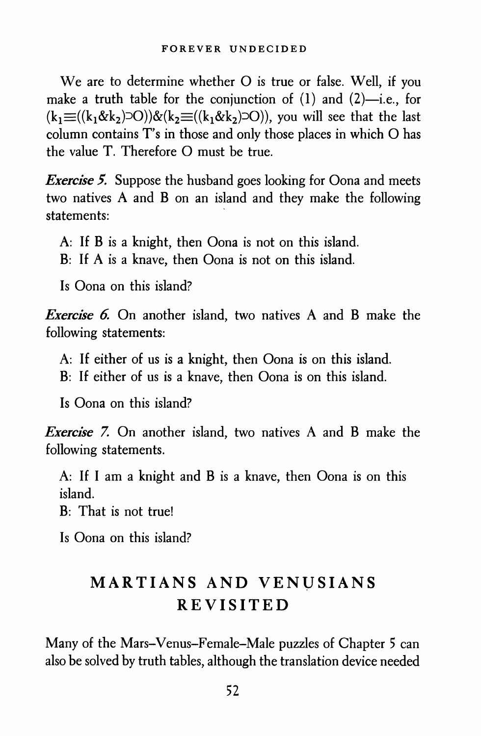We are to determine whether O is true or false. Well, if you make a truth table for the conjunction of (1) and (2)—i.e., for $(k_1 \equiv ((k_1 \& k_2) \supset O)) \& (k_2 \equiv ((k_1 \& k_2) \supset O))$, you will see that the last column contains T's in those and only those places in which O has the value T. Therefore O must be true.

***Exercise 5.*** Suppose the husband goes looking for Oona and meets two natives A and B on an island and they make the following statements:

A: If B is a knight, then Oona is not on this island.
B: If A is a knave, then Oona is not on this island.

Is Oona on this island?

***Exercise 6.*** On another island, two natives A and B make the following statements:

A: If either of us is a knight, then Oona is on this island.
B: If either of us is a knave, then Oona is on this island.

Is Oona on this island?

***Exercise 7.*** On another island, two natives A and B make the following statements.

A: If I am a knight and B is a knave, then Oona is on this island.
B: That is not true!

Is Oona on this island?

## MARTIANS AND VENUSIANS REVISITED

Many of the Mars–Venus–Female–Male puzzles of Chapter 5 can also be solved by truth tables, although the translation device needed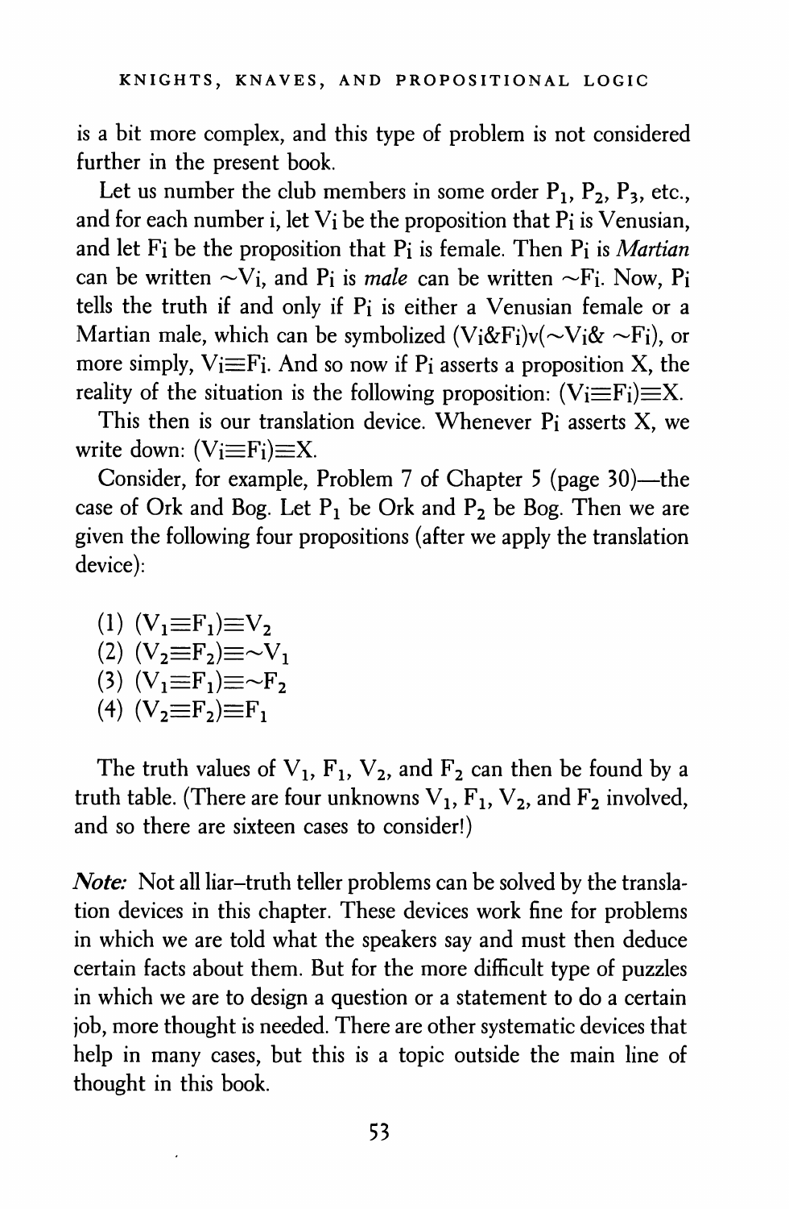is a bit more complex, and this type of problem is not considered further in the present book.

Let us number the club members in some order $P_1$, $P_2$, $P_3$, etc., and for each number i, let $V_i$ be the proposition that $P_i$ is Venusian, and let $F_i$ be the proposition that $P_i$ is female. Then $P_i$ is *Martian* can be written $\sim V_i$, and $P_i$ is *male* can be written $\sim F_i$. Now, $P_i$ tells the truth if and only if $P_i$ is either a Venusian female or a Martian male, which can be symbolized $(V_i \& F_i) \vee (\sim V_i \& \sim F_i)$, or more simply, $V_i \equiv F_i$. And so now if $P_i$ asserts a proposition X, the reality of the situation is the following proposition: $(V_i \equiv F_i) \equiv X$.

This then is our translation device. Whenever $P_i$ asserts X, we write down: $(V_i \equiv F_i) \equiv X$.

Consider, for example, Problem 7 of Chapter 5 (page 30)—the case of Ork and Bog. Let $P_1$ be Ork and $P_2$ be Bog. Then we are given the following four propositions (after we apply the translation device):

(1) $(V_1 \equiv F_1) \equiv V_2$
(2) $(V_2 \equiv F_2) \equiv \sim V_1$
(3) $(V_1 \equiv F_1) \equiv \sim F_2$
(4) $(V_2 \equiv F_2) \equiv F_1$

The truth values of $V_1$, $F_1$, $V_2$, and $F_2$ can then be found by a truth table. (There are four unknowns $V_1$, $F_1$, $V_2$, and $F_2$ involved, and so there are sixteen cases to consider!)

***Note:*** Not all liar–truth teller problems can be solved by the translation devices in this chapter. These devices work fine for problems in which we are told what the speakers say and must then deduce certain facts about them. But for the more difficult type of puzzles in which we are to design a question or a statement to do a certain job, more thought is needed. There are other systematic devices that help in many cases, but this is a topic outside the main line of thought in this book.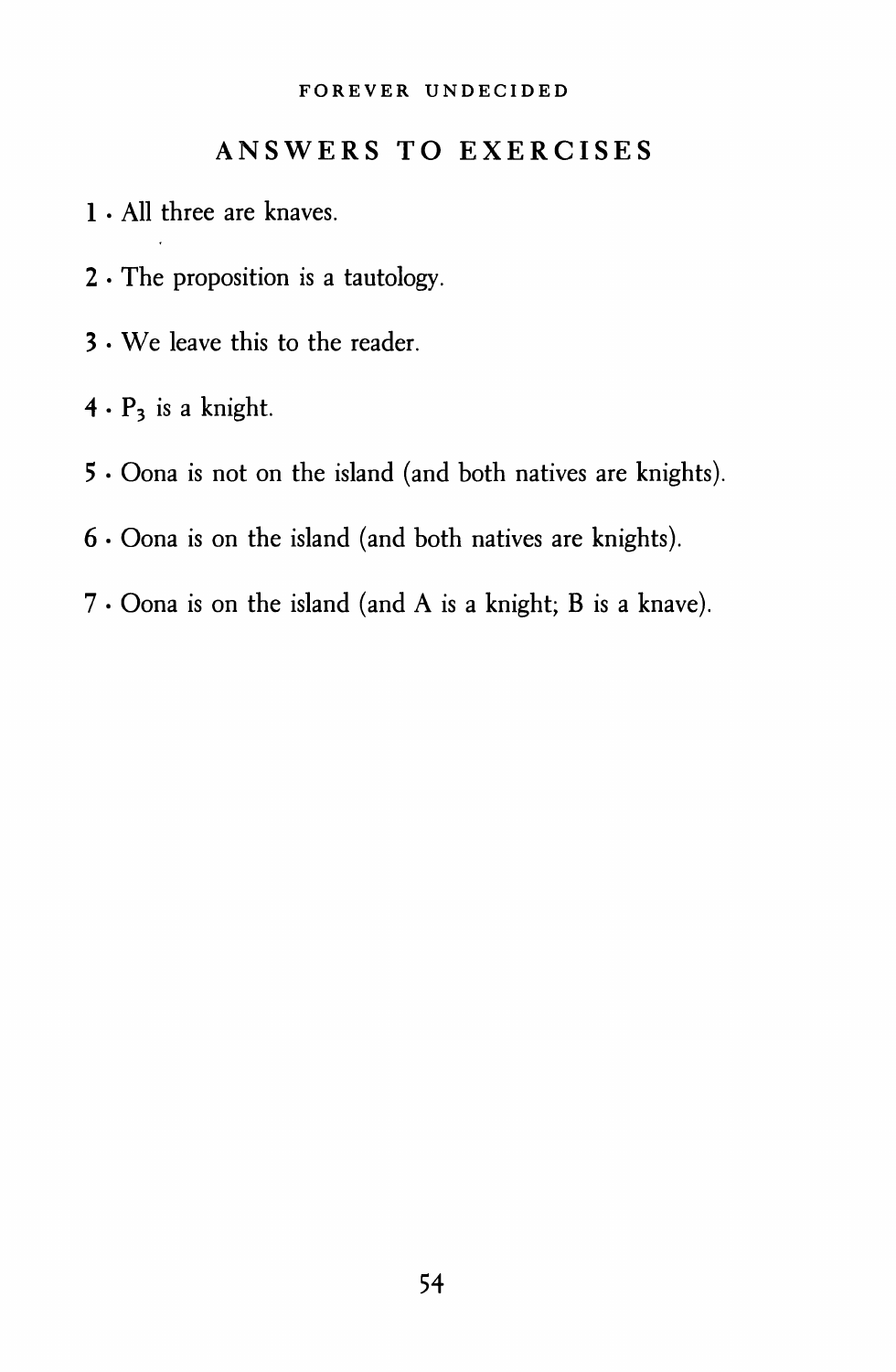## ANSWERS TO EXERCISES

1 · All three are knaves.

2 · The proposition is a tautology.

3 · We leave this to the reader.

4 · $P_3$ is a knight.

5 · Oona is not on the island (and both natives are knights).

6 · Oona is on the island (and both natives are knights).

7 · Oona is on the island (and A is a knight; B is a knave).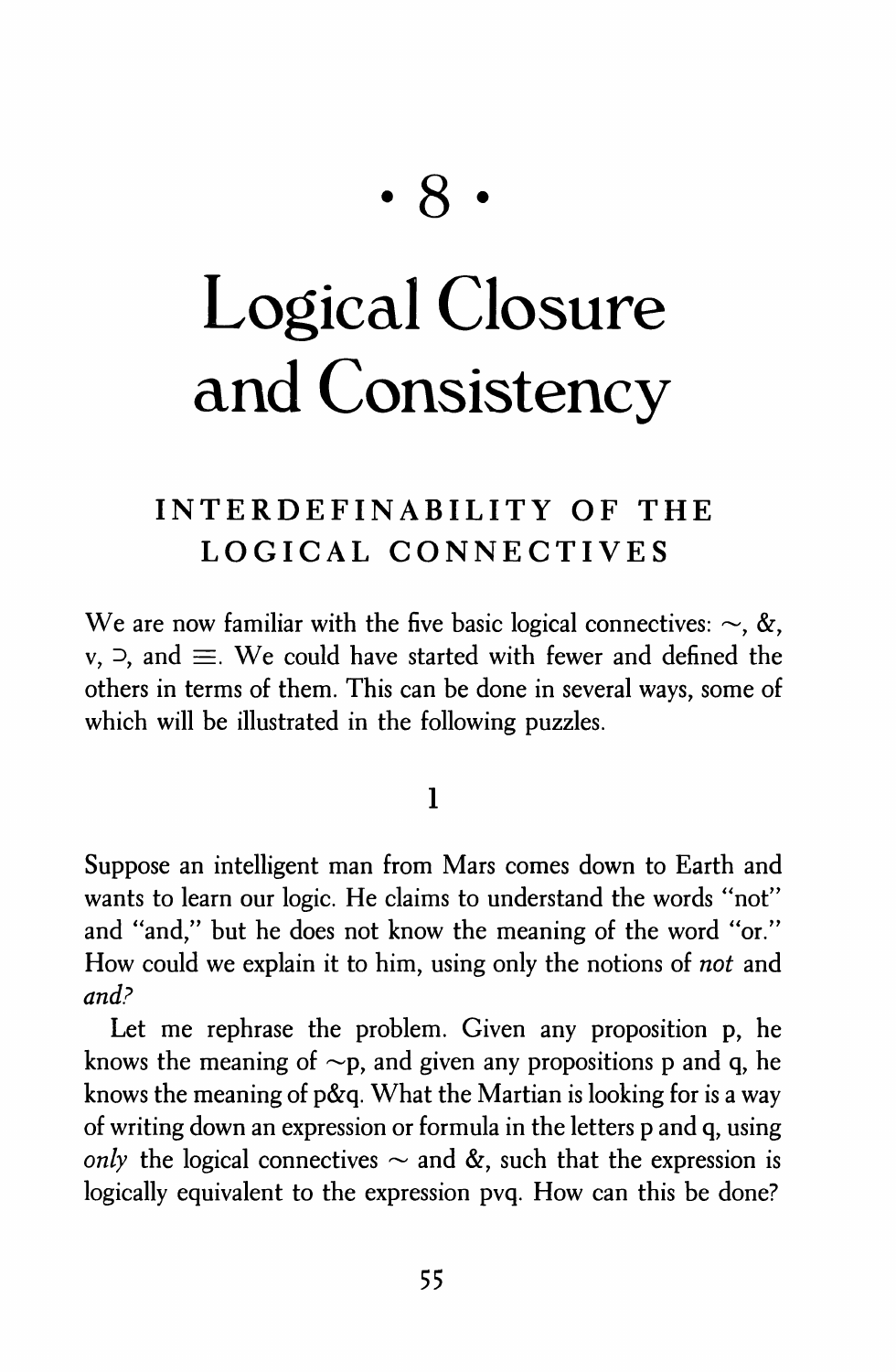# · 8 ·

# Logical Closure and Consistency

## INTERDEFINABILITY OF THE LOGICAL CONNECTIVES

We are now familiar with the five basic logical connectives: $\sim$, &, v, $\supset$, and $\equiv$. We could have started with fewer and defined the others in terms of them. This can be done in several ways, some of which will be illustrated in the following puzzles.

### 1

Suppose an intelligent man from Mars comes down to Earth and wants to learn our logic. He claims to understand the words "not" and "and," but he does not know the meaning of the word "or." How could we explain it to him, using only the notions of *not* and *and?*

Let me rephrase the problem. Given any proposition p, he knows the meaning of $\sim$p, and given any propositions p and q, he knows the meaning of p&q. What the Martian is looking for is a way of writing down an expression or formula in the letters p and q, using *only* the logical connectives $\sim$ and &, such that the expression is logically equivalent to the expression pvq. How can this be done?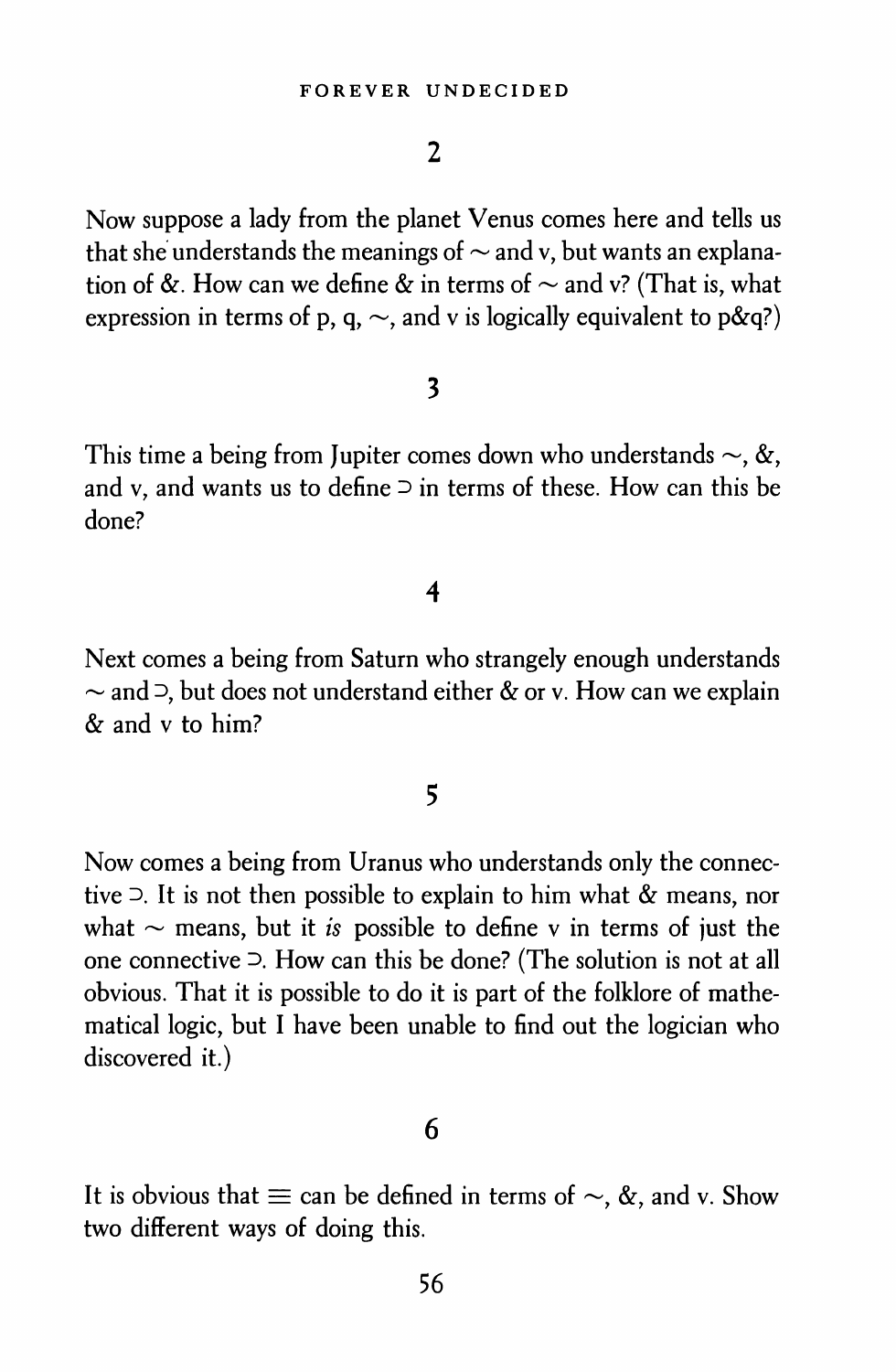## 2

Now suppose a lady from the planet Venus comes here and tells us that she understands the meanings of ~ and v, but wants an explanation of &. How can we define & in terms of ~ and v? (That is, what expression in terms of p, q, ~, and v is logically equivalent to p&q?)

## 3

This time a being from Jupiter comes down who understands ~, &, and v, and wants us to define ⊃ in terms of these. How can this be done?

## 4

Next comes a being from Saturn who strangely enough understands ~ and ⊃, but does not understand either & or v. How can we explain & and v to him?

## 5

Now comes a being from Uranus who understands only the connective ⊃. It is not then possible to explain to him what & means, nor what ~ means, but it *is* possible to define v in terms of just the one connective ⊃. How can this be done? (The solution is not at all obvious. That it is possible to do it is part of the folklore of mathematical logic, but I have been unable to find out the logician who discovered it.)

## 6

It is obvious that ≡ can be defined in terms of ~, &, and v. Show two different ways of doing this.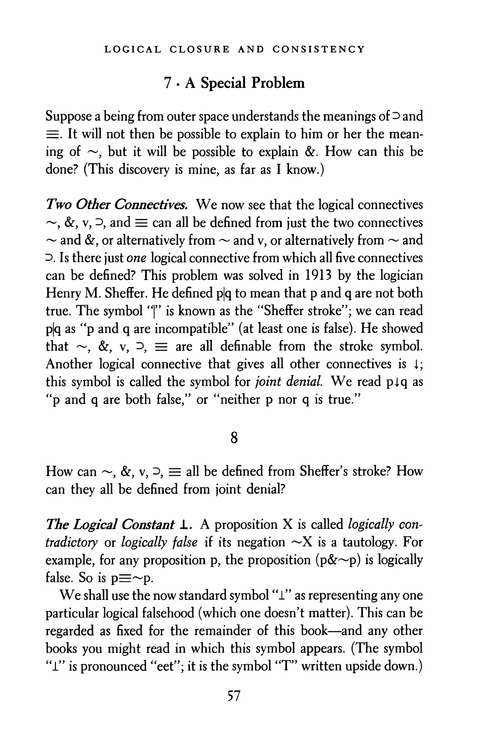## 7 · A Special Problem

Suppose a being from outer space understands the meanings of $\supset$ and $\equiv$. It will not then be possible to explain to him or her the meaning of $\sim$, but it will be possible to explain &. How can this be done? (This discovery is mine, as far as I know.)

***Two Other Connectives.*** We now see that the logical connectives $\sim$, &, v, $\supset$, and $\equiv$ can all be defined from just the two connectives $\sim$ and &, or alternatively from $\sim$ and v, or alternatively from $\sim$ and $\supset$. Is there just *one* logical connective from which all five connectives can be defined? This problem was solved in 1913 by the logician Henry M. Sheffer. He defined p|q to mean that p and q are not both true. The symbol "|" is known as the "Sheffer stroke"; we can read p|q as "p and q are incompatible" (at least one is false). He showed that $\sim$, &, v, $\supset$, $\equiv$ are all definable from the stroke symbol. Another logical connective that gives all other connectives is $\downarrow$; this symbol is called the symbol for *joint denial.* We read p$\downarrow$q as "p and q are both false," or "neither p nor q is true."

## 8

How can $\sim$, &, v, $\supset$, $\equiv$ all be defined from Sheffer's stroke? How can they all be defined from joint denial?

***The Logical Constant $\perp$.*** A proposition X is called *logically contradictory* or *logically false* if its negation $\sim$X is a tautology. For example, for any proposition p, the proposition (p&$\sim$p) is logically false. So is p$\equiv\sim$p.

We shall use the now standard symbol "$\perp$" as representing any one particular logical falsehood (which one doesn't matter). This can be regarded as fixed for the remainder of this book—and any other books you might read in which this symbol appears. (The symbol "$\perp$" is pronounced "eet"; it is the symbol "T" written upside down.)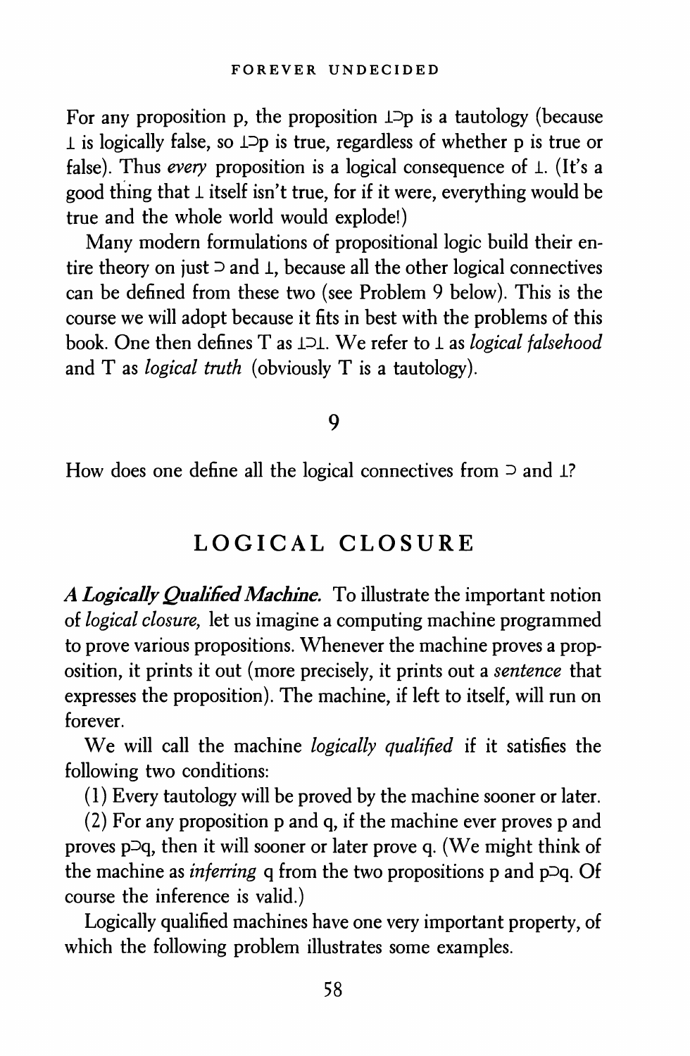For any proposition p, the proposition $\bot \supset p$ is a tautology (because $\bot$ is logically false, so $\bot \supset p$ is true, regardless of whether p is true or false). Thus *every* proposition is a logical consequence of $\bot$. (It's a good thing that $\bot$ itself isn't true, for if it were, everything would be true and the whole world would explode!)

Many modern formulations of propositional logic build their entire theory on just $\supset$ and $\bot$, because all the other logical connectives can be defined from these two (see Problem 9 below). This is the course we will adopt because it fits in best with the problems of this book. One then defines T as $\bot \supset \bot$. We refer to $\bot$ as *logical falsehood* and T as *logical truth* (obviously T is a tautology).

### 9

How does one define all the logical connectives from $\supset$ and $\bot$?

## LOGICAL CLOSURE

***A Logically Qualified Machine.*** To illustrate the important notion of *logical closure,* let us imagine a computing machine programmed to prove various propositions. Whenever the machine proves a proposition, it prints it out (more precisely, it prints out a *sentence* that expresses the proposition). The machine, if left to itself, will run on forever.

We will call the machine *logically qualified* if it satisfies the following two conditions:

(1) Every tautology will be proved by the machine sooner or later.

(2) For any proposition p and q, if the machine ever proves p and proves $p \supset q$, then it will sooner or later prove q. (We might think of the machine as *inferring* q from the two propositions p and $p \supset q$. Of course the inference is valid.)

Logically qualified machines have one very important property, of which the following problem illustrates some examples.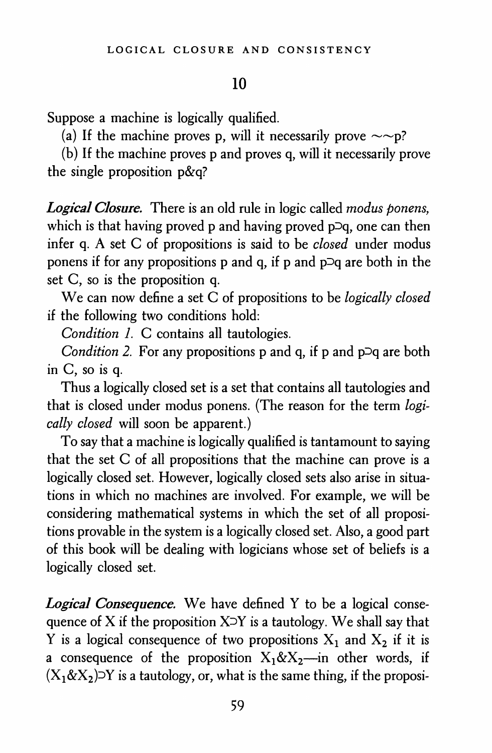## 10

Suppose a machine is logically qualified.

(a) If the machine proves p, will it necessarily prove $\sim\sim p$?

(b) If the machine proves p and proves q, will it necessarily prove the single proposition p&q?

***Logical Closure.*** There is an old rule in logic called *modus ponens,* which is that having proved p and having proved $p \supset q$, one can then infer q. A set C of propositions is said to be *closed* under modus ponens if for any propositions p and q, if p and $p \supset q$ are both in the set C, so is the proposition q.

We can now define a set C of propositions to be *logically closed* if the following two conditions hold:

*Condition 1.* C contains all tautologies.

*Condition 2.* For any propositions p and q, if p and $p \supset q$ are both in C, so is q.

Thus a logically closed set is a set that contains all tautologies and that is closed under modus ponens. (The reason for the term *logically closed* will soon be apparent.)

To say that a machine is logically qualified is tantamount to saying that the set C of all propositions that the machine can prove is a logically closed set. However, logically closed sets also arise in situations in which no machines are involved. For example, we will be considering mathematical systems in which the set of all propositions provable in the system is a logically closed set. Also, a good part of this book will be dealing with logicians whose set of beliefs is a logically closed set.

***Logical Consequence.*** We have defined Y to be a logical consequence of X if the proposition $X \supset Y$ is a tautology. We shall say that Y is a logical consequence of two propositions $X_1$ and $X_2$ if it is a consequence of the proposition $X_1 \& X_2$—in other words, if $(X_1 \& X_2) \supset Y$ is a tautology, or, what is the same thing, if the proposi-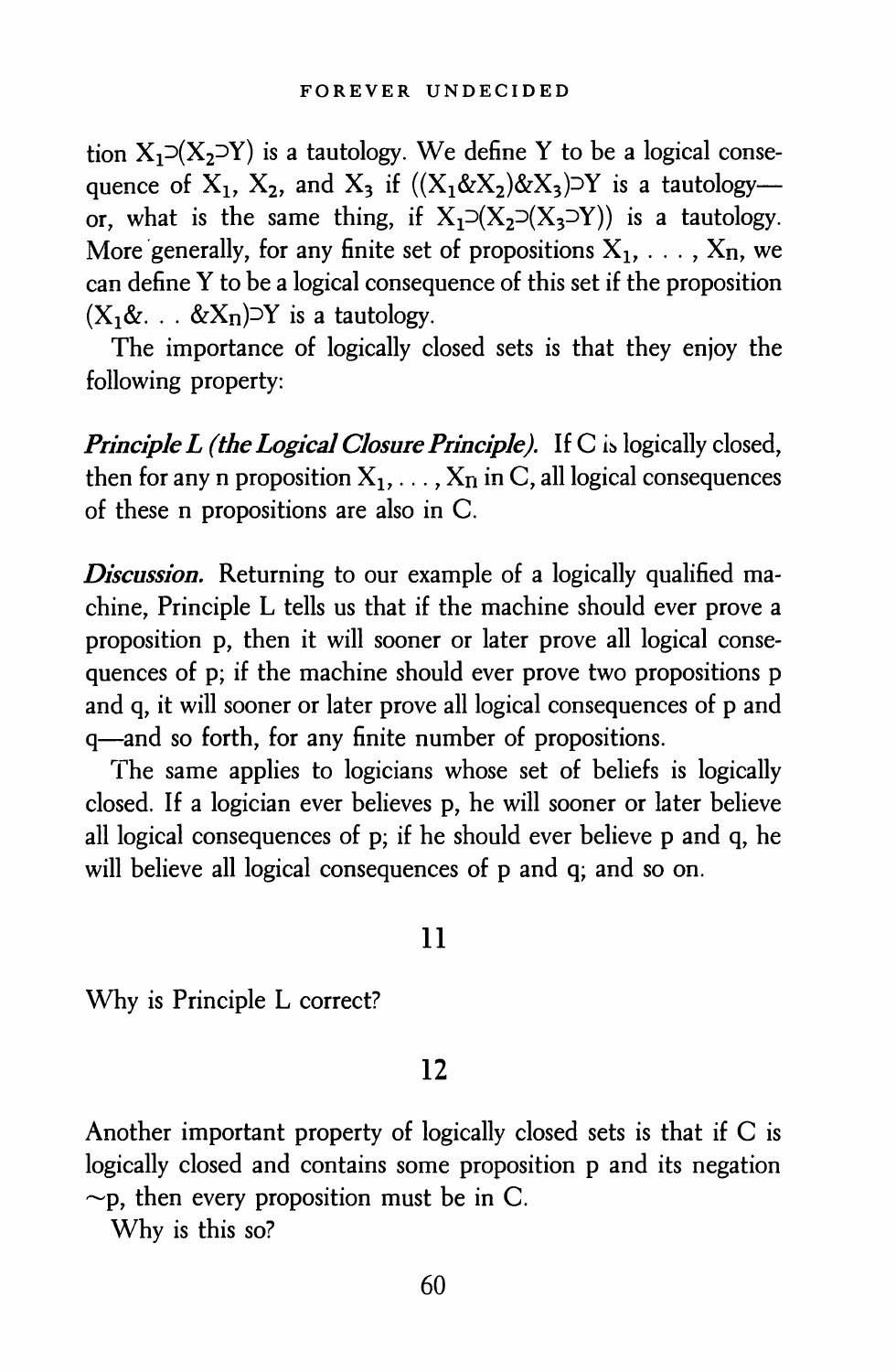tion $X_1 \supset (X_2 \supset Y)$ is a tautology. We define Y to be a logical consequence of $X_1$, $X_2$, and $X_3$ if $((X_1 \& X_2) \& X_3) \supset Y$ is a tautology—or, what is the same thing, if $X_1 \supset (X_2 \supset (X_3 \supset Y))$ is a tautology. More generally, for any finite set of propositions $X_1, \ldots, X_n$, we can define Y to be a logical consequence of this set if the proposition $(X_1 \& \ldots \& X_n) \supset Y$ is a tautology.

The importance of logically closed sets is that they enjoy the following property:

***Principle L (the Logical Closure Principle).*** If C is logically closed, then for any n proposition $X_1, \ldots, X_n$ in C, all logical consequences of these n propositions are also in C.

***Discussion.*** Returning to our example of a logically qualified machine, Principle L tells us that if the machine should ever prove a proposition p, then it will sooner or later prove all logical consequences of p; if the machine should ever prove two propositions p and q, it will sooner or later prove all logical consequences of p and q—and so forth, for any finite number of propositions.

The same applies to logicians whose set of beliefs is logically closed. If a logician ever believes p, he will sooner or later believe all logical consequences of p; if he should ever believe p and q, he will believe all logical consequences of p and q; and so on.

## 11

Why is Principle L correct?

## 12

Another important property of logically closed sets is that if C is logically closed and contains some proposition p and its negation ~p, then every proposition must be in C.

Why is this so?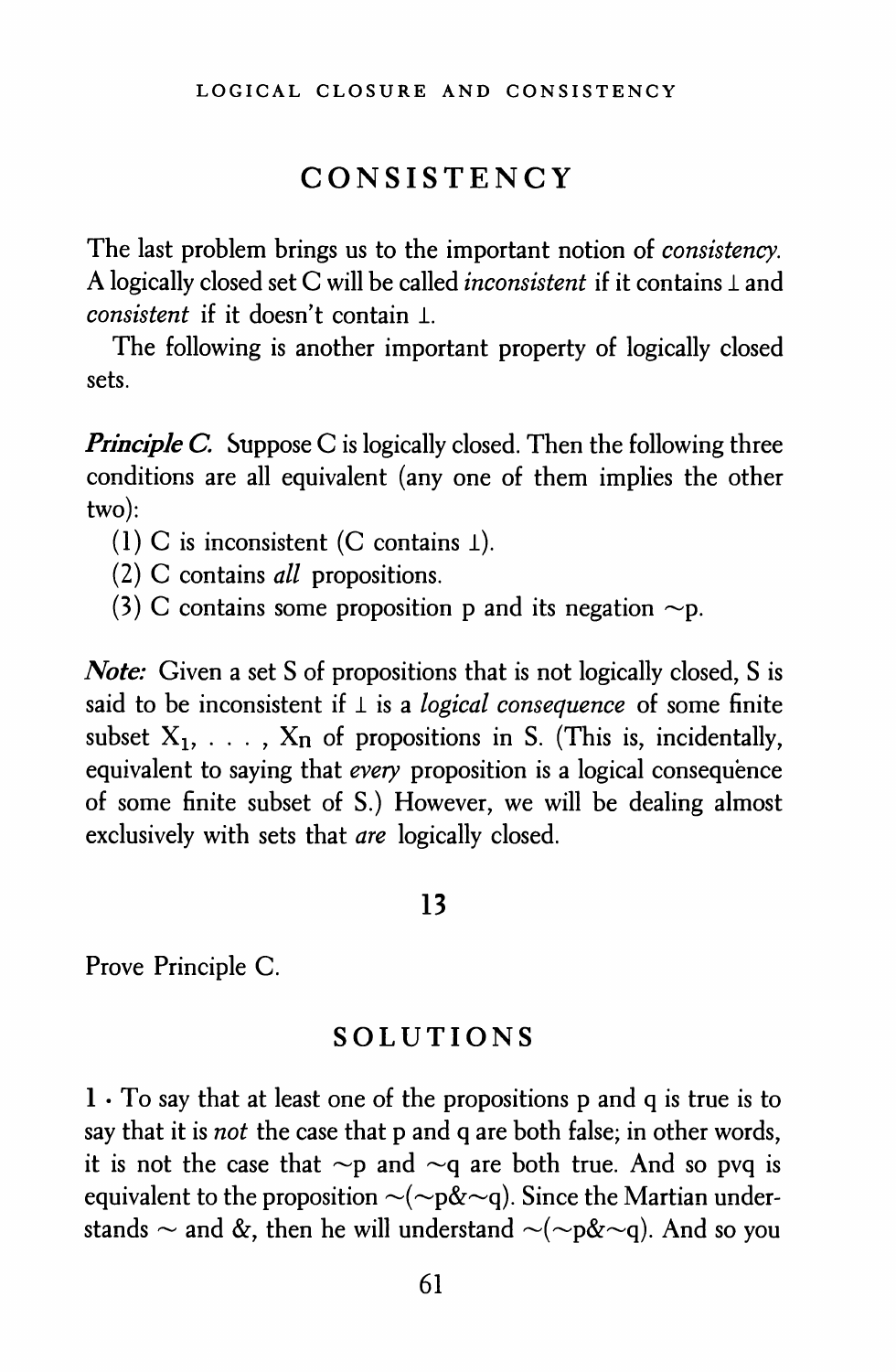## CONSISTENCY

The last problem brings us to the important notion of *consistency*. A logically closed set C will be called *inconsistent* if it contains $\perp$ and *consistent* if it doesn't contain $\perp$.

The following is another important property of logically closed sets.

***Principle C.*** Suppose C is logically closed. Then the following three conditions are all equivalent (any one of them implies the other two):

(1) C is inconsistent (C contains $\perp$).

(2) C contains *all* propositions.

(3) C contains some proposition p and its negation $\sim$p.

***Note:*** Given a set S of propositions that is not logically closed, S is said to be inconsistent if $\perp$ is a *logical consequence* of some finite subset $X_1, \ldots, X_n$ of propositions in S. (This is, incidentally, equivalent to saying that *every* proposition is a logical consequence of some finite subset of S.) However, we will be dealing almost exclusively with sets that *are* logically closed.

### 13

Prove Principle C.

## SOLUTIONS

**1** · To say that at least one of the propositions p and q is true is to say that it is *not* the case that p and q are both false; in other words, it is not the case that $\sim$p and $\sim$q are both true. And so pvq is equivalent to the proposition $\sim(\sim p \& \sim q)$. Since the Martian understands $\sim$ and &, then he will understand $\sim(\sim p \& \sim q)$. And so you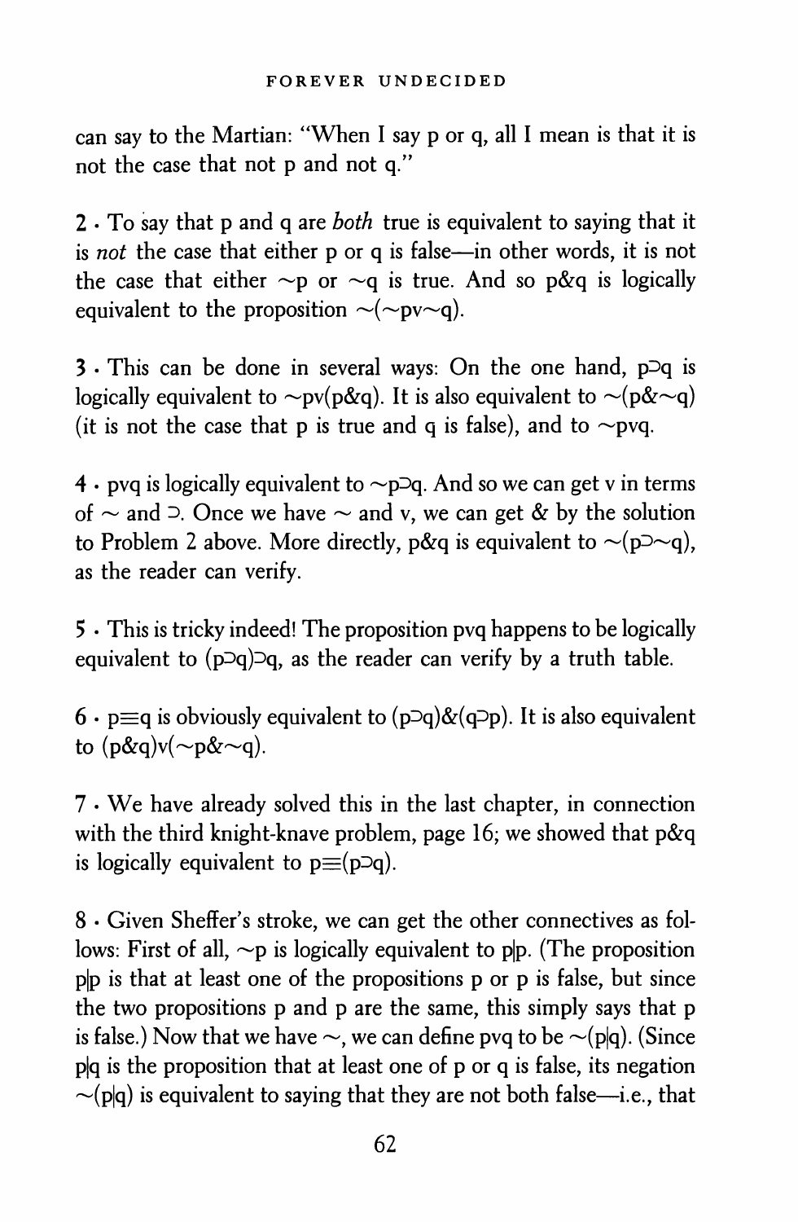can say to the Martian: "When I say p or q, all I mean is that it is not the case that not p and not q."

2 · To say that p and q are *both* true is equivalent to saying that it is *not* the case that either p or q is false—in other words, it is not the case that either $\sim$p or $\sim$q is true. And so p&q is logically equivalent to the proposition $\sim(\sim p \vee \sim q)$.

3 · This can be done in several ways: On the one hand, $p \supset q$ is logically equivalent to $\sim p \vee (p \& q)$. It is also equivalent to $\sim(p \& \sim q)$ (it is not the case that p is true and q is false), and to $\sim p \vee q$.

4 · $p \vee q$ is logically equivalent to $\sim p \supset q$. And so we can get v in terms of $\sim$ and $\supset$. Once we have $\sim$ and v, we can get & by the solution to Problem 2 above. More directly, p&q is equivalent to $\sim(p \supset \sim q)$, as the reader can verify.

5 · This is tricky indeed! The proposition $p \vee q$ happens to be logically equivalent to $(p \supset q) \supset q$, as the reader can verify by a truth table.

6 · $p \equiv q$ is obviously equivalent to $(p \supset q) \& (q \supset p)$. It is also equivalent to $(p \& q) \vee (\sim p \& \sim q)$.

7 · We have already solved this in the last chapter, in connection with the third knight-knave problem, page 16; we showed that p&q is logically equivalent to $p \equiv (p \supset q)$.

8 · Given Sheffer's stroke, we can get the other connectives as follows: First of all, $\sim$p is logically equivalent to p|p. (The proposition p|p is that at least one of the propositions p or p is false, but since the two propositions p and p are the same, this simply says that p is false.) Now that we have $\sim$, we can define $p \vee q$ to be $\sim(p|q)$. (Since p|q is the proposition that at least one of p or q is false, its negation $\sim(p|q)$ is equivalent to saying that they are not both false—i.e., that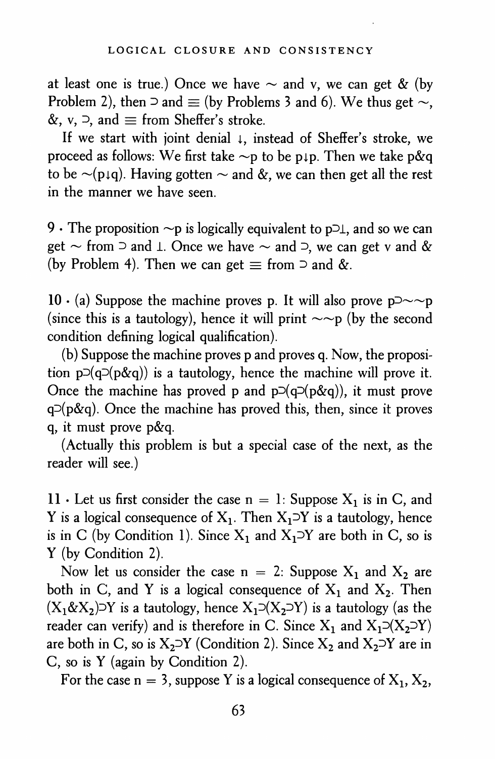at least one is true.) Once we have $\sim$ and v, we can get & (by Problem 2), then $\supset$ and $\equiv$ (by Problems 3 and 6). We thus get $\sim$, &, v, $\supset$, and $\equiv$ from Sheffer's stroke.

If we start with joint denial $\downarrow$, instead of Sheffer's stroke, we proceed as follows: We first take $\sim p$ to be $p \downarrow p$. Then we take p&q to be $\sim(p \downarrow q)$. Having gotten $\sim$ and &, we can then get all the rest in the manner we have seen.

9 · The proposition $\sim p$ is logically equivalent to $p \supset \bot$, and so we can get $\sim$ from $\supset$ and $\bot$. Once we have $\sim$ and $\supset$, we can get v and & (by Problem 4). Then we can get $\equiv$ from $\supset$ and &.

10 · (a) Suppose the machine proves p. It will also prove $p \supset \sim\sim p$ (since this is a tautology), hence it will print $\sim\sim p$ (by the second condition defining logical qualification).

(b) Suppose the machine proves p and proves q. Now, the proposition $p \supset (q \supset (p \& q))$ is a tautology, hence the machine will prove it. Once the machine has proved p and $p \supset (q \supset (p \& q))$, it must prove $q \supset (p \& q)$. Once the machine has proved this, then, since it proves q, it must prove p&q.

(Actually this problem is but a special case of the next, as the reader will see.)

11 · Let us first consider the case $n = 1$: Suppose $X_1$ is in C, and Y is a logical consequence of $X_1$. Then $X_1 \supset Y$ is a tautology, hence is in C (by Condition 1). Since $X_1$ and $X_1 \supset Y$ are both in C, so is Y (by Condition 2).

Now let us consider the case $n = 2$: Suppose $X_1$ and $X_2$ are both in C, and Y is a logical consequence of $X_1$ and $X_2$. Then $(X_1 \& X_2) \supset Y$ is a tautology, hence $X_1 \supset (X_2 \supset Y)$ is a tautology (as the reader can verify) and is therefore in C. Since $X_1$ and $X_1 \supset (X_2 \supset Y)$ are both in C, so is $X_2 \supset Y$ (Condition 2). Since $X_2$ and $X_2 \supset Y$ are in C, so is Y (again by Condition 2).

For the case $n = 3$, suppose Y is a logical consequence of $X_1$, $X_2$,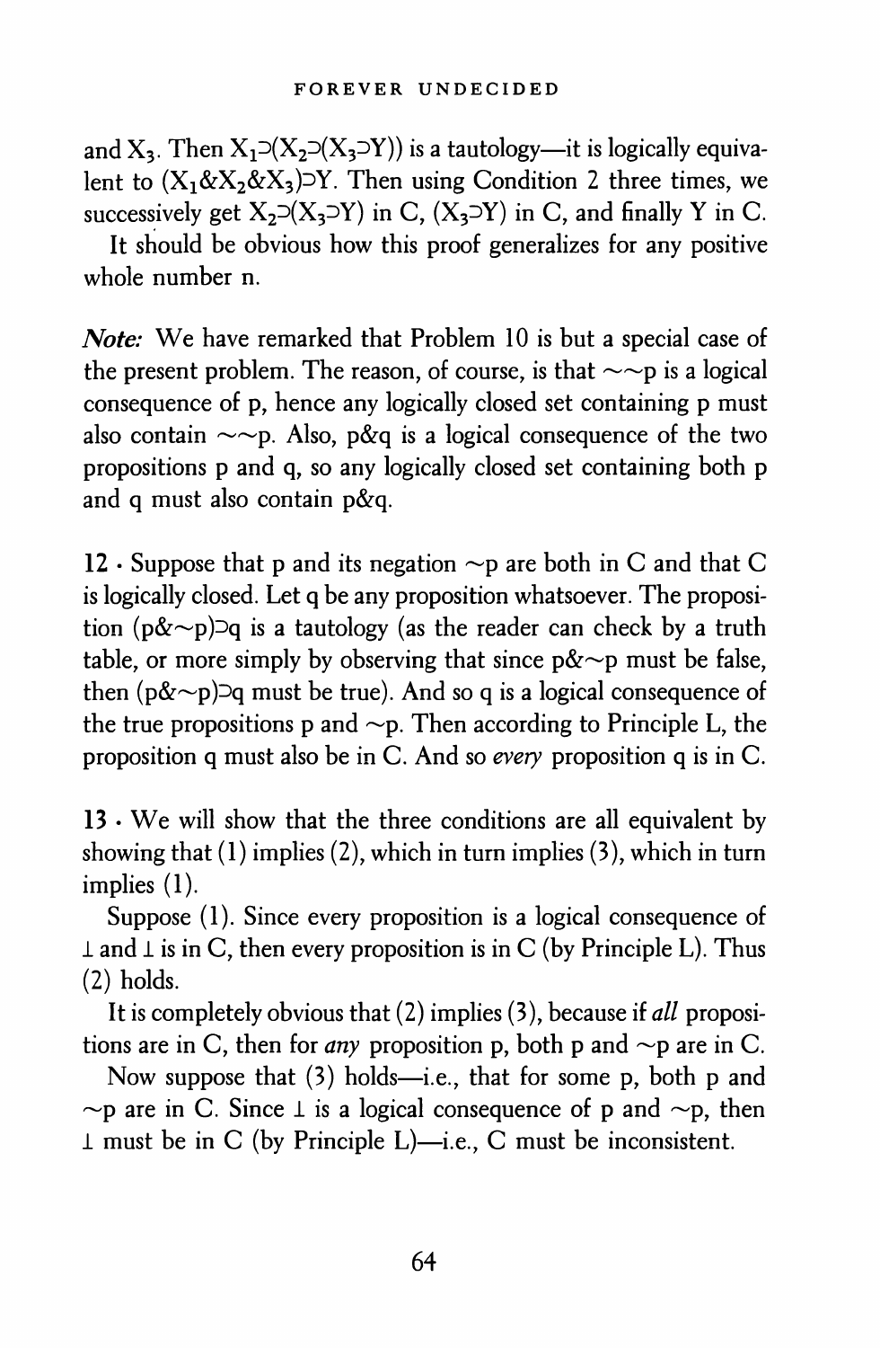and $X_3$. Then $X_1 \supset (X_2 \supset (X_3 \supset Y))$ is a tautology—it is logically equivalent to $(X_1 \& X_2 \& X_3) \supset Y$. Then using Condition 2 three times, we successively get $X_2 \supset (X_3 \supset Y)$ in C, $(X_3 \supset Y)$ in C, and finally Y in C.

It should be obvious how this proof generalizes for any positive whole number n.

***Note:*** We have remarked that Problem 10 is but a special case of the present problem. The reason, of course, is that $\sim\sim p$ is a logical consequence of p, hence any logically closed set containing p must also contain $\sim\sim p$. Also, p&q is a logical consequence of the two propositions p and q, so any logically closed set containing both p and q must also contain p&q.

**12** · Suppose that p and its negation $\sim p$ are both in C and that C is logically closed. Let q be any proposition whatsoever. The proposition $(p \& \sim p) \supset q$ is a tautology (as the reader can check by a truth table, or more simply by observing that since $p \& \sim p$ must be false, then $(p \& \sim p) \supset q$ must be true). And so q is a logical consequence of the true propositions p and $\sim p$. Then according to Principle L, the proposition q must also be in C. And so *every* proposition q is in C.

**13** · We will show that the three conditions are all equivalent by showing that (1) implies (2), which in turn implies (3), which in turn implies (1).

Suppose (1). Since every proposition is a logical consequence of $\perp$ and $\perp$ is in C, then every proposition is in C (by Principle L). Thus (2) holds.

It is completely obvious that (2) implies (3), because if *all* propositions are in C, then for *any* proposition p, both p and $\sim p$ are in C.

Now suppose that (3) holds—i.e., that for some p, both p and $\sim p$ are in C. Since $\perp$ is a logical consequence of p and $\sim p$, then $\perp$ must be in C (by Principle L)—i.e., C must be inconsistent.